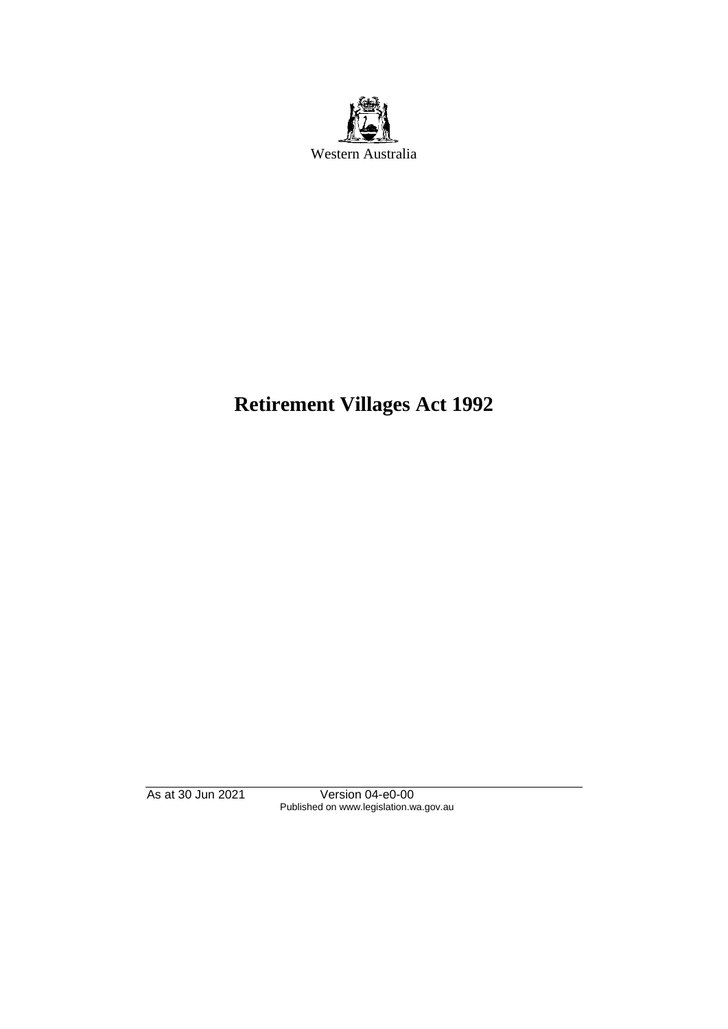Western Australia

# Retirement Villages Act 1992

As at 30 Jun 2021 Version 04-e0-00
Published on www.legislation.wa.gov.au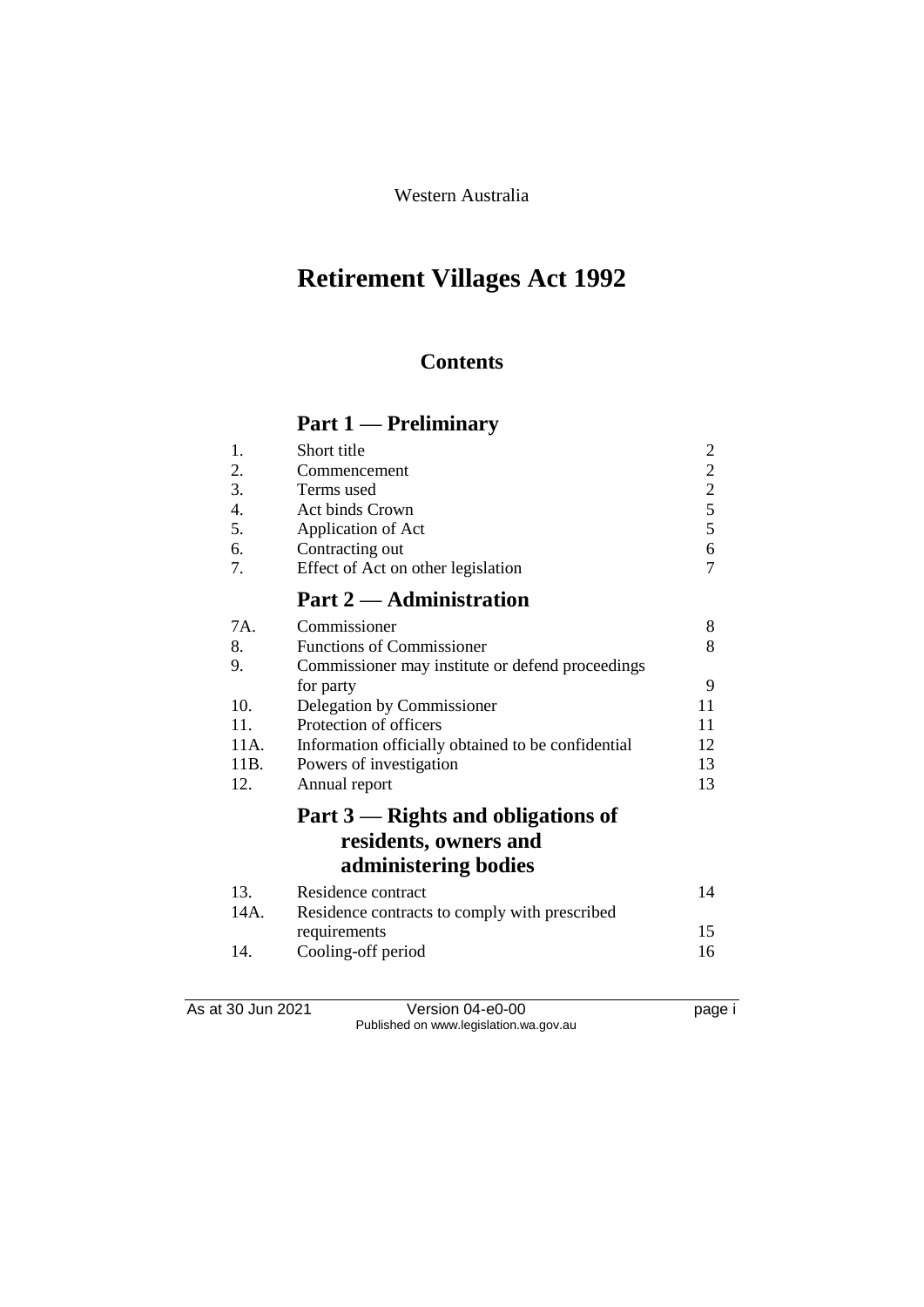Western Australia

# Retirement Villages Act 1992

## Contents

### Part 1 — Preliminary

| | | |
|---|---|---|
| 1. | Short title | 2 |
| 2. | Commencement | 2 |
| 3. | Terms used | 2 |
| 4. | Act binds Crown | 5 |
| 5. | Application of Act | 5 |
| 6. | Contracting out | 6 |
| 7. | Effect of Act on other legislation | 7 |

### Part 2 — Administration

| | | |
|---|---|---|
| 7A. | Commissioner | 8 |
| 8. | Functions of Commissioner | 8 |
| 9. | Commissioner may institute or defend proceedings for party | 9 |
| 10. | Delegation by Commissioner | 11 |
| 11. | Protection of officers | 11 |
| 11A. | Information officially obtained to be confidential | 12 |
| 11B. | Powers of investigation | 13 |
| 12. | Annual report | 13 |

### Part 3 — Rights and obligations of residents, owners and administering bodies

| | | |
|---|---|---|
| 13. | Residence contract | 14 |
| 14A. | Residence contracts to comply with prescribed requirements | 15 |
| 14. | Cooling-off period | 16 |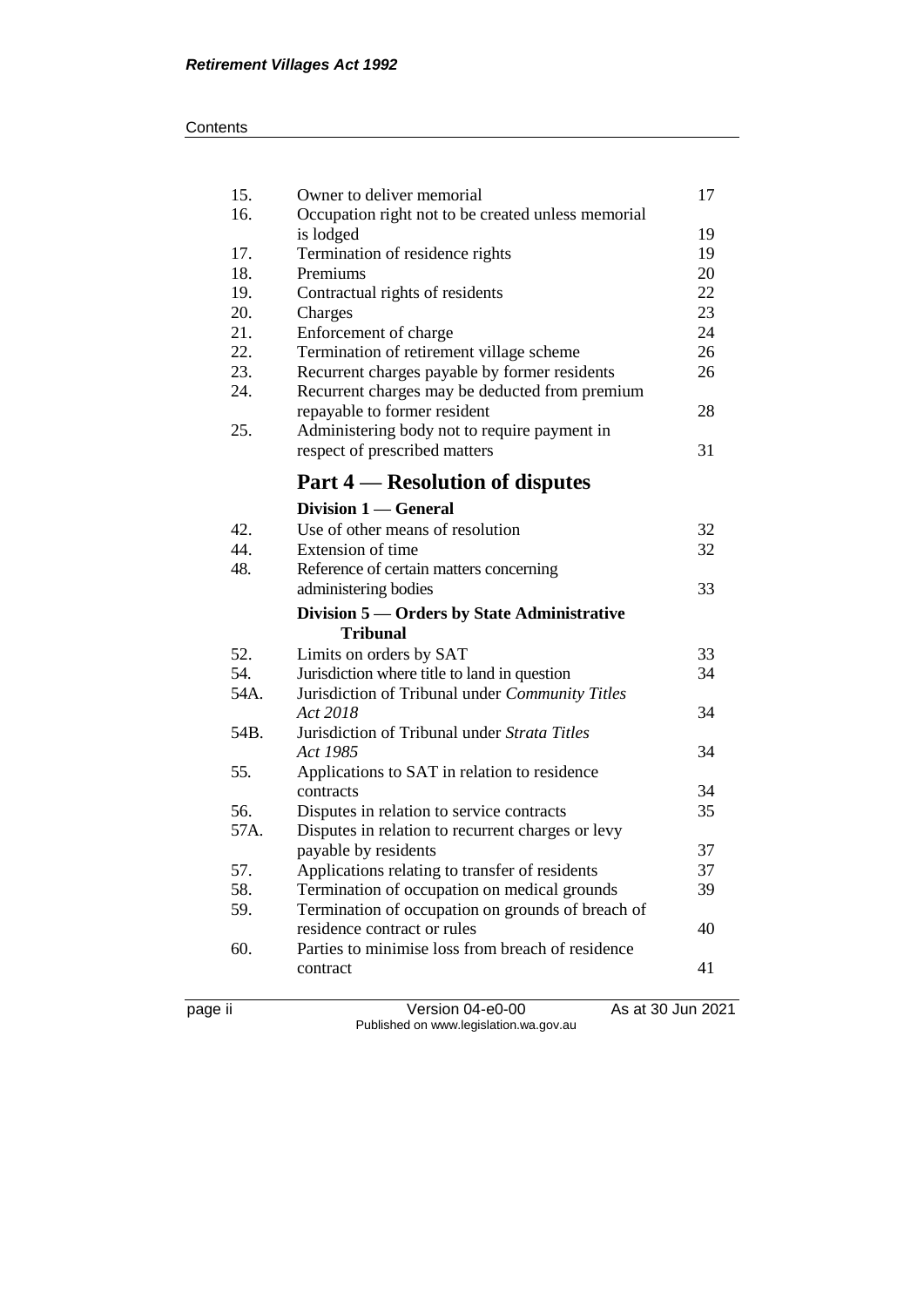| | | |
|---|---|---|
| 15. | Owner to deliver memorial | 17 |
| 16. | Occupation right not to be created unless memorial is lodged | 19 |
| 17. | Termination of residence rights | 19 |
| 18. | Premiums | 20 |
| 19. | Contractual rights of residents | 22 |
| 20. | Charges | 23 |
| 21. | Enforcement of charge | 24 |
| 22. | Termination of retirement village scheme | 26 |
| 23. | Recurrent charges payable by former residents | 26 |
| 24. | Recurrent charges may be deducted from premium repayable to former resident | 28 |
| 25. | Administering body not to require payment in respect of prescribed matters | 31 |

## Part 4 — Resolution of disputes

### Division 1 — General

| | | |
|---|---|---|
| 42. | Use of other means of resolution | 32 |
| 44. | Extension of time | 32 |
| 48. | Reference of certain matters concerning administering bodies | 33 |

### Division 5 — Orders by State Administrative Tribunal

| | | |
|---|---|---|
| 52. | Limits on orders by SAT | 33 |
| 54. | Jurisdiction where title to land in question | 34 |
| 54A. | Jurisdiction of Tribunal under *Community Titles Act 2018* | 34 |
| 54B. | Jurisdiction of Tribunal under *Strata Titles Act 1985* | 34 |
| 55. | Applications to SAT in relation to residence contracts | 34 |
| 56. | Disputes in relation to service contracts | 35 |
| 57A. | Disputes in relation to recurrent charges or levy payable by residents | 37 |
| 57. | Applications relating to transfer of residents | 37 |
| 58. | Termination of occupation on medical grounds | 39 |
| 59. | Termination of occupation on grounds of breach of residence contract or rules | 40 |
| 60. | Parties to minimise loss from breach of residence contract | 41 |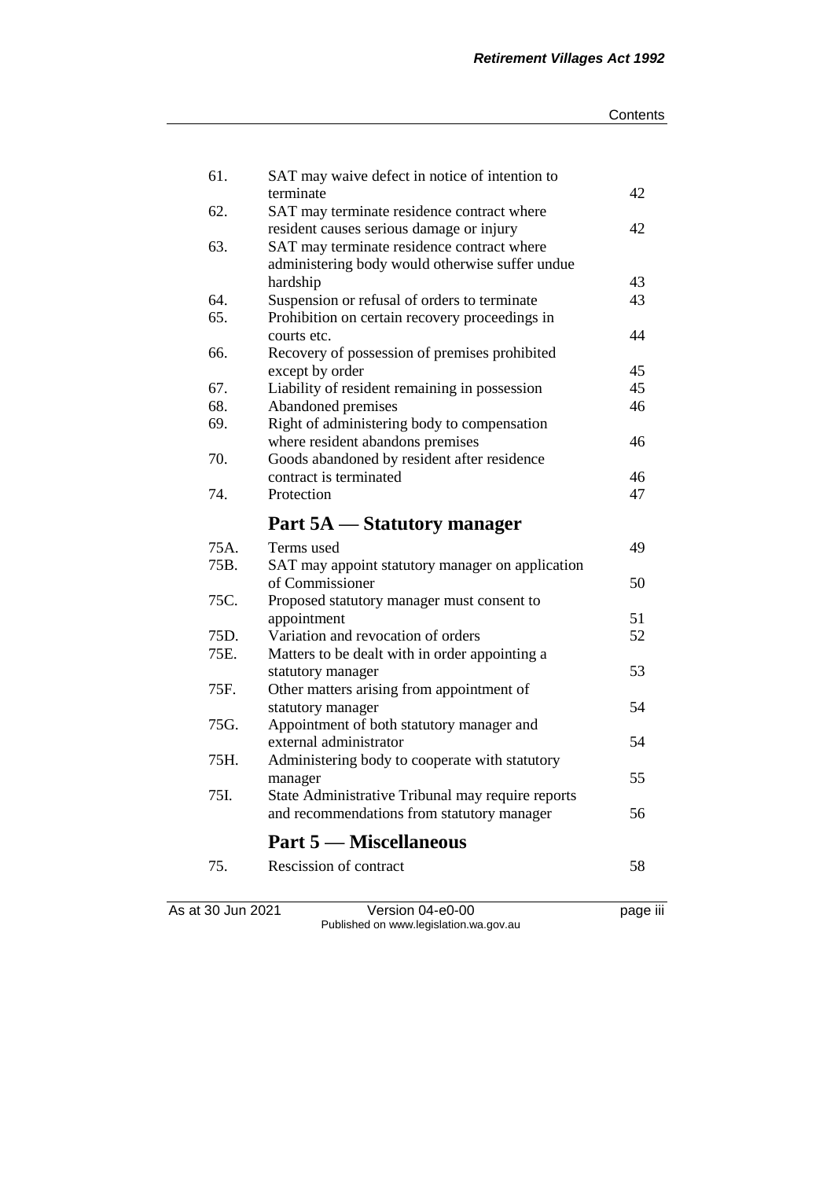| | | |
|---|---|---|
| 61. | SAT may waive defect in notice of intention to terminate | 42 |
| 62. | SAT may terminate residence contract where resident causes serious damage or injury | 42 |
| 63. | SAT may terminate residence contract where administering body would otherwise suffer undue hardship | 43 |
| 64. | Suspension or refusal of orders to terminate | 43 |
| 65. | Prohibition on certain recovery proceedings in courts etc. | 44 |
| 66. | Recovery of possession of premises prohibited except by order | 45 |
| 67. | Liability of resident remaining in possession | 45 |
| 68. | Abandoned premises | 46 |
| 69. | Right of administering body to compensation where resident abandons premises | 46 |
| 70. | Goods abandoned by resident after residence contract is terminated | 46 |
| 74. | Protection | 47 |

## Part 5A — Statutory manager

| | | |
|---|---|---|
| 75A. | Terms used | 49 |
| 75B. | SAT may appoint statutory manager on application of Commissioner | 50 |
| 75C. | Proposed statutory manager must consent to appointment | 51 |
| 75D. | Variation and revocation of orders | 52 |
| 75E. | Matters to be dealt with in order appointing a statutory manager | 53 |
| 75F. | Other matters arising from appointment of statutory manager | 54 |
| 75G. | Appointment of both statutory manager and external administrator | 54 |
| 75H. | Administering body to cooperate with statutory manager | 55 |
| 75I. | State Administrative Tribunal may require reports and recommendations from statutory manager | 56 |

## Part 5 — Miscellaneous

| | | |
|---|---|---|
| 75. | Rescission of contract | 58 |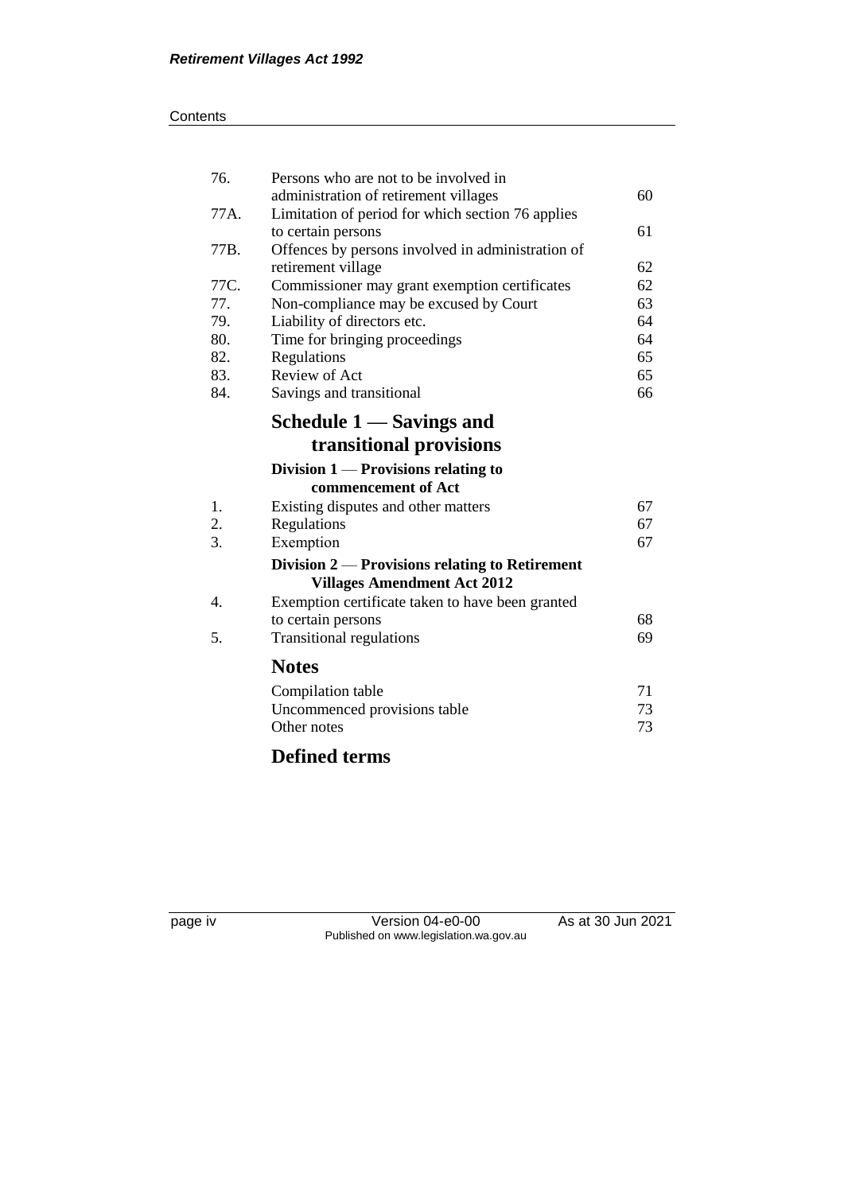| | | |
|---|---|---|
| 76. | Persons who are not to be involved in administration of retirement villages | 60 |
| 77A. | Limitation of period for which section 76 applies to certain persons | 61 |
| 77B. | Offences by persons involved in administration of retirement village | 62 |
| 77C. | Commissioner may grant exemption certificates | 62 |
| 77. | Non-compliance may be excused by Court | 63 |
| 79. | Liability of directors etc. | 64 |
| 80. | Time for bringing proceedings | 64 |
| 82. | Regulations | 65 |
| 83. | Review of Act | 65 |
| 84. | Savings and transitional | 66 |

## Schedule 1 — Savings and transitional provisions

### Division 1 — Provisions relating to commencement of Act

| | | |
|---|---|---|
| 1. | Existing disputes and other matters | 67 |
| 2. | Regulations | 67 |
| 3. | Exemption | 67 |

### Division 2 — Provisions relating to Retirement Villages Amendment Act 2012

| | | |
|---|---|---|
| 4. | Exemption certificate taken to have been granted to certain persons | 68 |
| 5. | Transitional regulations | 69 |

## Notes

| | |
|---|---|
| Compilation table | 71 |
| Uncommenced provisions table | 73 |
| Other notes | 73 |

## Defined terms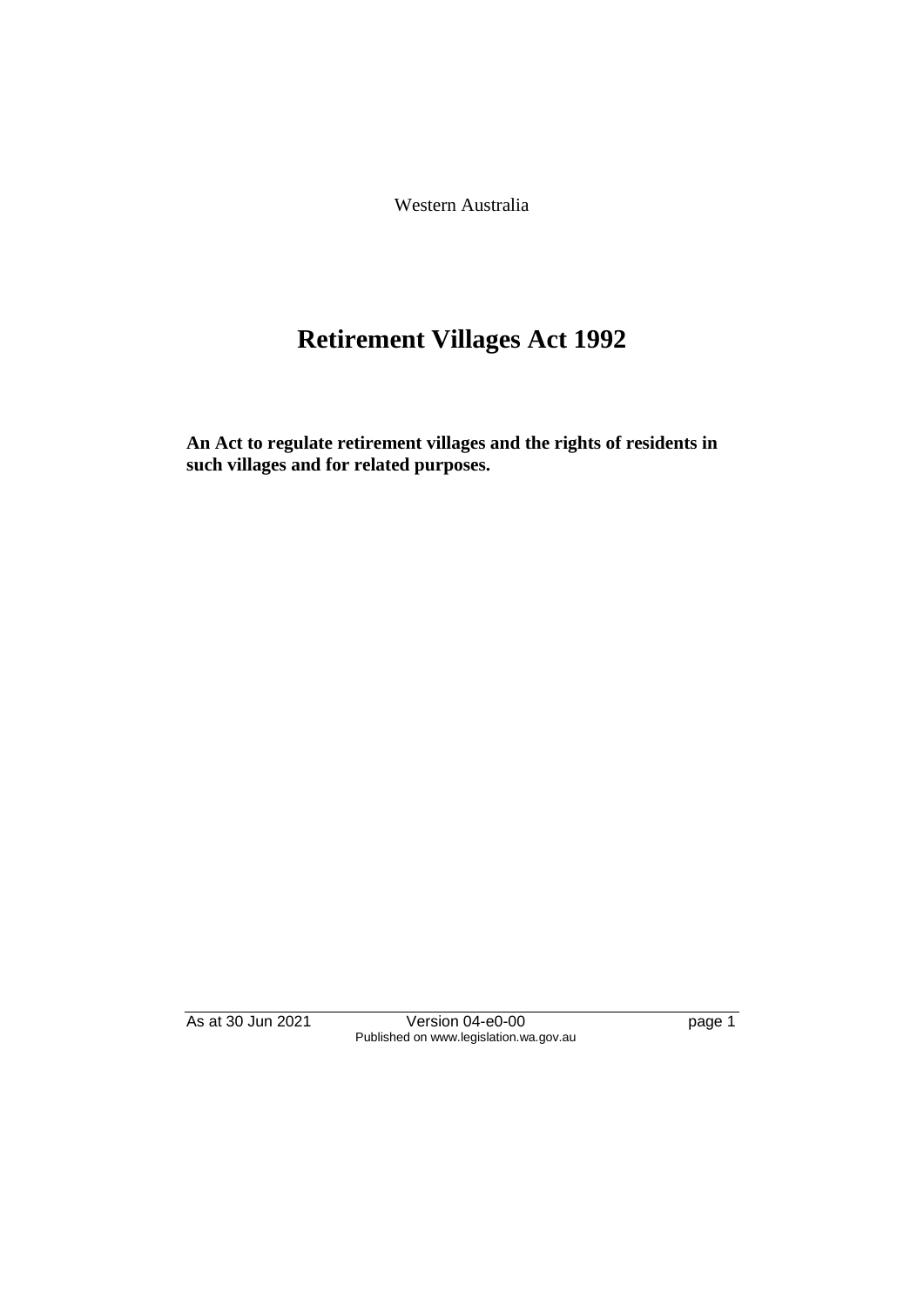Western Australia

# Retirement Villages Act 1992

**An Act to regulate retirement villages and the rights of residents in such villages and for related purposes.**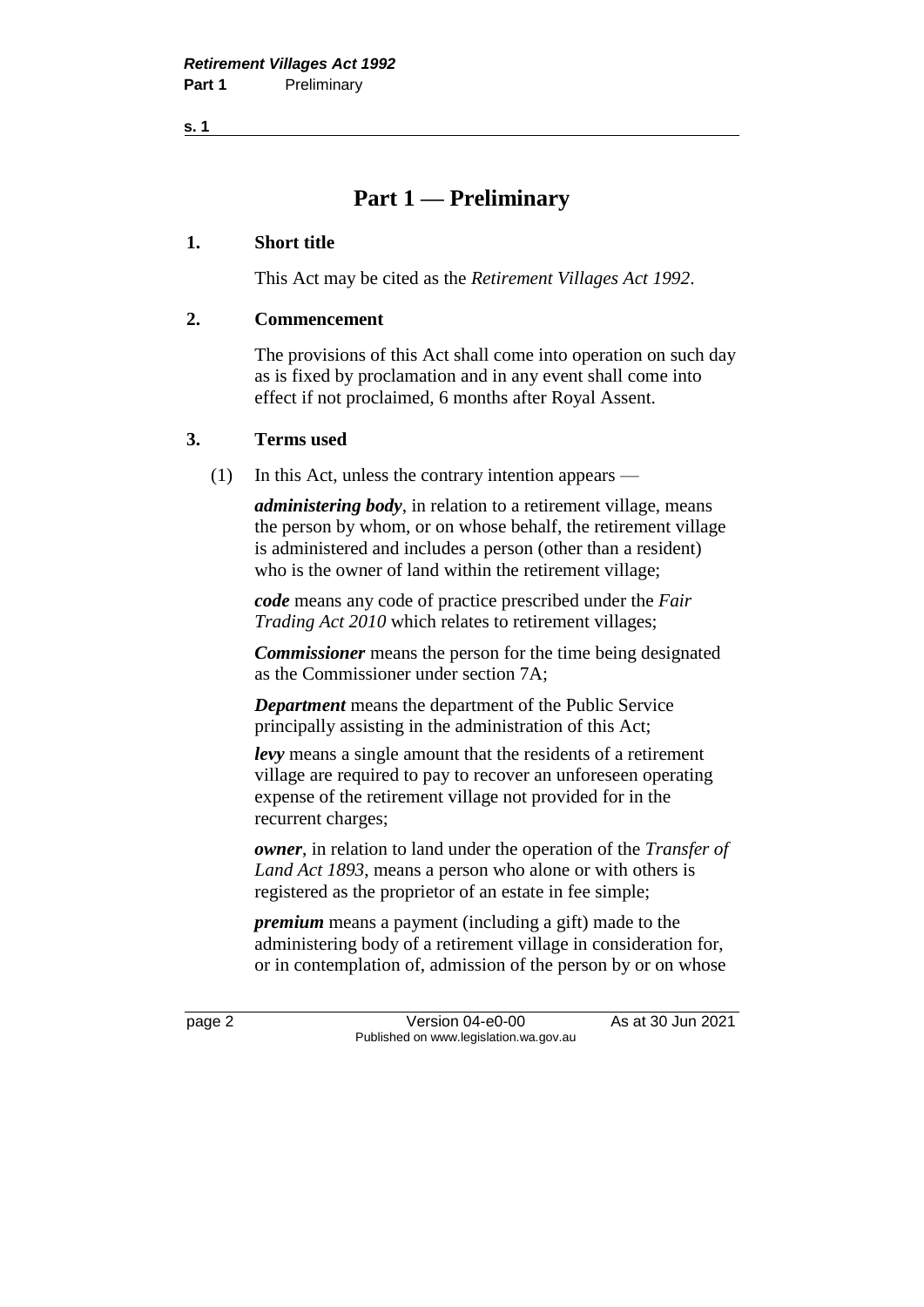# Part 1 — Preliminary

## 1. Short title

This Act may be cited as the *Retirement Villages Act 1992*.

## 2. Commencement

The provisions of this Act shall come into operation on such day as is fixed by proclamation and in any event shall come into effect if not proclaimed, 6 months after Royal Assent.

## 3. Terms used

(1) In this Act, unless the contrary intention appears —

***administering body***, in relation to a retirement village, means the person by whom, or on whose behalf, the retirement village is administered and includes a person (other than a resident) who is the owner of land within the retirement village;

***code*** means any code of practice prescribed under the *Fair Trading Act 2010* which relates to retirement villages;

***Commissioner*** means the person for the time being designated as the Commissioner under section 7A;

***Department*** means the department of the Public Service principally assisting in the administration of this Act;

***levy*** means a single amount that the residents of a retirement village are required to pay to recover an unforeseen operating expense of the retirement village not provided for in the recurrent charges;

***owner***, in relation to land under the operation of the *Transfer of Land Act 1893*, means a person who alone or with others is registered as the proprietor of an estate in fee simple;

***premium*** means a payment (including a gift) made to the administering body of a retirement village in consideration for, or in contemplation of, admission of the person by or on whose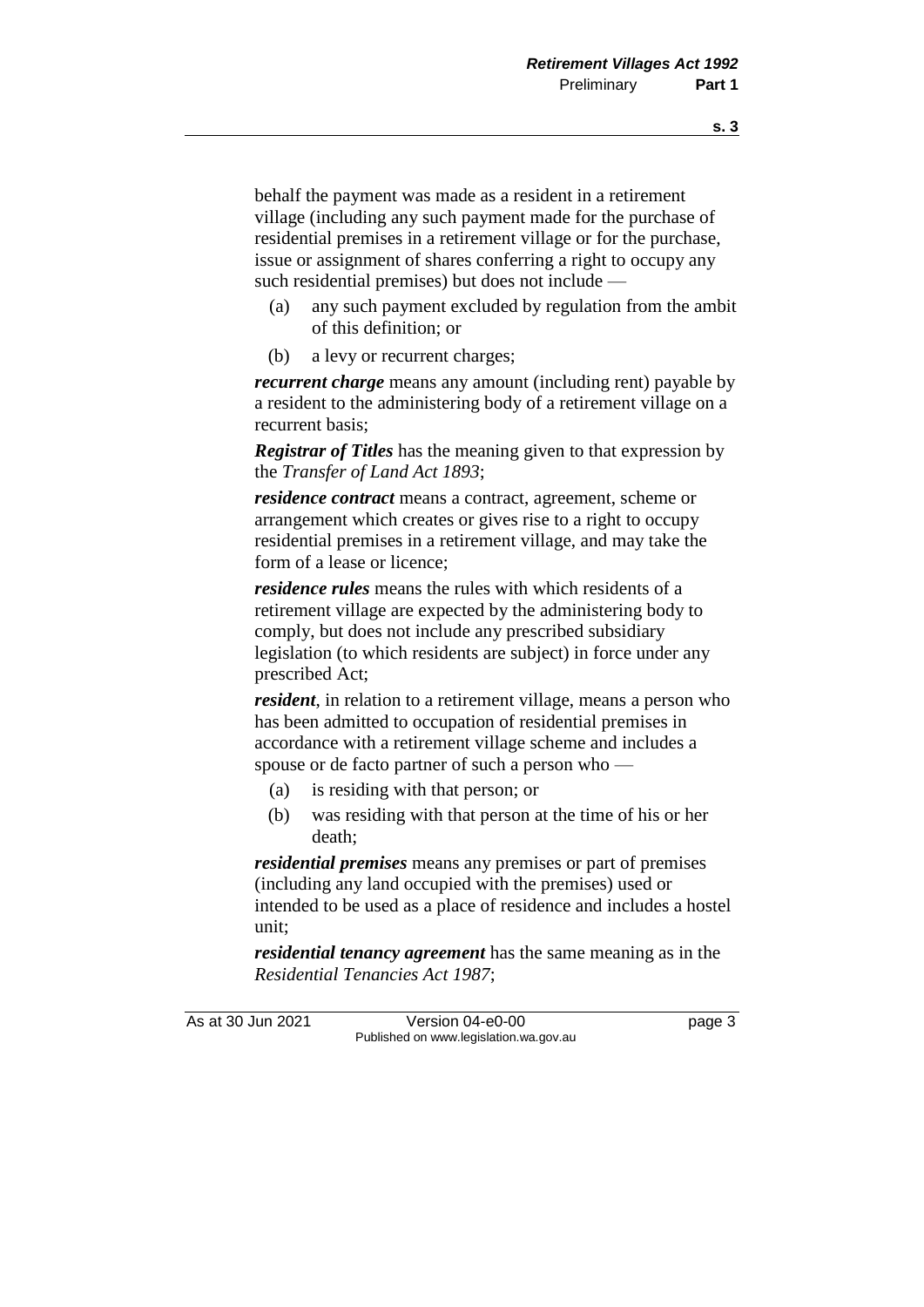behalf the payment was made as a resident in a retirement village (including any such payment made for the purchase of residential premises in a retirement village or for the purchase, issue or assignment of shares conferring a right to occupy any such residential premises) but does not include —

(a) any such payment excluded by regulation from the ambit of this definition; or

(b) a levy or recurrent charges;

***recurrent charge*** means any amount (including rent) payable by a resident to the administering body of a retirement village on a recurrent basis;

***Registrar of Titles*** has the meaning given to that expression by the *Transfer of Land Act 1893*;

***residence contract*** means a contract, agreement, scheme or arrangement which creates or gives rise to a right to occupy residential premises in a retirement village, and may take the form of a lease or licence;

***residence rules*** means the rules with which residents of a retirement village are expected by the administering body to comply, but does not include any prescribed subsidiary legislation (to which residents are subject) in force under any prescribed Act;

***resident***, in relation to a retirement village, means a person who has been admitted to occupation of residential premises in accordance with a retirement village scheme and includes a spouse or de facto partner of such a person who —

(a) is residing with that person; or

(b) was residing with that person at the time of his or her death;

***residential premises*** means any premises or part of premises (including any land occupied with the premises) used or intended to be used as a place of residence and includes a hostel unit;

***residential tenancy agreement*** has the same meaning as in the *Residential Tenancies Act 1987*;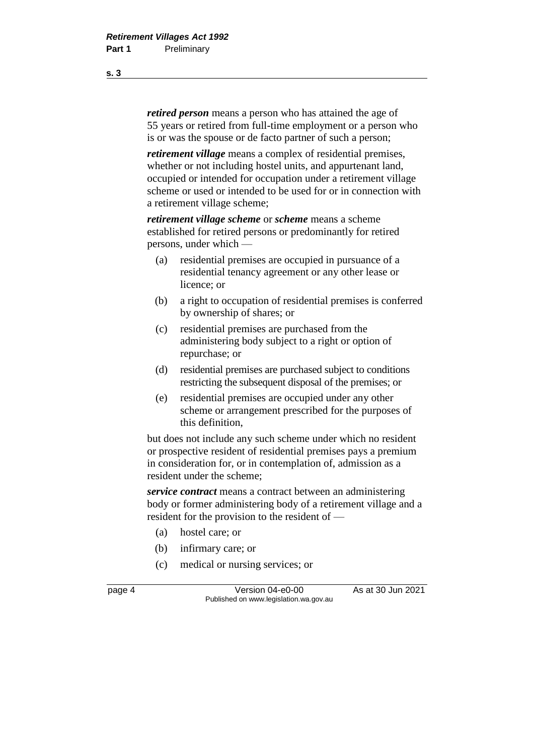***retired person*** means a person who has attained the age of 55 years or retired from full-time employment or a person who is or was the spouse or de facto partner of such a person;

***retirement village*** means a complex of residential premises, whether or not including hostel units, and appurtenant land, occupied or intended for occupation under a retirement village scheme or used or intended to be used for or in connection with a retirement village scheme;

***retirement village scheme*** or ***scheme*** means a scheme established for retired persons or predominantly for retired persons, under which —

- (a) residential premises are occupied in pursuance of a residential tenancy agreement or any other lease or licence; or
- (b) a right to occupation of residential premises is conferred by ownership of shares; or
- (c) residential premises are purchased from the administering body subject to a right or option of repurchase; or
- (d) residential premises are purchased subject to conditions restricting the subsequent disposal of the premises; or
- (e) residential premises are occupied under any other scheme or arrangement prescribed for the purposes of this definition,

but does not include any such scheme under which no resident or prospective resident of residential premises pays a premium in consideration for, or in contemplation of, admission as a resident under the scheme;

***service contract*** means a contract between an administering body or former administering body of a retirement village and a resident for the provision to the resident of —

- (a) hostel care; or
- (b) infirmary care; or
- (c) medical or nursing services; or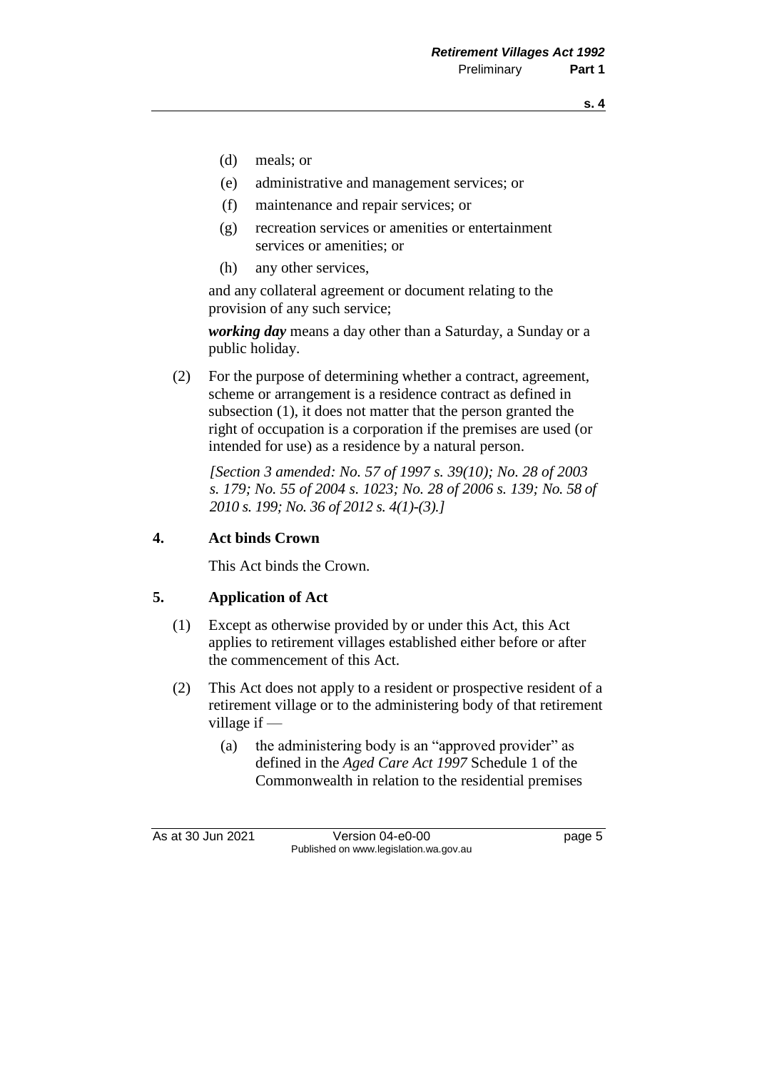(d) meals; or

(e) administrative and management services; or

(f) maintenance and repair services; or

(g) recreation services or amenities or entertainment services or amenities; or

(h) any other services,

and any collateral agreement or document relating to the provision of any such service;

***working day*** means a day other than a Saturday, a Sunday or a public holiday.

(2) For the purpose of determining whether a contract, agreement, scheme or arrangement is a residence contract as defined in subsection (1), it does not matter that the person granted the right of occupation is a corporation if the premises are used (or intended for use) as a residence by a natural person.

*[Section 3 amended: No. 57 of 1997 s. 39(10); No. 28 of 2003 s. 179; No. 55 of 2004 s. 1023; No. 28 of 2006 s. 139; No. 58 of 2010 s. 199; No. 36 of 2012 s. 4(1)-(3).]*

## 4. Act binds Crown

This Act binds the Crown.

## 5. Application of Act

(1) Except as otherwise provided by or under this Act, this Act applies to retirement villages established either before or after the commencement of this Act.

(2) This Act does not apply to a resident or prospective resident of a retirement village or to the administering body of that retirement village if —

(a) the administering body is an "approved provider" as defined in the *Aged Care Act 1997* Schedule 1 of the Commonwealth in relation to the residential premises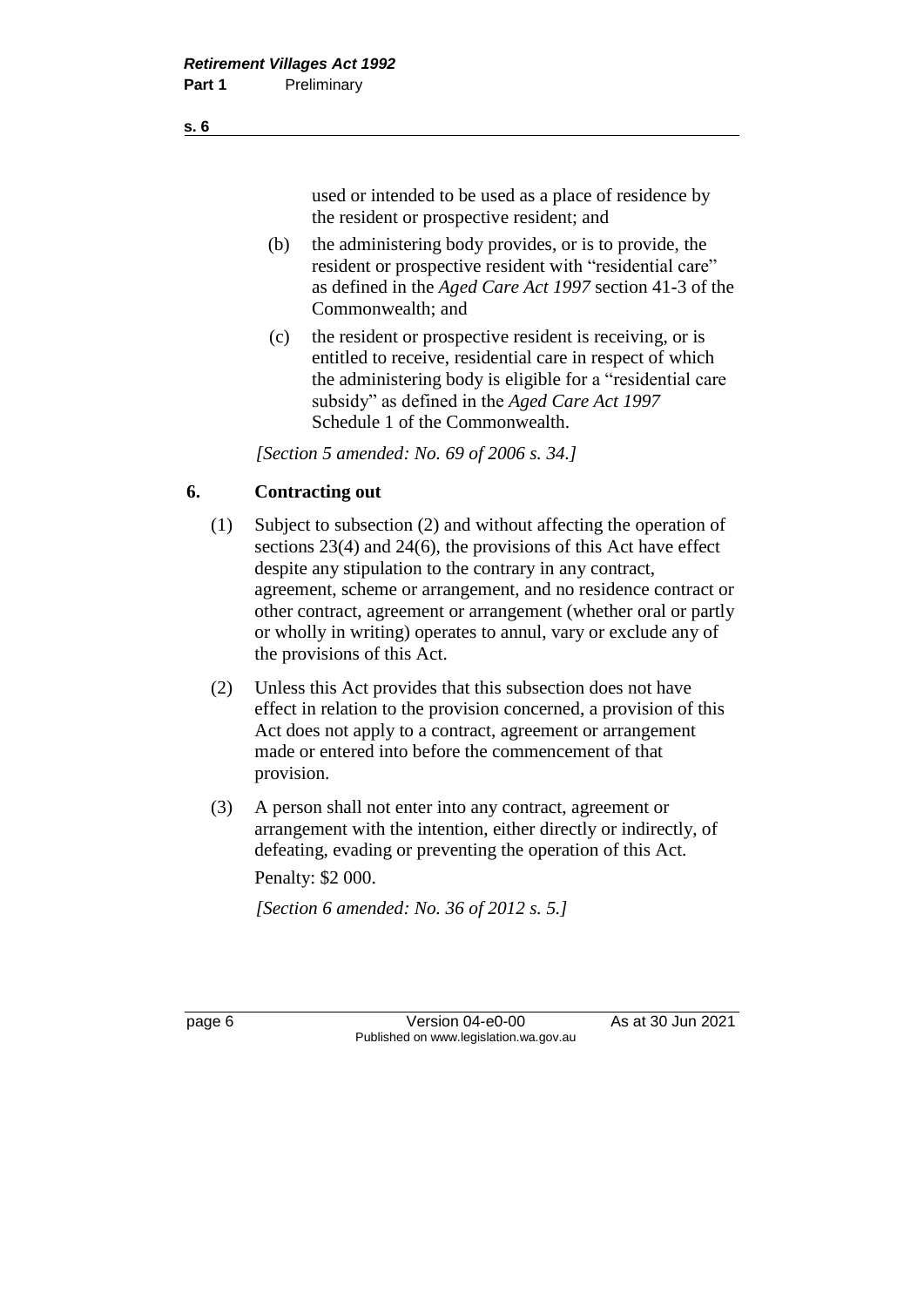used or intended to be used as a place of residence by the resident or prospective resident; and

(b) the administering body provides, or is to provide, the resident or prospective resident with "residential care" as defined in the *Aged Care Act 1997* section 41-3 of the Commonwealth; and

(c) the resident or prospective resident is receiving, or is entitled to receive, residential care in respect of which the administering body is eligible for a "residential care subsidy" as defined in the *Aged Care Act 1997* Schedule 1 of the Commonwealth.

*[Section 5 amended: No. 69 of 2006 s. 34.]*

## 6. Contracting out

(1) Subject to subsection (2) and without affecting the operation of sections 23(4) and 24(6), the provisions of this Act have effect despite any stipulation to the contrary in any contract, agreement, scheme or arrangement, and no residence contract or other contract, agreement or arrangement (whether oral or partly or wholly in writing) operates to annul, vary or exclude any of the provisions of this Act.

(2) Unless this Act provides that this subsection does not have effect in relation to the provision concerned, a provision of this Act does not apply to a contract, agreement or arrangement made or entered into before the commencement of that provision.

(3) A person shall not enter into any contract, agreement or arrangement with the intention, either directly or indirectly, of defeating, evading or preventing the operation of this Act.

Penalty: $2 000.

*[Section 6 amended: No. 36 of 2012 s. 5.]*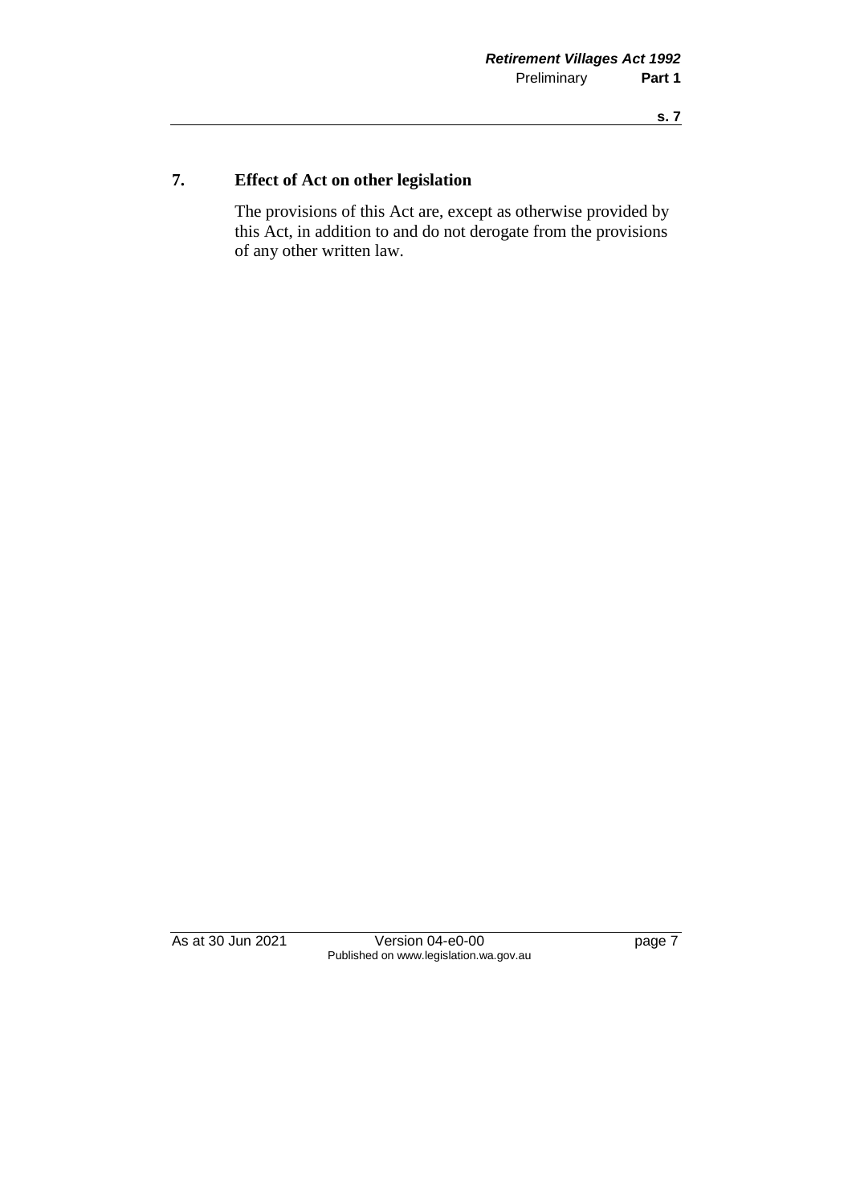## 7. Effect of Act on other legislation

The provisions of this Act are, except as otherwise provided by this Act, in addition to and do not derogate from the provisions of any other written law.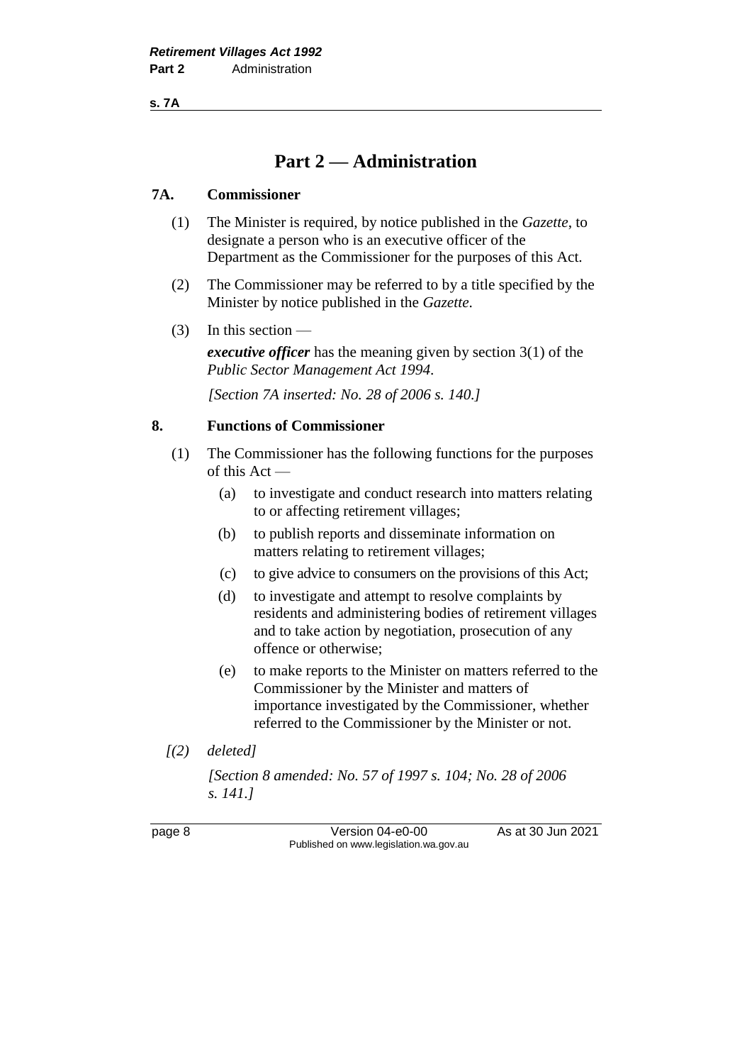# Part 2 — Administration

## 7A. Commissioner

(1) The Minister is required, by notice published in the *Gazette*, to designate a person who is an executive officer of the Department as the Commissioner for the purposes of this Act.

(2) The Commissioner may be referred to by a title specified by the Minister by notice published in the *Gazette*.

(3) In this section —

***executive officer*** has the meaning given by section 3(1) of the *Public Sector Management Act 1994*.

*[Section 7A inserted: No. 28 of 2006 s. 140.]*

## 8. Functions of Commissioner

(1) The Commissioner has the following functions for the purposes of this Act —

(a) to investigate and conduct research into matters relating to or affecting retirement villages;

(b) to publish reports and disseminate information on matters relating to retirement villages;

(c) to give advice to consumers on the provisions of this Act;

(d) to investigate and attempt to resolve complaints by residents and administering bodies of retirement villages and to take action by negotiation, prosecution of any offence or otherwise;

(e) to make reports to the Minister on matters referred to the Commissioner by the Minister and matters of importance investigated by the Commissioner, whether referred to the Commissioner by the Minister or not.

*[(2) deleted]*

*[Section 8 amended: No. 57 of 1997 s. 104; No. 28 of 2006 s. 141.]*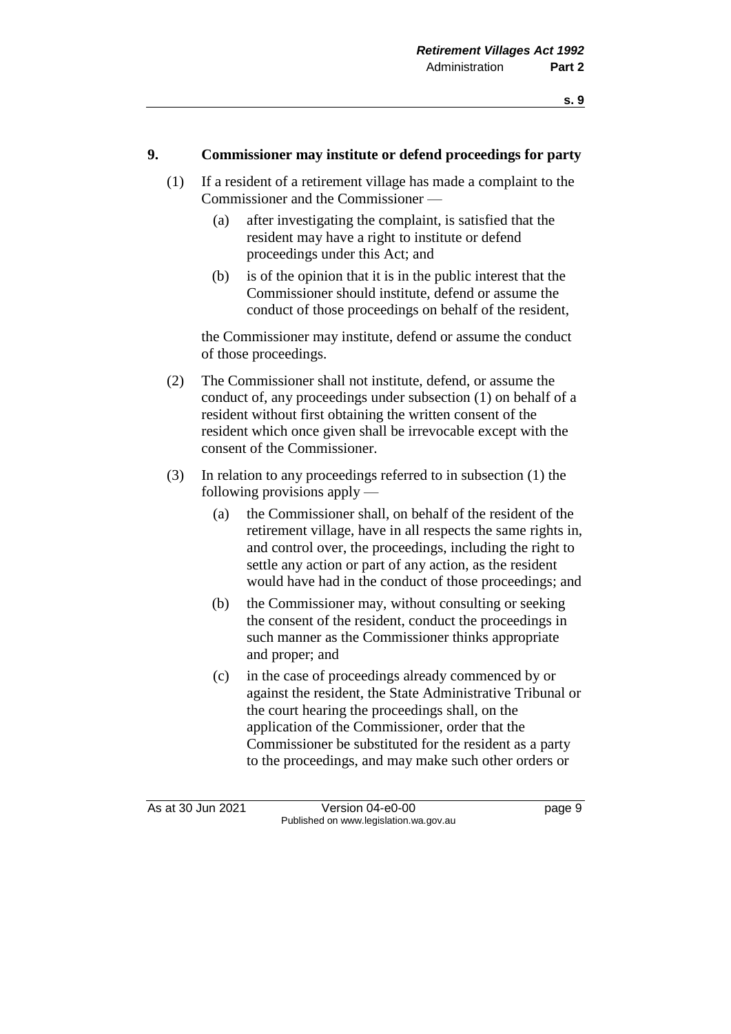## 9. Commissioner may institute or defend proceedings for party

(1) If a resident of a retirement village has made a complaint to the Commissioner and the Commissioner —

(a) after investigating the complaint, is satisfied that the resident may have a right to institute or defend proceedings under this Act; and

(b) is of the opinion that it is in the public interest that the Commissioner should institute, defend or assume the conduct of those proceedings on behalf of the resident,

the Commissioner may institute, defend or assume the conduct of those proceedings.

(2) The Commissioner shall not institute, defend, or assume the conduct of, any proceedings under subsection (1) on behalf of a resident without first obtaining the written consent of the resident which once given shall be irrevocable except with the consent of the Commissioner.

(3) In relation to any proceedings referred to in subsection (1) the following provisions apply —

(a) the Commissioner shall, on behalf of the resident of the retirement village, have in all respects the same rights in, and control over, the proceedings, including the right to settle any action or part of any action, as the resident would have had in the conduct of those proceedings; and

(b) the Commissioner may, without consulting or seeking the consent of the resident, conduct the proceedings in such manner as the Commissioner thinks appropriate and proper; and

(c) in the case of proceedings already commenced by or against the resident, the State Administrative Tribunal or the court hearing the proceedings shall, on the application of the Commissioner, order that the Commissioner be substituted for the resident as a party to the proceedings, and may make such other orders or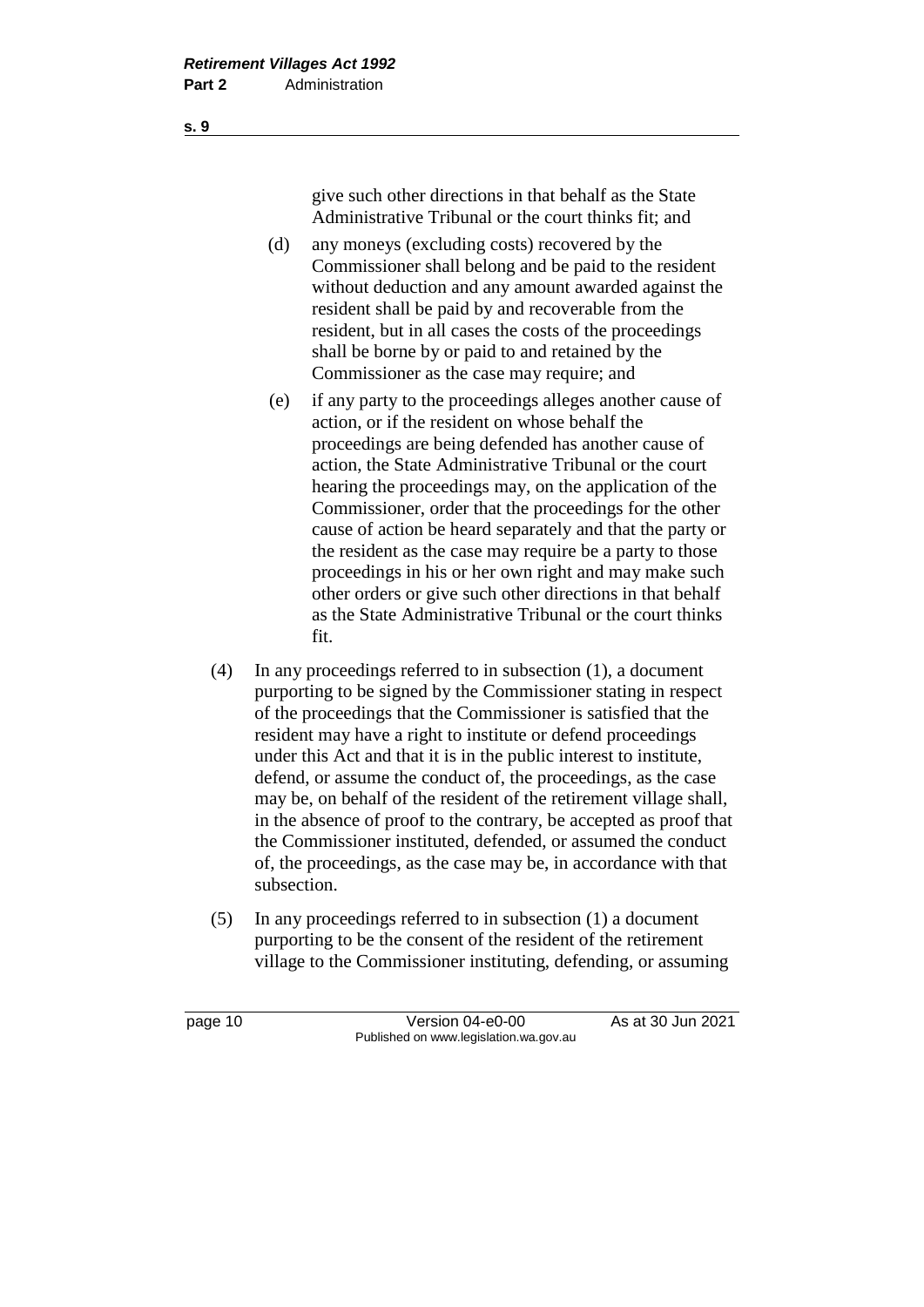give such other directions in that behalf as the State Administrative Tribunal or the court thinks fit; and

(d) any moneys (excluding costs) recovered by the Commissioner shall belong and be paid to the resident without deduction and any amount awarded against the resident shall be paid by and recoverable from the resident, but in all cases the costs of the proceedings shall be borne by or paid to and retained by the Commissioner as the case may require; and

(e) if any party to the proceedings alleges another cause of action, or if the resident on whose behalf the proceedings are being defended has another cause of action, the State Administrative Tribunal or the court hearing the proceedings may, on the application of the Commissioner, order that the proceedings for the other cause of action be heard separately and that the party or the resident as the case may require be a party to those proceedings in his or her own right and may make such other orders or give such other directions in that behalf as the State Administrative Tribunal or the court thinks fit.

(4) In any proceedings referred to in subsection (1), a document purporting to be signed by the Commissioner stating in respect of the proceedings that the Commissioner is satisfied that the resident may have a right to institute or defend proceedings under this Act and that it is in the public interest to institute, defend, or assume the conduct of, the proceedings, as the case may be, on behalf of the resident of the retirement village shall, in the absence of proof to the contrary, be accepted as proof that the Commissioner instituted, defended, or assumed the conduct of, the proceedings, as the case may be, in accordance with that subsection.

(5) In any proceedings referred to in subsection (1) a document purporting to be the consent of the resident of the retirement village to the Commissioner instituting, defending, or assuming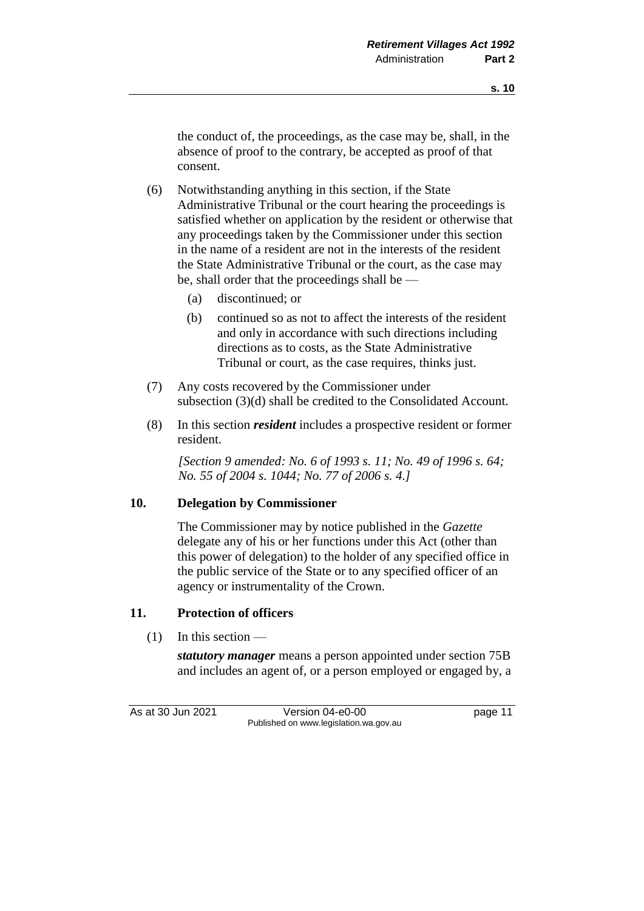the conduct of, the proceedings, as the case may be, shall, in the absence of proof to the contrary, be accepted as proof of that consent.

(6) Notwithstanding anything in this section, if the State Administrative Tribunal or the court hearing the proceedings is satisfied whether on application by the resident or otherwise that any proceedings taken by the Commissioner under this section in the name of a resident are not in the interests of the resident the State Administrative Tribunal or the court, as the case may be, shall order that the proceedings shall be —

(a) discontinued; or

(b) continued so as not to affect the interests of the resident and only in accordance with such directions including directions as to costs, as the State Administrative Tribunal or court, as the case requires, thinks just.

(7) Any costs recovered by the Commissioner under subsection (3)(d) shall be credited to the Consolidated Account.

(8) In this section ***resident*** includes a prospective resident or former resident.

*[Section 9 amended: No. 6 of 1993 s. 11; No. 49 of 1996 s. 64; No. 55 of 2004 s. 1044; No. 77 of 2006 s. 4.]*

## 10. Delegation by Commissioner

The Commissioner may by notice published in the *Gazette* delegate any of his or her functions under this Act (other than this power of delegation) to the holder of any specified office in the public service of the State or to any specified officer of an agency or instrumentality of the Crown.

## 11. Protection of officers

(1) In this section —

***statutory manager*** means a person appointed under section 75B and includes an agent of, or a person employed or engaged by, a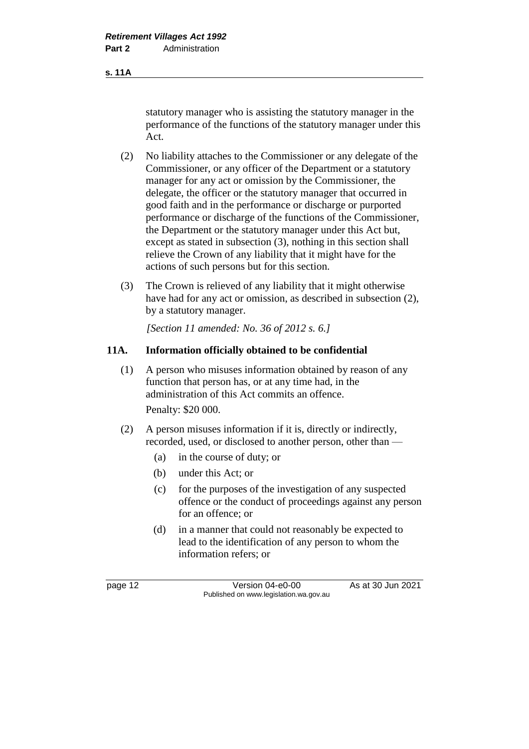statutory manager who is assisting the statutory manager in the performance of the functions of the statutory manager under this Act.

(2) No liability attaches to the Commissioner or any delegate of the Commissioner, or any officer of the Department or a statutory manager for any act or omission by the Commissioner, the delegate, the officer or the statutory manager that occurred in good faith and in the performance or discharge or purported performance or discharge of the functions of the Commissioner, the Department or the statutory manager under this Act but, except as stated in subsection (3), nothing in this section shall relieve the Crown of any liability that it might have for the actions of such persons but for this section.

(3) The Crown is relieved of any liability that it might otherwise have had for any act or omission, as described in subsection (2), by a statutory manager.

*[Section 11 amended: No. 36 of 2012 s. 6.]*

## 11A. Information officially obtained to be confidential

(1) A person who misuses information obtained by reason of any function that person has, or at any time had, in the administration of this Act commits an offence.

Penalty: $20 000.

(2) A person misuses information if it is, directly or indirectly, recorded, used, or disclosed to another person, other than —

(a) in the course of duty; or

(b) under this Act; or

(c) for the purposes of the investigation of any suspected offence or the conduct of proceedings against any person for an offence; or

(d) in a manner that could not reasonably be expected to lead to the identification of any person to whom the information refers; or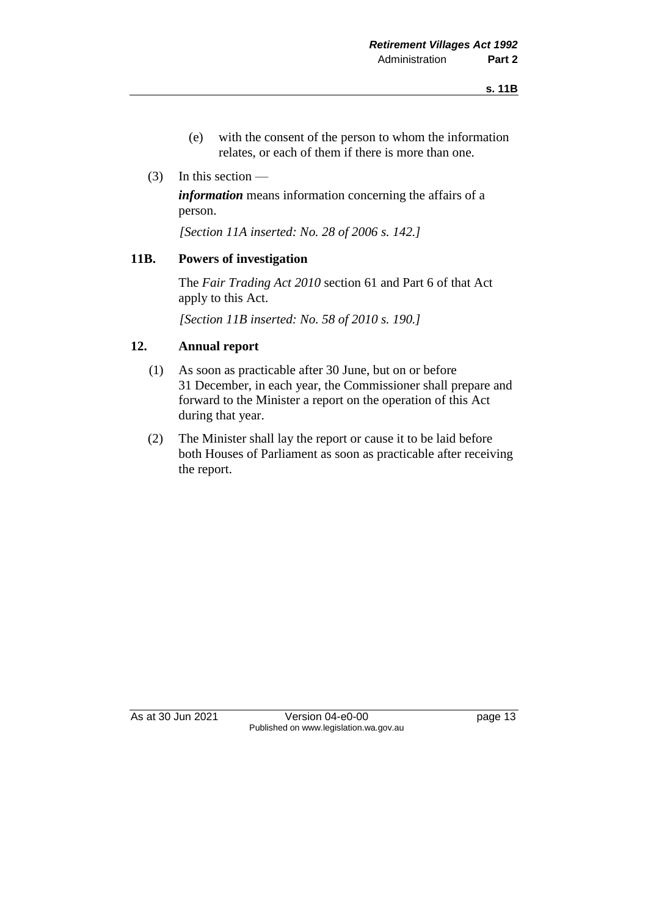(e) with the consent of the person to whom the information relates, or each of them if there is more than one.

(3) In this section —

***information*** means information concerning the affairs of a person.

*[Section 11A inserted: No. 28 of 2006 s. 142.]*

## 11B. Powers of investigation

The *Fair Trading Act 2010* section 61 and Part 6 of that Act apply to this Act.

*[Section 11B inserted: No. 58 of 2010 s. 190.]*

## 12. Annual report

(1) As soon as practicable after 30 June, but on or before 31 December, in each year, the Commissioner shall prepare and forward to the Minister a report on the operation of this Act during that year.

(2) The Minister shall lay the report or cause it to be laid before both Houses of Parliament as soon as practicable after receiving the report.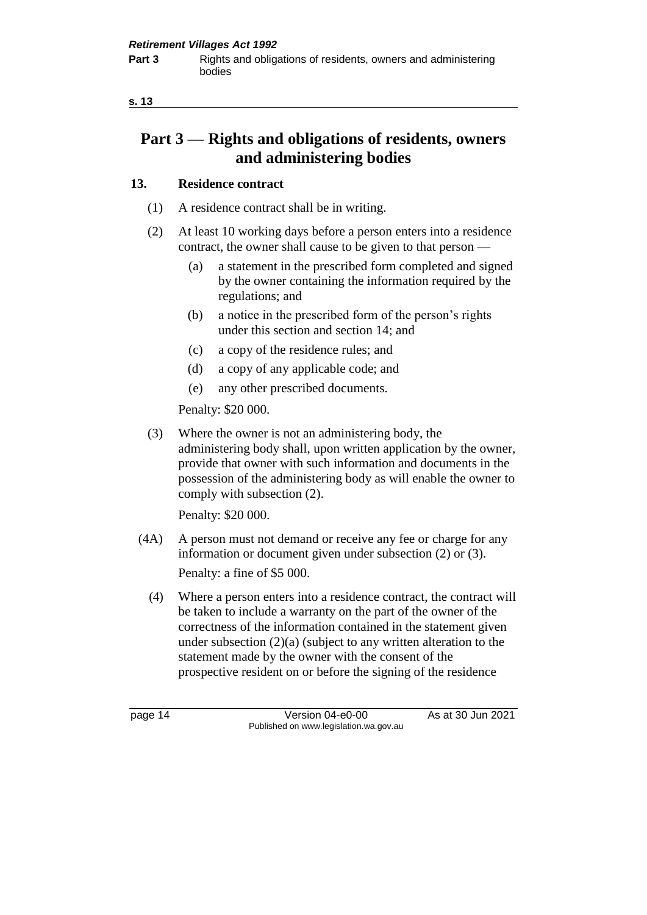# Part 3 — Rights and obligations of residents, owners and administering bodies

## 13. Residence contract

(1) A residence contract shall be in writing.

(2) At least 10 working days before a person enters into a residence contract, the owner shall cause to be given to that person —

(a) a statement in the prescribed form completed and signed by the owner containing the information required by the regulations; and

(b) a notice in the prescribed form of the person's rights under this section and section 14; and

(c) a copy of the residence rules; and

(d) a copy of any applicable code; and

(e) any other prescribed documents.

Penalty: $20 000.

(3) Where the owner is not an administering body, the administering body shall, upon written application by the owner, provide that owner with such information and documents in the possession of the administering body as will enable the owner to comply with subsection (2).

Penalty: $20 000.

(4A) A person must not demand or receive any fee or charge for any information or document given under subsection (2) or (3).

Penalty: a fine of $5 000.

(4) Where a person enters into a residence contract, the contract will be taken to include a warranty on the part of the owner of the correctness of the information contained in the statement given under subsection (2)(a) (subject to any written alteration to the statement made by the owner with the consent of the prospective resident on or before the signing of the residence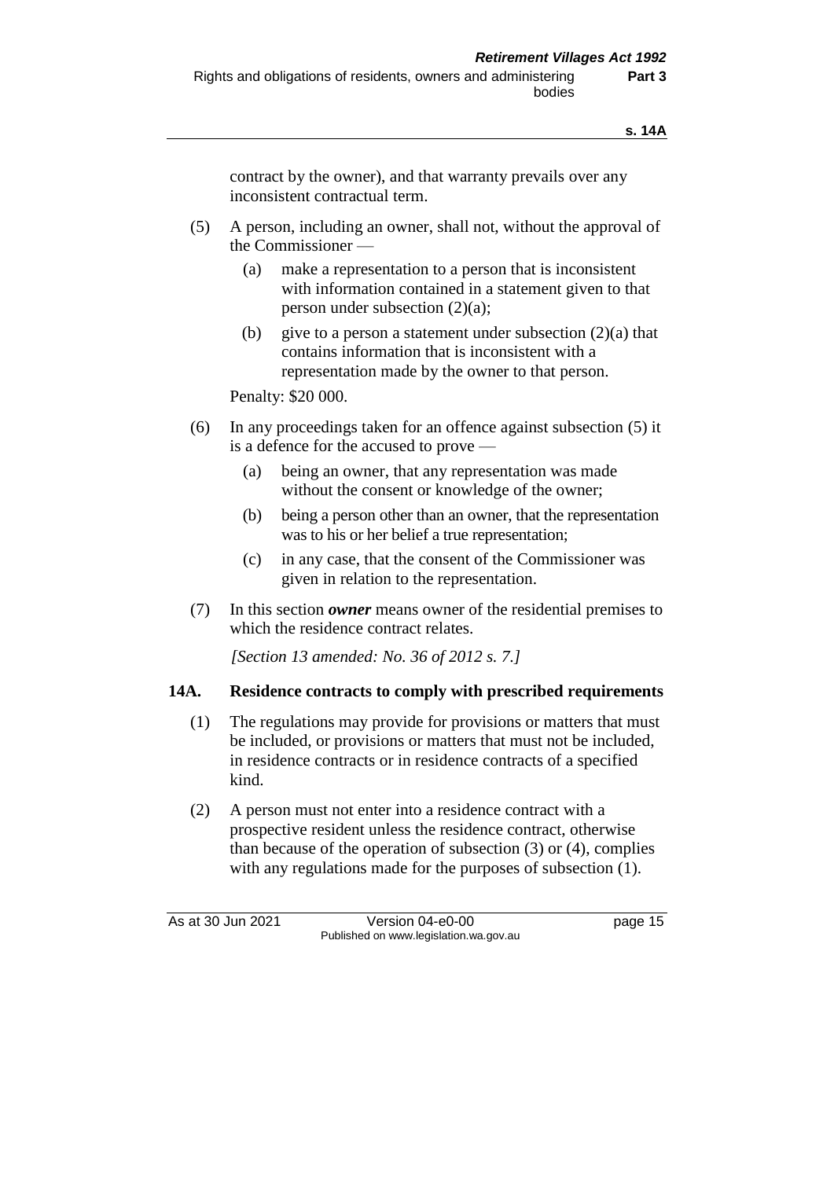contract by the owner), and that warranty prevails over any inconsistent contractual term.

(5) A person, including an owner, shall not, without the approval of the Commissioner —

(a) make a representation to a person that is inconsistent with information contained in a statement given to that person under subsection (2)(a);

(b) give to a person a statement under subsection (2)(a) that contains information that is inconsistent with a representation made by the owner to that person.

Penalty: $20 000.

(6) In any proceedings taken for an offence against subsection (5) it is a defence for the accused to prove —

(a) being an owner, that any representation was made without the consent or knowledge of the owner;

(b) being a person other than an owner, that the representation was to his or her belief a true representation;

(c) in any case, that the consent of the Commissioner was given in relation to the representation.

(7) In this section ***owner*** means owner of the residential premises to which the residence contract relates.

*[Section 13 amended: No. 36 of 2012 s. 7.]*

## 14A. Residence contracts to comply with prescribed requirements

(1) The regulations may provide for provisions or matters that must be included, or provisions or matters that must not be included, in residence contracts or in residence contracts of a specified kind.

(2) A person must not enter into a residence contract with a prospective resident unless the residence contract, otherwise than because of the operation of subsection (3) or (4), complies with any regulations made for the purposes of subsection (1).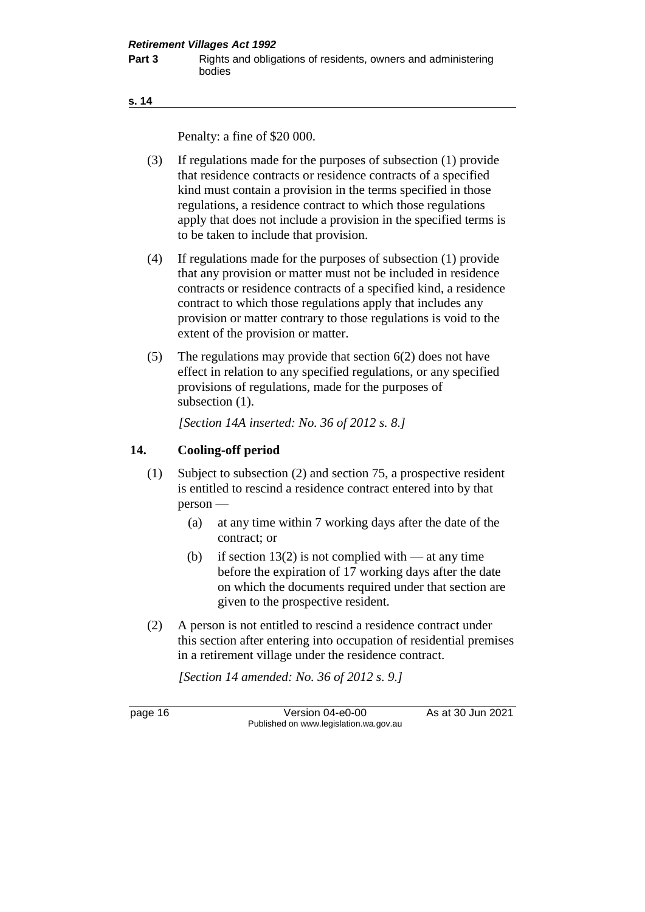Penalty: a fine of $20 000.

(3) If regulations made for the purposes of subsection (1) provide that residence contracts or residence contracts of a specified kind must contain a provision in the terms specified in those regulations, a residence contract to which those regulations apply that does not include a provision in the specified terms is to be taken to include that provision.

(4) If regulations made for the purposes of subsection (1) provide that any provision or matter must not be included in residence contracts or residence contracts of a specified kind, a residence contract to which those regulations apply that includes any provision or matter contrary to those regulations is void to the extent of the provision or matter.

(5) The regulations may provide that section 6(2) does not have effect in relation to any specified regulations, or any specified provisions of regulations, made for the purposes of subsection (1).

*[Section 14A inserted: No. 36 of 2012 s. 8.]*

## 14. Cooling-off period

(1) Subject to subsection (2) and section 75, a prospective resident is entitled to rescind a residence contract entered into by that person —

  (a) at any time within 7 working days after the date of the contract; or

  (b) if section 13(2) is not complied with — at any time before the expiration of 17 working days after the date on which the documents required under that section are given to the prospective resident.

(2) A person is not entitled to rescind a residence contract under this section after entering into occupation of residential premises in a retirement village under the residence contract.

*[Section 14 amended: No. 36 of 2012 s. 9.]*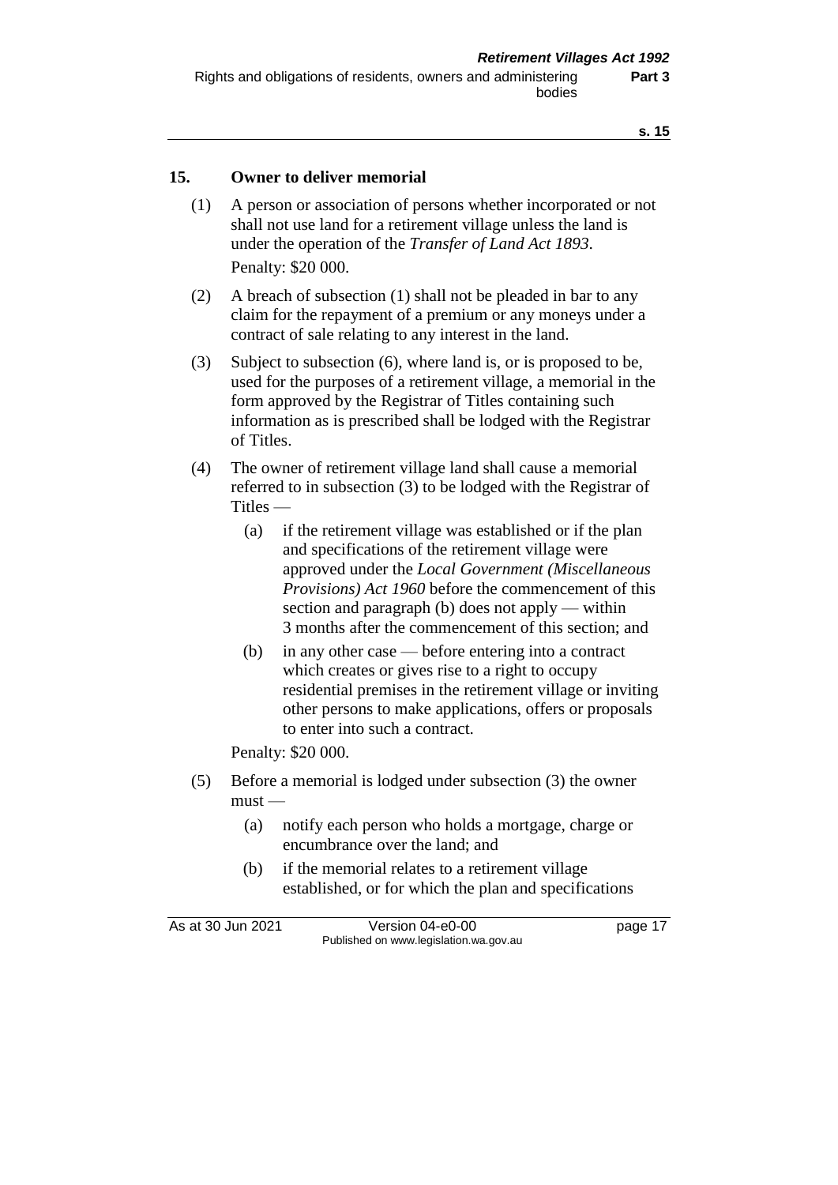## 15. Owner to deliver memorial

(1) A person or association of persons whether incorporated or not shall not use land for a retirement village unless the land is under the operation of the *Transfer of Land Act 1893*.

Penalty: $20 000.

(2) A breach of subsection (1) shall not be pleaded in bar to any claim for the repayment of a premium or any moneys under a contract of sale relating to any interest in the land.

(3) Subject to subsection (6), where land is, or is proposed to be, used for the purposes of a retirement village, a memorial in the form approved by the Registrar of Titles containing such information as is prescribed shall be lodged with the Registrar of Titles.

(4) The owner of retirement village land shall cause a memorial referred to in subsection (3) to be lodged with the Registrar of Titles —

- (a) if the retirement village was established or if the plan and specifications of the retirement village were approved under the *Local Government (Miscellaneous Provisions) Act 1960* before the commencement of this section and paragraph (b) does not apply — within 3 months after the commencement of this section; and
- (b) in any other case — before entering into a contract which creates or gives rise to a right to occupy residential premises in the retirement village or inviting other persons to make applications, offers or proposals to enter into such a contract.

Penalty: $20 000.

(5) Before a memorial is lodged under subsection (3) the owner must —

- (a) notify each person who holds a mortgage, charge or encumbrance over the land; and
- (b) if the memorial relates to a retirement village established, or for which the plan and specifications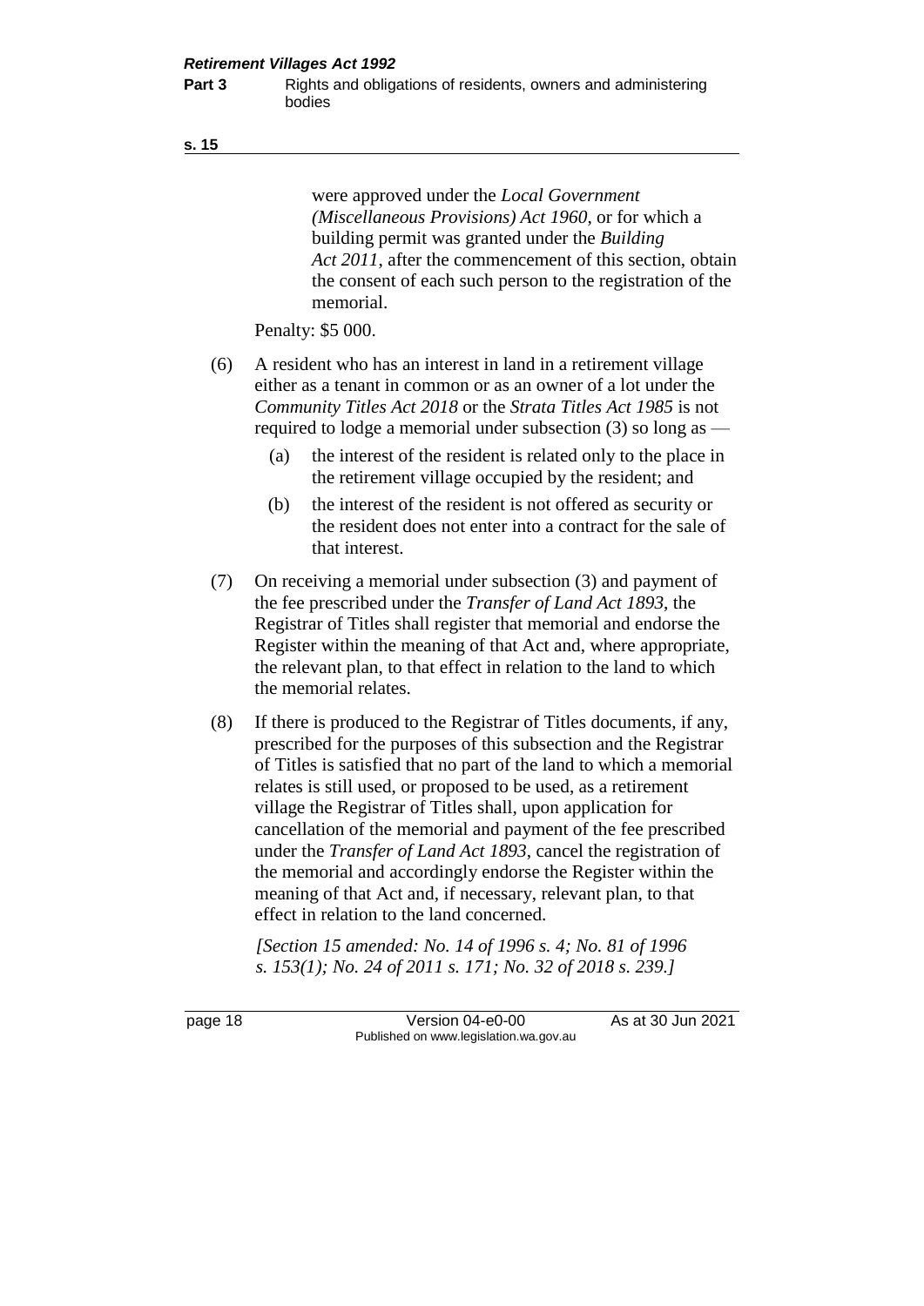were approved under the *Local Government (Miscellaneous Provisions) Act 1960*, or for which a building permit was granted under the *Building Act 2011*, after the commencement of this section, obtain the consent of each such person to the registration of the memorial.

Penalty: $5 000.

(6) A resident who has an interest in land in a retirement village either as a tenant in common or as an owner of a lot under the *Community Titles Act 2018* or the *Strata Titles Act 1985* is not required to lodge a memorial under subsection (3) so long as —

(a) the interest of the resident is related only to the place in the retirement village occupied by the resident; and

(b) the interest of the resident is not offered as security or the resident does not enter into a contract for the sale of that interest.

(7) On receiving a memorial under subsection (3) and payment of the fee prescribed under the *Transfer of Land Act 1893*, the Registrar of Titles shall register that memorial and endorse the Register within the meaning of that Act and, where appropriate, the relevant plan, to that effect in relation to the land to which the memorial relates.

(8) If there is produced to the Registrar of Titles documents, if any, prescribed for the purposes of this subsection and the Registrar of Titles is satisfied that no part of the land to which a memorial relates is still used, or proposed to be used, as a retirement village the Registrar of Titles shall, upon application for cancellation of the memorial and payment of the fee prescribed under the *Transfer of Land Act 1893*, cancel the registration of the memorial and accordingly endorse the Register within the meaning of that Act and, if necessary, relevant plan, to that effect in relation to the land concerned.

*[Section 15 amended: No. 14 of 1996 s. 4; No. 81 of 1996 s. 153(1); No. 24 of 2011 s. 171; No. 32 of 2018 s. 239.]*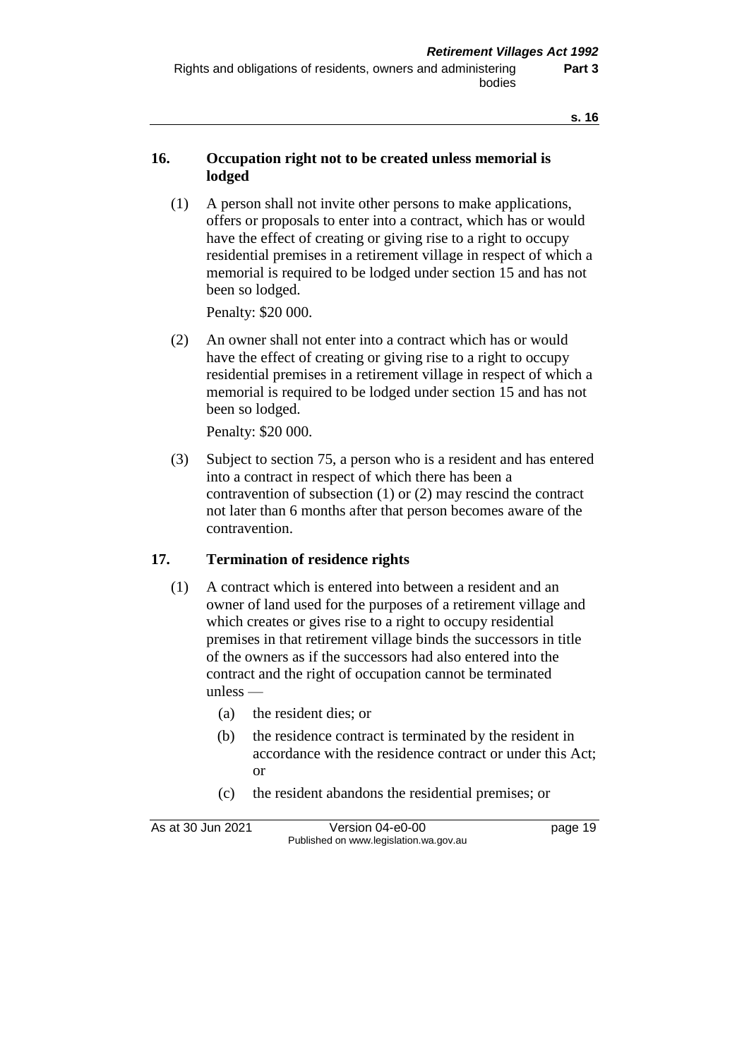## 16. Occupation right not to be created unless memorial is lodged

(1) A person shall not invite other persons to make applications, offers or proposals to enter into a contract, which has or would have the effect of creating or giving rise to a right to occupy residential premises in a retirement village in respect of which a memorial is required to be lodged under section 15 and has not been so lodged.

Penalty: $20 000.

(2) An owner shall not enter into a contract which has or would have the effect of creating or giving rise to a right to occupy residential premises in a retirement village in respect of which a memorial is required to be lodged under section 15 and has not been so lodged.

Penalty: $20 000.

(3) Subject to section 75, a person who is a resident and has entered into a contract in respect of which there has been a contravention of subsection (1) or (2) may rescind the contract not later than 6 months after that person becomes aware of the contravention.

## 17. Termination of residence rights

(1) A contract which is entered into between a resident and an owner of land used for the purposes of a retirement village and which creates or gives rise to a right to occupy residential premises in that retirement village binds the successors in title of the owners as if the successors had also entered into the contract and the right of occupation cannot be terminated unless —

- (a) the resident dies; or
- (b) the residence contract is terminated by the resident in accordance with the residence contract or under this Act; or
- (c) the resident abandons the residential premises; or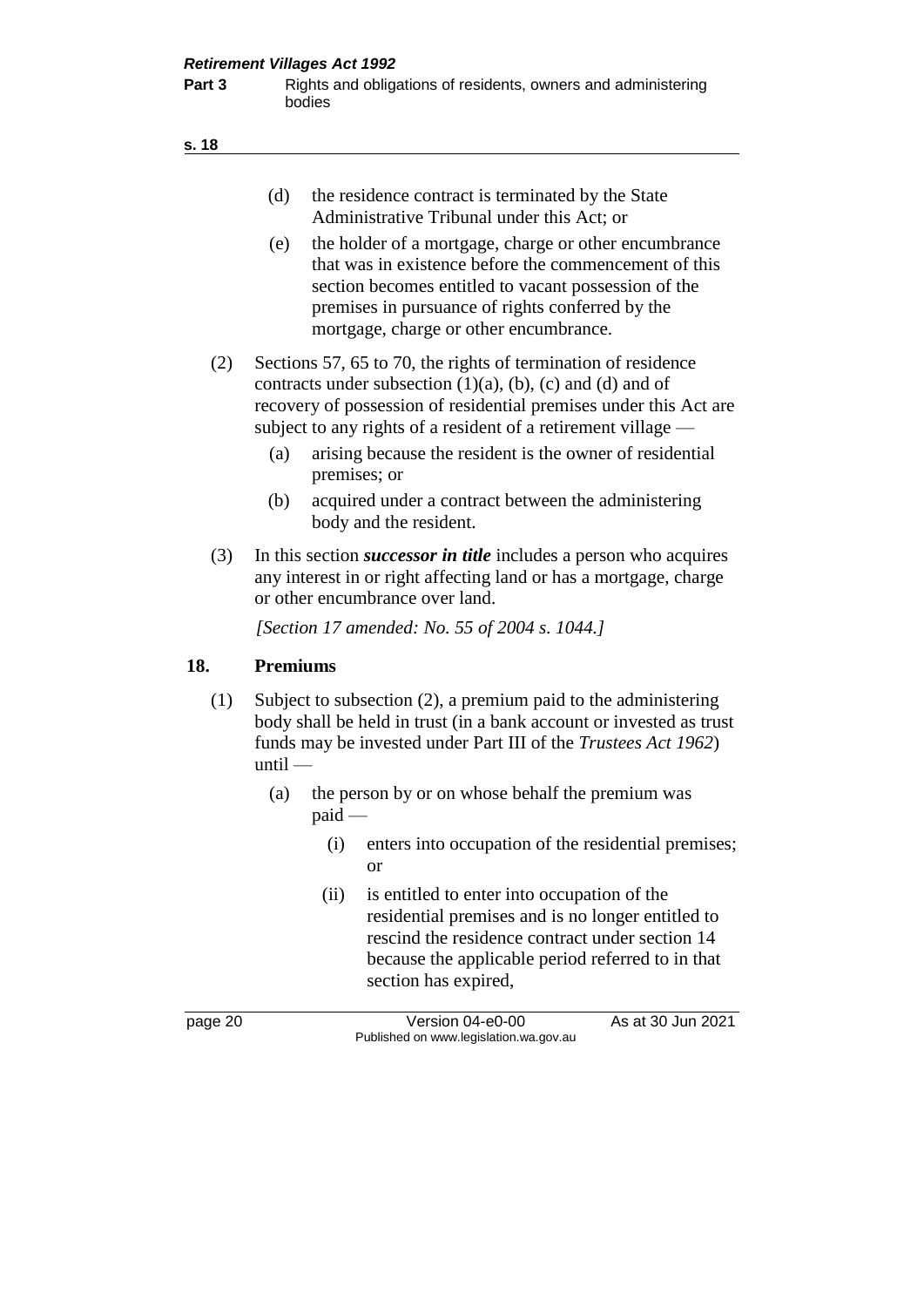(d) the residence contract is terminated by the State Administrative Tribunal under this Act; or

(e) the holder of a mortgage, charge or other encumbrance that was in existence before the commencement of this section becomes entitled to vacant possession of the premises in pursuance of rights conferred by the mortgage, charge or other encumbrance.

(2) Sections 57, 65 to 70, the rights of termination of residence contracts under subsection (1)(a), (b), (c) and (d) and of recovery of possession of residential premises under this Act are subject to any rights of a resident of a retirement village —

(a) arising because the resident is the owner of residential premises; or

(b) acquired under a contract between the administering body and the resident.

(3) In this section ***successor in title*** includes a person who acquires any interest in or right affecting land or has a mortgage, charge or other encumbrance over land.

*[Section 17 amended: No. 55 of 2004 s. 1044.]*

## 18. Premiums

(1) Subject to subsection (2), a premium paid to the administering body shall be held in trust (in a bank account or invested as trust funds may be invested under Part III of the *Trustees Act 1962*) until —

(a) the person by or on whose behalf the premium was paid —

(i) enters into occupation of the residential premises; or

(ii) is entitled to enter into occupation of the residential premises and is no longer entitled to rescind the residence contract under section 14 because the applicable period referred to in that section has expired,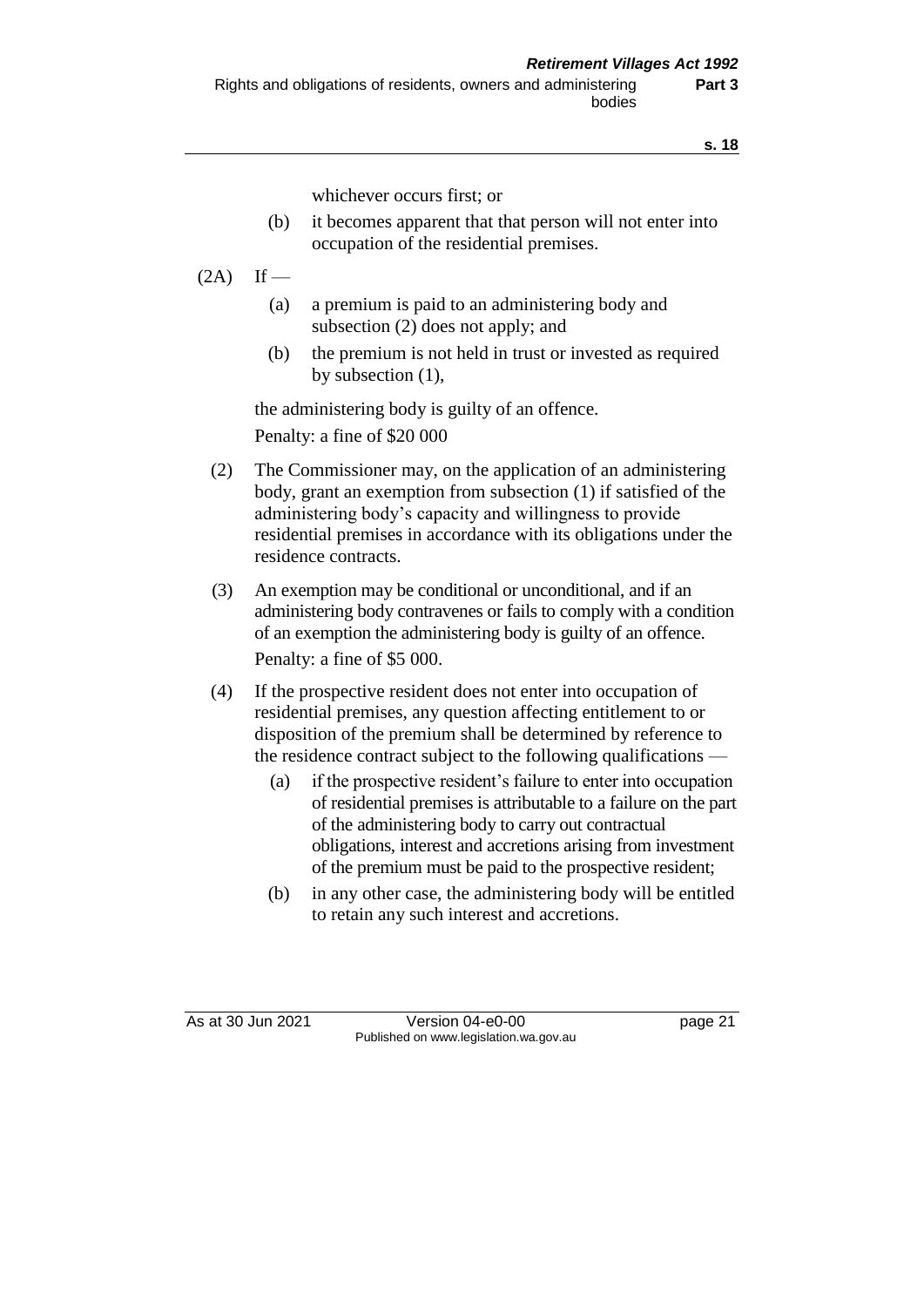whichever occurs first; or

(b) it becomes apparent that that person will not enter into occupation of the residential premises.

(2A) If —

(a) a premium is paid to an administering body and subsection (2) does not apply; and

(b) the premium is not held in trust or invested as required by subsection (1),

the administering body is guilty of an offence.

Penalty: a fine of $20 000

(2) The Commissioner may, on the application of an administering body, grant an exemption from subsection (1) if satisfied of the administering body's capacity and willingness to provide residential premises in accordance with its obligations under the residence contracts.

(3) An exemption may be conditional or unconditional, and if an administering body contravenes or fails to comply with a condition of an exemption the administering body is guilty of an offence.

Penalty: a fine of $5 000.

(4) If the prospective resident does not enter into occupation of residential premises, any question affecting entitlement to or disposition of the premium shall be determined by reference to the residence contract subject to the following qualifications —

(a) if the prospective resident's failure to enter into occupation of residential premises is attributable to a failure on the part of the administering body to carry out contractual obligations, interest and accretions arising from investment of the premium must be paid to the prospective resident;

(b) in any other case, the administering body will be entitled to retain any such interest and accretions.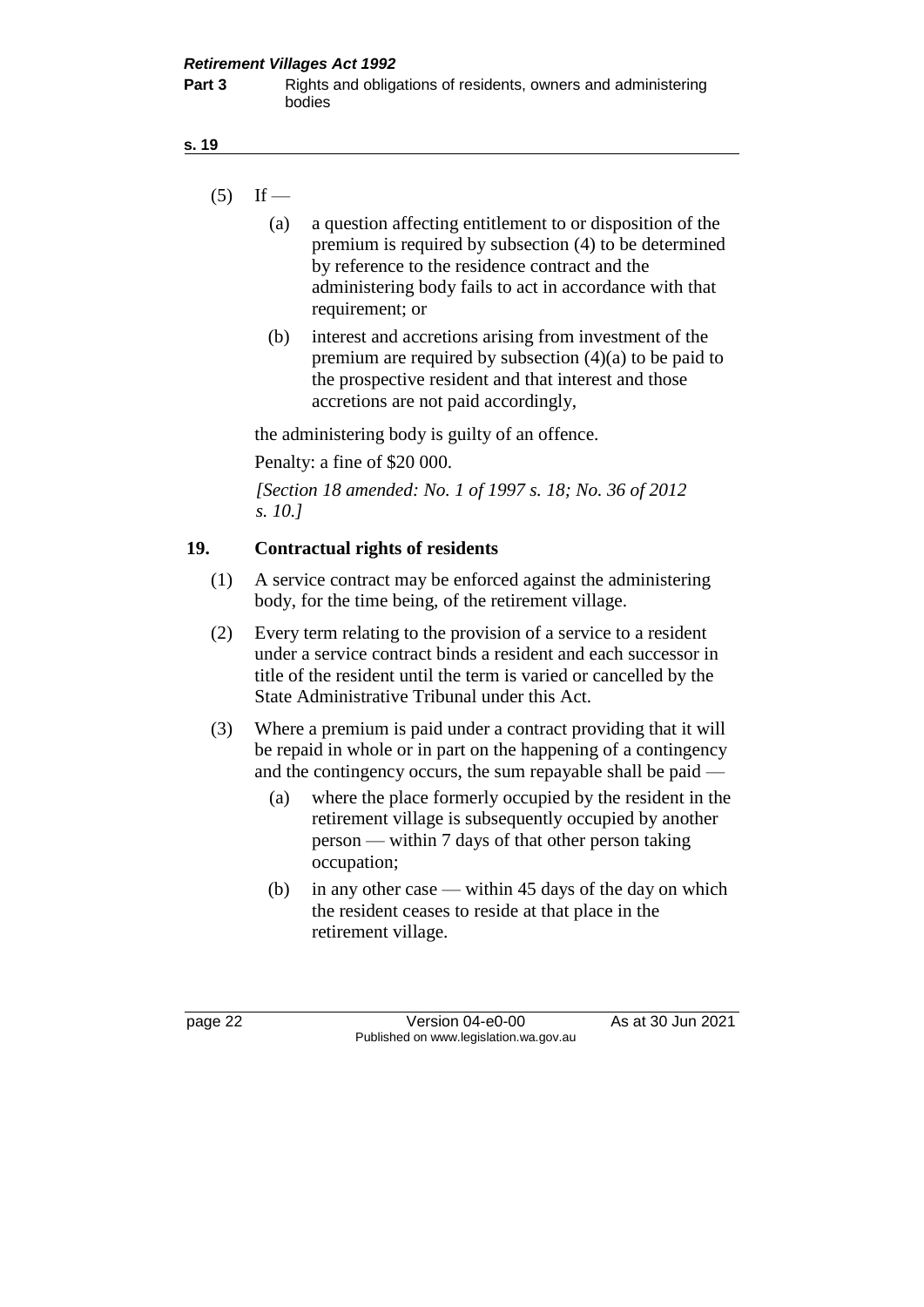(5) If —

- (a) a question affecting entitlement to or disposition of the premium is required by subsection (4) to be determined by reference to the residence contract and the administering body fails to act in accordance with that requirement; or
- (b) interest and accretions arising from investment of the premium are required by subsection (4)(a) to be paid to the prospective resident and that interest and those accretions are not paid accordingly,

the administering body is guilty of an offence.

Penalty: a fine of $20 000.

*[Section 18 amended: No. 1 of 1997 s. 18; No. 36 of 2012 s. 10.]*

## 19. Contractual rights of residents

(1) A service contract may be enforced against the administering body, for the time being, of the retirement village.

(2) Every term relating to the provision of a service to a resident under a service contract binds a resident and each successor in title of the resident until the term is varied or cancelled by the State Administrative Tribunal under this Act.

(3) Where a premium is paid under a contract providing that it will be repaid in whole or in part on the happening of a contingency and the contingency occurs, the sum repayable shall be paid —

- (a) where the place formerly occupied by the resident in the retirement village is subsequently occupied by another person — within 7 days of that other person taking occupation;
- (b) in any other case — within 45 days of the day on which the resident ceases to reside at that place in the retirement village.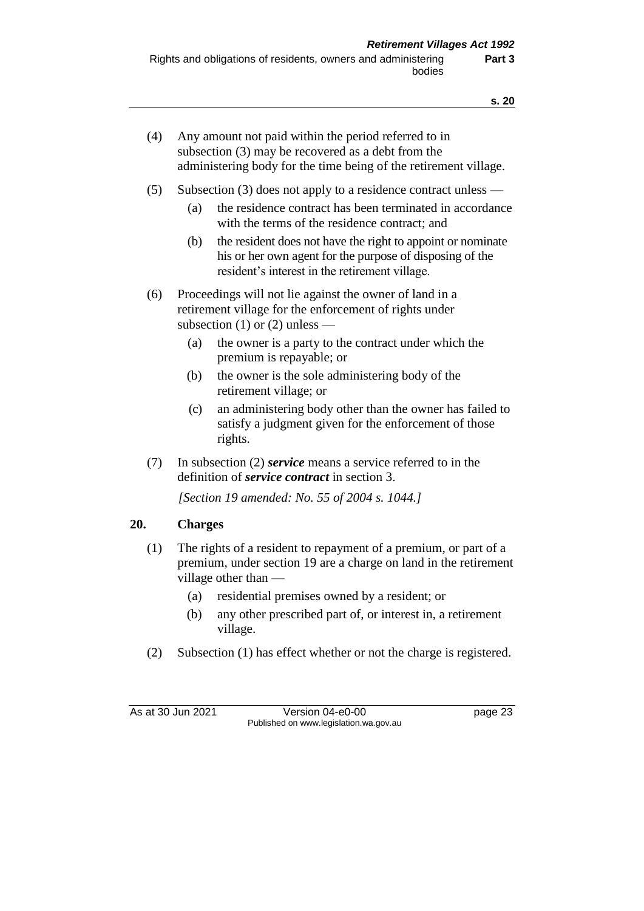(4) Any amount not paid within the period referred to in subsection (3) may be recovered as a debt from the administering body for the time being of the retirement village.

(5) Subsection (3) does not apply to a residence contract unless —

(a) the residence contract has been terminated in accordance with the terms of the residence contract; and

(b) the resident does not have the right to appoint or nominate his or her own agent for the purpose of disposing of the resident's interest in the retirement village.

(6) Proceedings will not lie against the owner of land in a retirement village for the enforcement of rights under subsection (1) or (2) unless —

(a) the owner is a party to the contract under which the premium is repayable; or

(b) the owner is the sole administering body of the retirement village; or

(c) an administering body other than the owner has failed to satisfy a judgment given for the enforcement of those rights.

(7) In subsection (2) ***service*** means a service referred to in the definition of ***service contract*** in section 3.

*[Section 19 amended: No. 55 of 2004 s. 1044.]*

## 20. Charges

(1) The rights of a resident to repayment of a premium, or part of a premium, under section 19 are a charge on land in the retirement village other than —

(a) residential premises owned by a resident; or

(b) any other prescribed part of, or interest in, a retirement village.

(2) Subsection (1) has effect whether or not the charge is registered.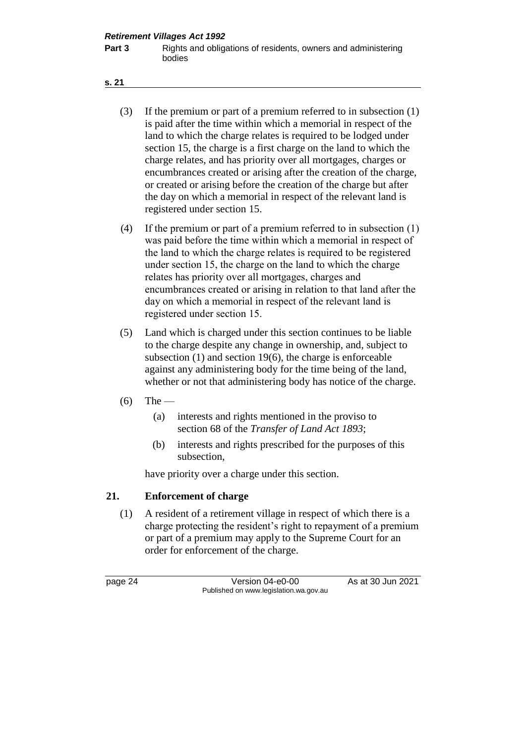(3) If the premium or part of a premium referred to in subsection (1) is paid after the time within which a memorial in respect of the land to which the charge relates is required to be lodged under section 15, the charge is a first charge on the land to which the charge relates, and has priority over all mortgages, charges or encumbrances created or arising after the creation of the charge, or created or arising before the creation of the charge but after the day on which a memorial in respect of the relevant land is registered under section 15.

(4) If the premium or part of a premium referred to in subsection (1) was paid before the time within which a memorial in respect of the land to which the charge relates is required to be registered under section 15, the charge on the land to which the charge relates has priority over all mortgages, charges and encumbrances created or arising in relation to that land after the day on which a memorial in respect of the relevant land is registered under section 15.

(5) Land which is charged under this section continues to be liable to the charge despite any change in ownership, and, subject to subsection (1) and section 19(6), the charge is enforceable against any administering body for the time being of the land, whether or not that administering body has notice of the charge.

(6) The —

(a) interests and rights mentioned in the proviso to section 68 of the *Transfer of Land Act 1893*;

(b) interests and rights prescribed for the purposes of this subsection,

have priority over a charge under this section.

## 21. Enforcement of charge

(1) A resident of a retirement village in respect of which there is a charge protecting the resident's right to repayment of a premium or part of a premium may apply to the Supreme Court for an order for enforcement of the charge.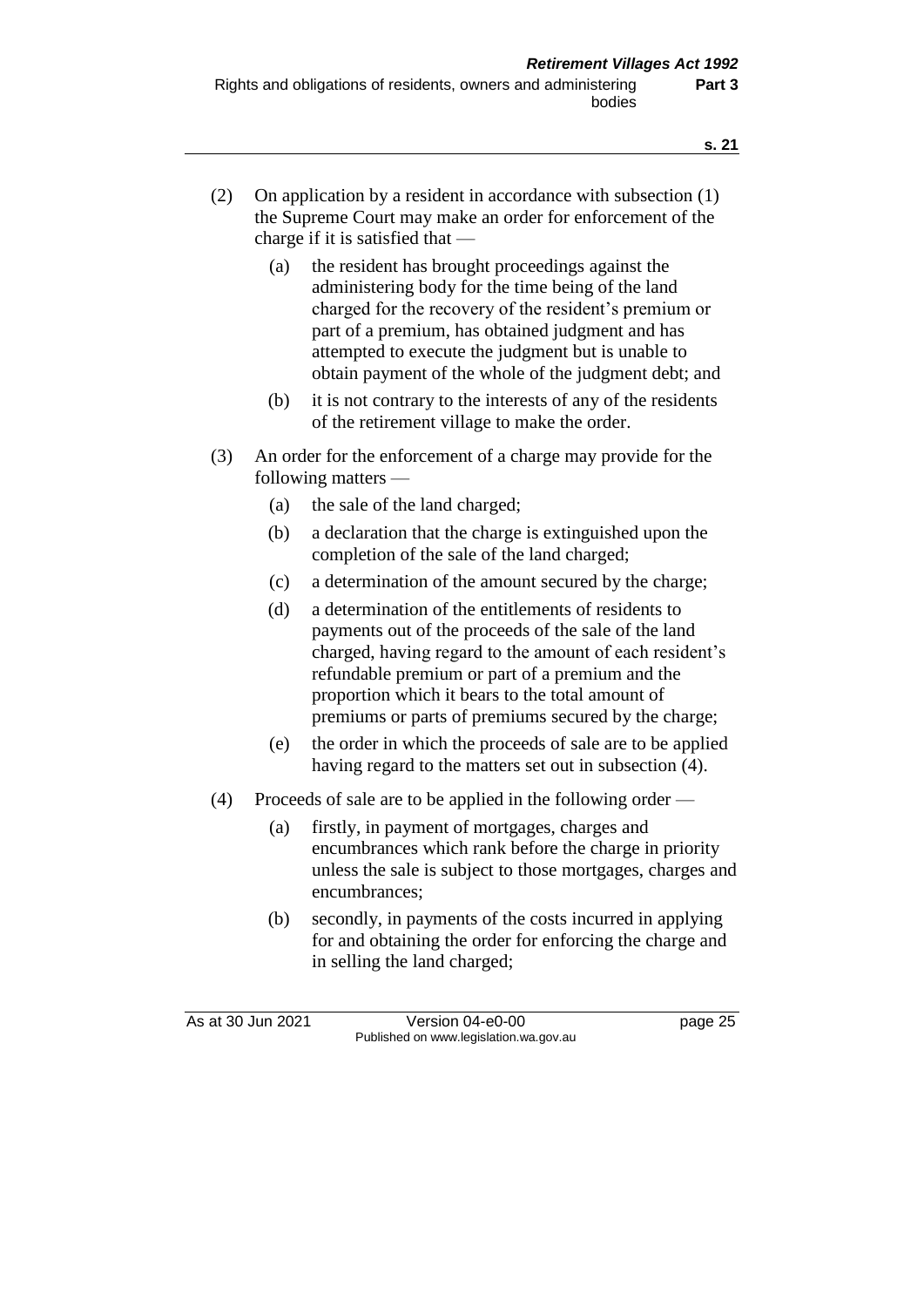(2) On application by a resident in accordance with subsection (1) the Supreme Court may make an order for enforcement of the charge if it is satisfied that —

  (a) the resident has brought proceedings against the administering body for the time being of the land charged for the recovery of the resident's premium or part of a premium, has obtained judgment and has attempted to execute the judgment but is unable to obtain payment of the whole of the judgment debt; and

  (b) it is not contrary to the interests of any of the residents of the retirement village to make the order.

(3) An order for the enforcement of a charge may provide for the following matters —

  (a) the sale of the land charged;

  (b) a declaration that the charge is extinguished upon the completion of the sale of the land charged;

  (c) a determination of the amount secured by the charge;

  (d) a determination of the entitlements of residents to payments out of the proceeds of the sale of the land charged, having regard to the amount of each resident's refundable premium or part of a premium and the proportion which it bears to the total amount of premiums or parts of premiums secured by the charge;

  (e) the order in which the proceeds of sale are to be applied having regard to the matters set out in subsection (4).

(4) Proceeds of sale are to be applied in the following order —

  (a) firstly, in payment of mortgages, charges and encumbrances which rank before the charge in priority unless the sale is subject to those mortgages, charges and encumbrances;

  (b) secondly, in payments of the costs incurred in applying for and obtaining the order for enforcing the charge and in selling the land charged;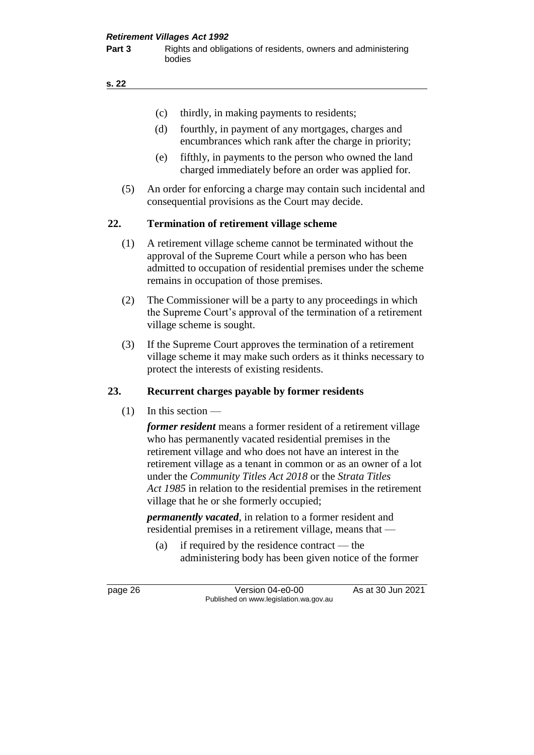(c) thirdly, in making payments to residents;

(d) fourthly, in payment of any mortgages, charges and encumbrances which rank after the charge in priority;

(e) fifthly, in payments to the person who owned the land charged immediately before an order was applied for.

(5) An order for enforcing a charge may contain such incidental and consequential provisions as the Court may decide.

## 22. Termination of retirement village scheme

(1) A retirement village scheme cannot be terminated without the approval of the Supreme Court while a person who has been admitted to occupation of residential premises under the scheme remains in occupation of those premises.

(2) The Commissioner will be a party to any proceedings in which the Supreme Court's approval of the termination of a retirement village scheme is sought.

(3) If the Supreme Court approves the termination of a retirement village scheme it may make such orders as it thinks necessary to protect the interests of existing residents.

## 23. Recurrent charges payable by former residents

(1) In this section —

***former resident*** means a former resident of a retirement village who has permanently vacated residential premises in the retirement village and who does not have an interest in the retirement village as a tenant in common or as an owner of a lot under the *Community Titles Act 2018* or the *Strata Titles Act 1985* in relation to the residential premises in the retirement village that he or she formerly occupied;

***permanently vacated***, in relation to a former resident and residential premises in a retirement village, means that —

(a) if required by the residence contract — the administering body has been given notice of the former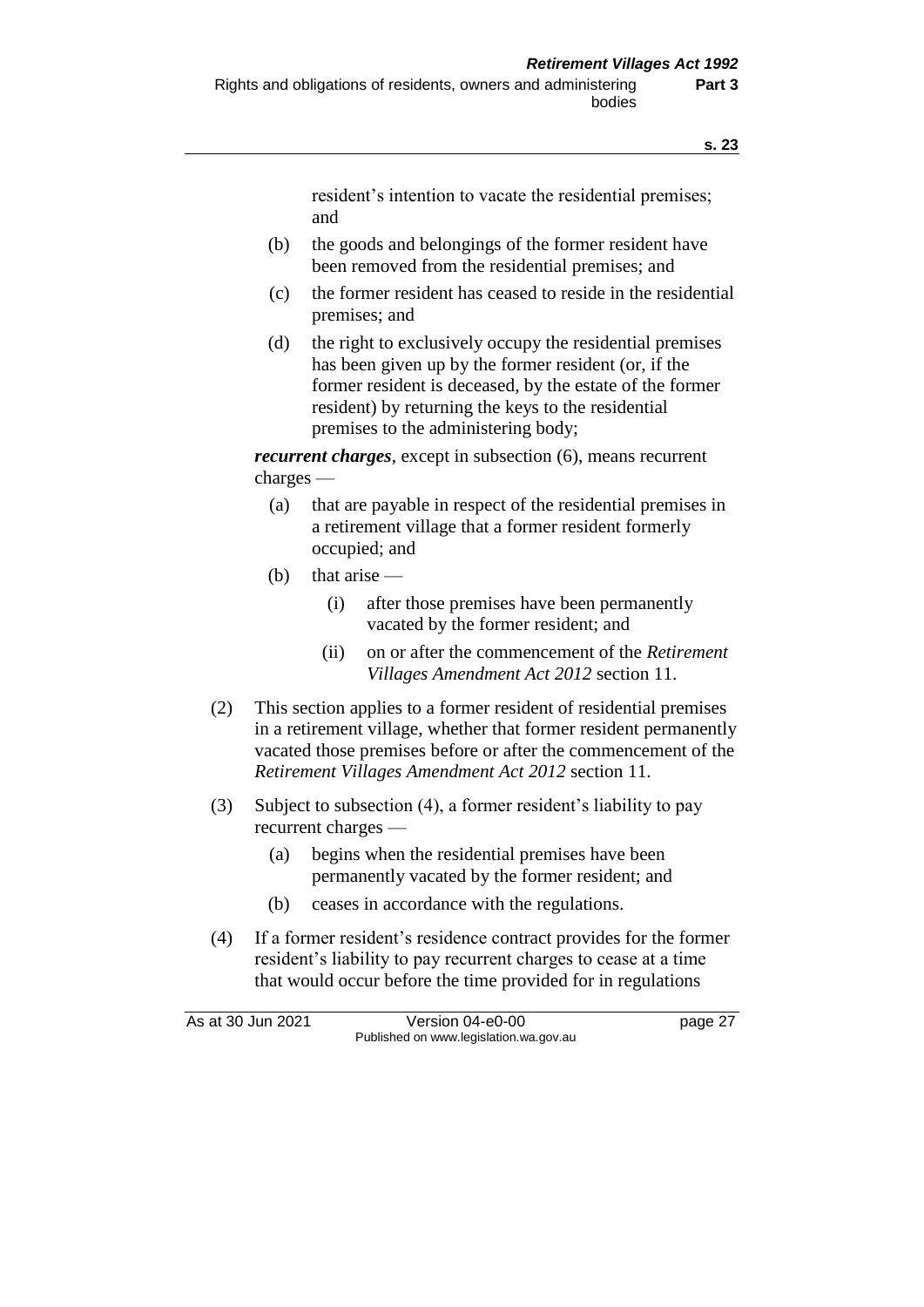resident's intention to vacate the residential premises; and

(b) the goods and belongings of the former resident have been removed from the residential premises; and

(c) the former resident has ceased to reside in the residential premises; and

(d) the right to exclusively occupy the residential premises has been given up by the former resident (or, if the former resident is deceased, by the estate of the former resident) by returning the keys to the residential premises to the administering body;

***recurrent charges***, except in subsection (6), means recurrent charges —

(a) that are payable in respect of the residential premises in a retirement village that a former resident formerly occupied; and

(b) that arise —

(i) after those premises have been permanently vacated by the former resident; and

(ii) on or after the commencement of the *Retirement Villages Amendment Act 2012* section 11.

(2) This section applies to a former resident of residential premises in a retirement village, whether that former resident permanently vacated those premises before or after the commencement of the *Retirement Villages Amendment Act 2012* section 11.

(3) Subject to subsection (4), a former resident's liability to pay recurrent charges —

(a) begins when the residential premises have been permanently vacated by the former resident; and

(b) ceases in accordance with the regulations.

(4) If a former resident's residence contract provides for the former resident's liability to pay recurrent charges to cease at a time that would occur before the time provided for in regulations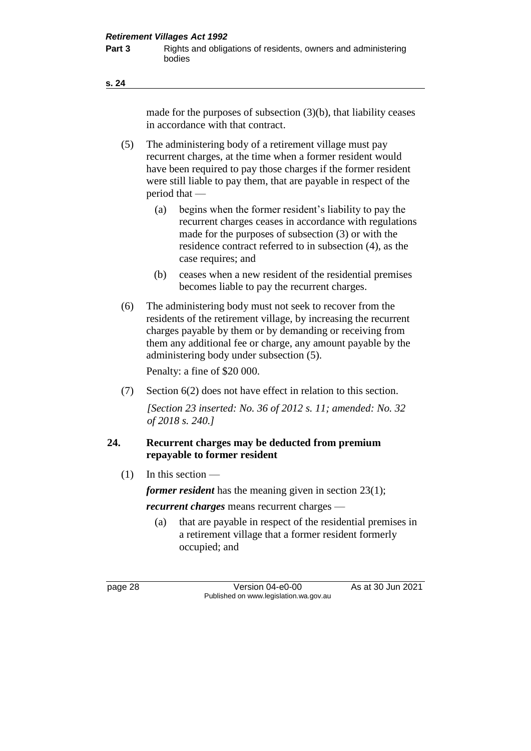made for the purposes of subsection (3)(b), that liability ceases in accordance with that contract.

(5) The administering body of a retirement village must pay recurrent charges, at the time when a former resident would have been required to pay those charges if the former resident were still liable to pay them, that are payable in respect of the period that —

(a) begins when the former resident's liability to pay the recurrent charges ceases in accordance with regulations made for the purposes of subsection (3) or with the residence contract referred to in subsection (4), as the case requires; and

(b) ceases when a new resident of the residential premises becomes liable to pay the recurrent charges.

(6) The administering body must not seek to recover from the residents of the retirement village, by increasing the recurrent charges payable by them or by demanding or receiving from them any additional fee or charge, any amount payable by the administering body under subsection (5).

Penalty: a fine of $20 000.

(7) Section 6(2) does not have effect in relation to this section.

*[Section 23 inserted: No. 36 of 2012 s. 11; amended: No. 32 of 2018 s. 240.]*

## 24. Recurrent charges may be deducted from premium repayable to former resident

(1) In this section —

***former resident*** has the meaning given in section 23(1);

***recurrent charges*** means recurrent charges —

(a) that are payable in respect of the residential premises in a retirement village that a former resident formerly occupied; and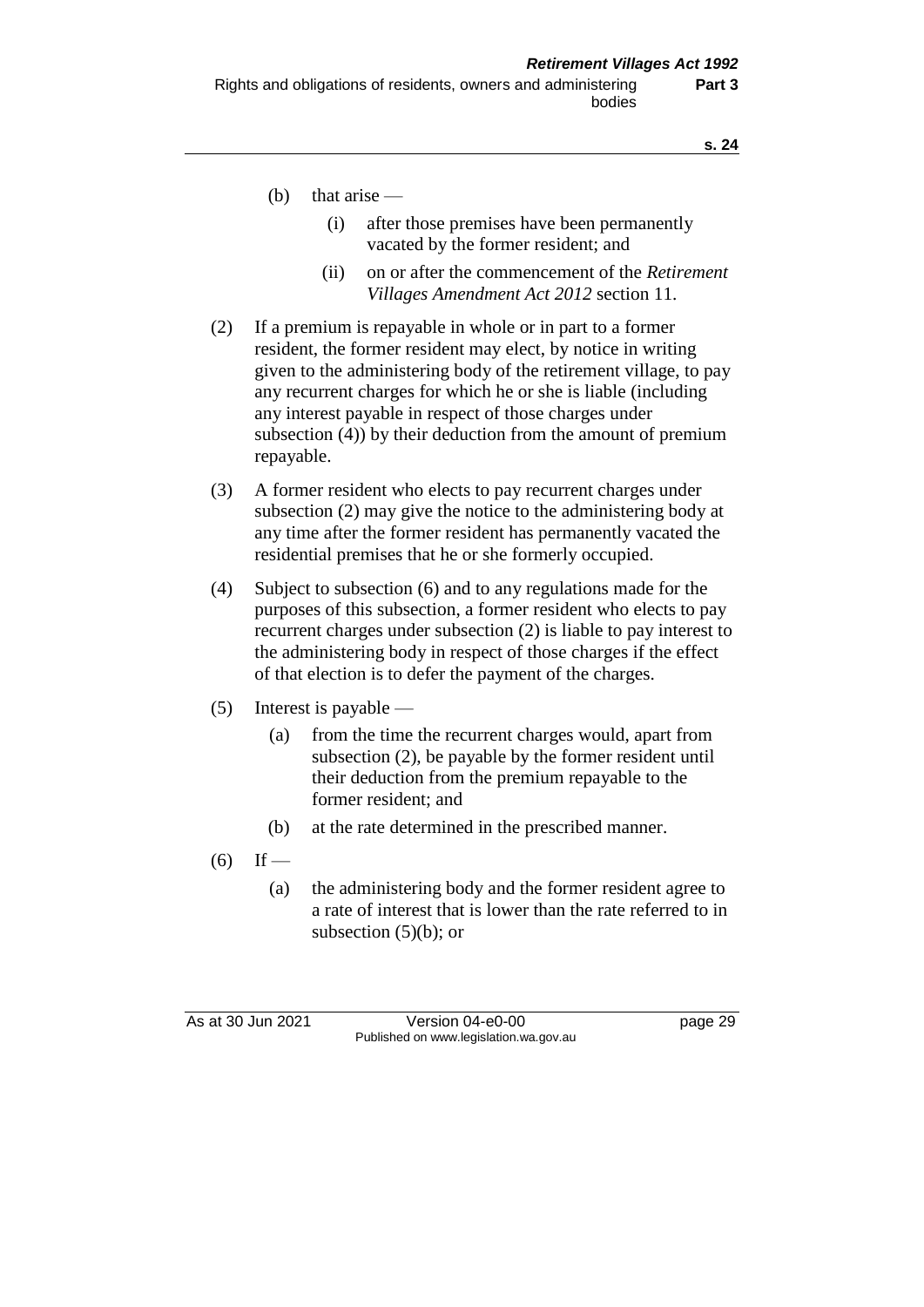(b) that arise —

(i) after those premises have been permanently vacated by the former resident; and

(ii) on or after the commencement of the *Retirement Villages Amendment Act 2012* section 11.

(2) If a premium is repayable in whole or in part to a former resident, the former resident may elect, by notice in writing given to the administering body of the retirement village, to pay any recurrent charges for which he or she is liable (including any interest payable in respect of those charges under subsection (4)) by their deduction from the amount of premium repayable.

(3) A former resident who elects to pay recurrent charges under subsection (2) may give the notice to the administering body at any time after the former resident has permanently vacated the residential premises that he or she formerly occupied.

(4) Subject to subsection (6) and to any regulations made for the purposes of this subsection, a former resident who elects to pay recurrent charges under subsection (2) is liable to pay interest to the administering body in respect of those charges if the effect of that election is to defer the payment of the charges.

(5) Interest is payable —

(a) from the time the recurrent charges would, apart from subsection (2), be payable by the former resident until their deduction from the premium repayable to the former resident; and

(b) at the rate determined in the prescribed manner.

(6) If —

(a) the administering body and the former resident agree to a rate of interest that is lower than the rate referred to in subsection (5)(b); or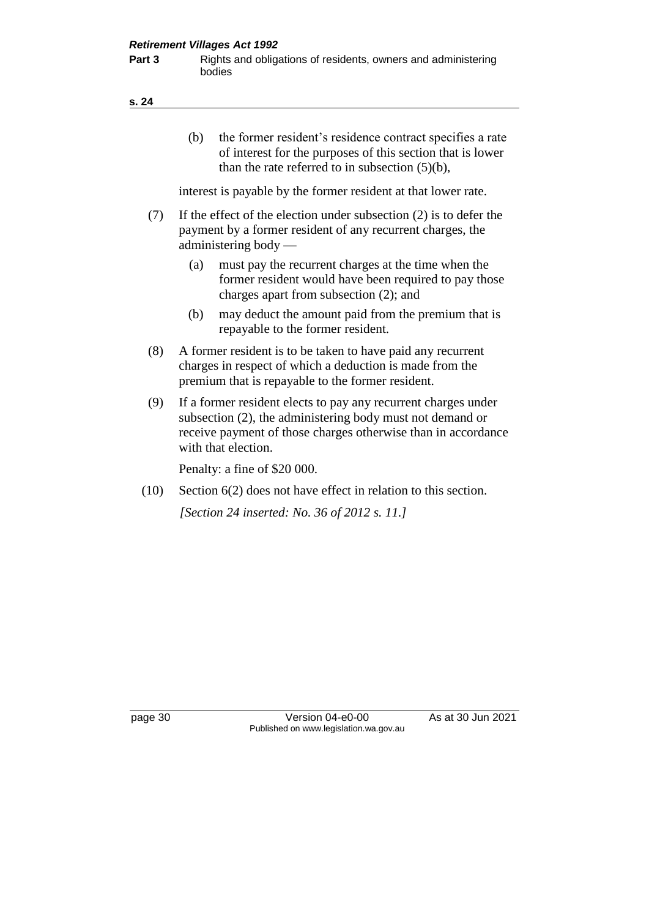(b) the former resident's residence contract specifies a rate of interest for the purposes of this section that is lower than the rate referred to in subsection (5)(b),

interest is payable by the former resident at that lower rate.

(7) If the effect of the election under subsection (2) is to defer the payment by a former resident of any recurrent charges, the administering body —

(a) must pay the recurrent charges at the time when the former resident would have been required to pay those charges apart from subsection (2); and

(b) may deduct the amount paid from the premium that is repayable to the former resident.

(8) A former resident is to be taken to have paid any recurrent charges in respect of which a deduction is made from the premium that is repayable to the former resident.

(9) If a former resident elects to pay any recurrent charges under subsection (2), the administering body must not demand or receive payment of those charges otherwise than in accordance with that election.

Penalty: a fine of $20 000.

(10) Section 6(2) does not have effect in relation to this section.

*[Section 24 inserted: No. 36 of 2012 s. 11.]*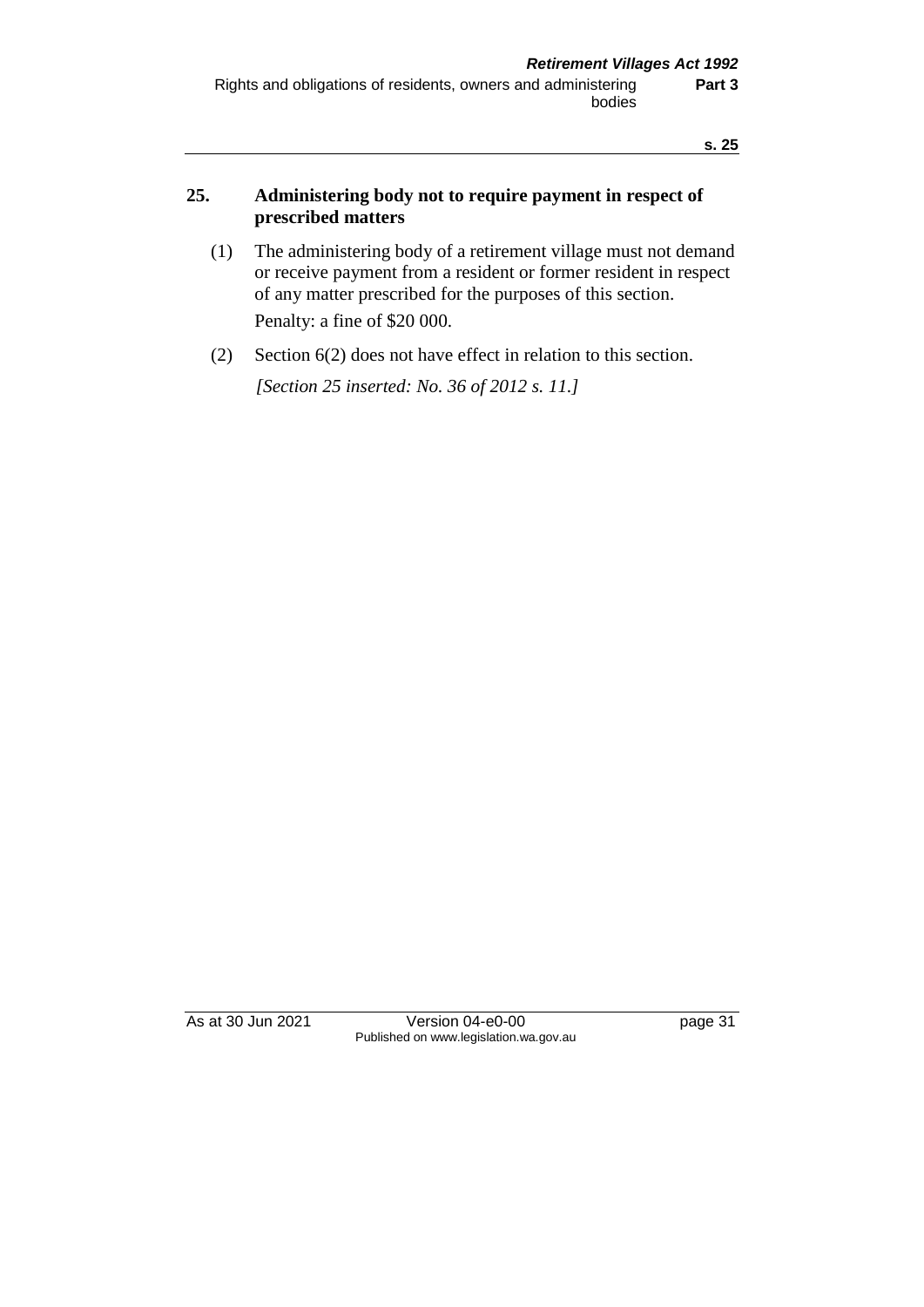## 25. Administering body not to require payment in respect of prescribed matters

(1) The administering body of a retirement village must not demand or receive payment from a resident or former resident in respect of any matter prescribed for the purposes of this section.

Penalty: a fine of $20 000.

(2) Section 6(2) does not have effect in relation to this section.

*[Section 25 inserted: No. 36 of 2012 s. 11.]*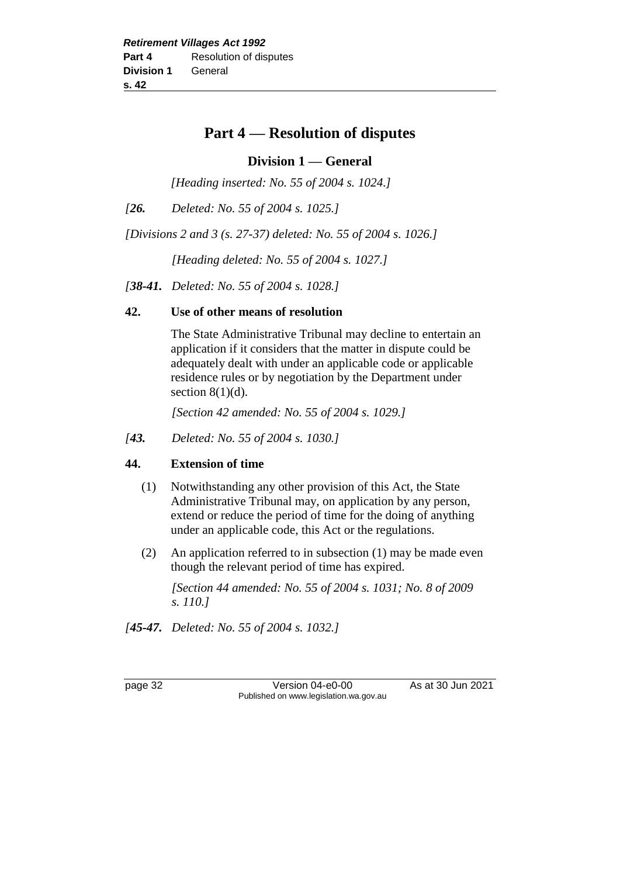# Part 4 — Resolution of disputes

## Division 1 — General

*[Heading inserted: No. 55 of 2004 s. 1024.]*

*[**26.** Deleted: No. 55 of 2004 s. 1025.]*

*[Divisions 2 and 3 (s. 27-37) deleted: No. 55 of 2004 s. 1026.]*

*[Heading deleted: No. 55 of 2004 s. 1027.]*

*[**38-41.** Deleted: No. 55 of 2004 s. 1028.]*

### 42. Use of other means of resolution

The State Administrative Tribunal may decline to entertain an application if it considers that the matter in dispute could be adequately dealt with under an applicable code or applicable residence rules or by negotiation by the Department under section 8(1)(d).

*[Section 42 amended: No. 55 of 2004 s. 1029.]*

*[**43.** Deleted: No. 55 of 2004 s. 1030.]*

### 44. Extension of time

(1) Notwithstanding any other provision of this Act, the State Administrative Tribunal may, on application by any person, extend or reduce the period of time for the doing of anything under an applicable code, this Act or the regulations.

(2) An application referred to in subsection (1) may be made even though the relevant period of time has expired.

*[Section 44 amended: No. 55 of 2004 s. 1031; No. 8 of 2009 s. 110.]*

*[**45-47.** Deleted: No. 55 of 2004 s. 1032.]*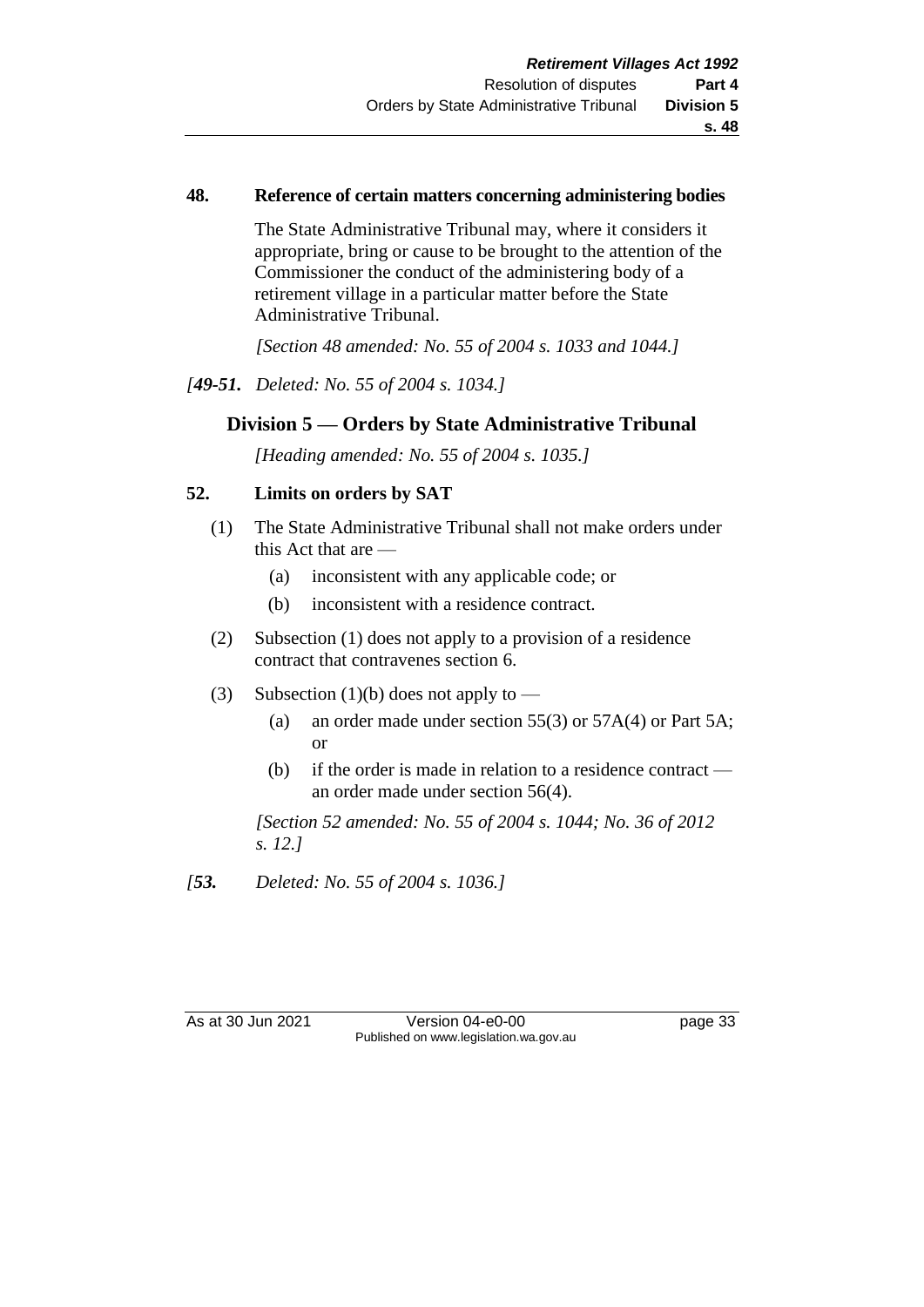### 48. Reference of certain matters concerning administering bodies

The State Administrative Tribunal may, where it considers it appropriate, bring or cause to be brought to the attention of the Commissioner the conduct of the administering body of a retirement village in a particular matter before the State Administrative Tribunal.

*[Section 48 amended: No. 55 of 2004 s. 1033 and 1044.]*

*[**49-51.** Deleted: No. 55 of 2004 s. 1034.]*

## Division 5 — Orders by State Administrative Tribunal

*[Heading amended: No. 55 of 2004 s. 1035.]*

### 52. Limits on orders by SAT

(1) The State Administrative Tribunal shall not make orders under this Act that are —

- (a) inconsistent with any applicable code; or
- (b) inconsistent with a residence contract.

(2) Subsection (1) does not apply to a provision of a residence contract that contravenes section 6.

(3) Subsection (1)(b) does not apply to —

- (a) an order made under section 55(3) or 57A(4) or Part 5A; or
- (b) if the order is made in relation to a residence contract — an order made under section 56(4).

*[Section 52 amended: No. 55 of 2004 s. 1044; No. 36 of 2012 s. 12.]*

*[**53.** Deleted: No. 55 of 2004 s. 1036.]*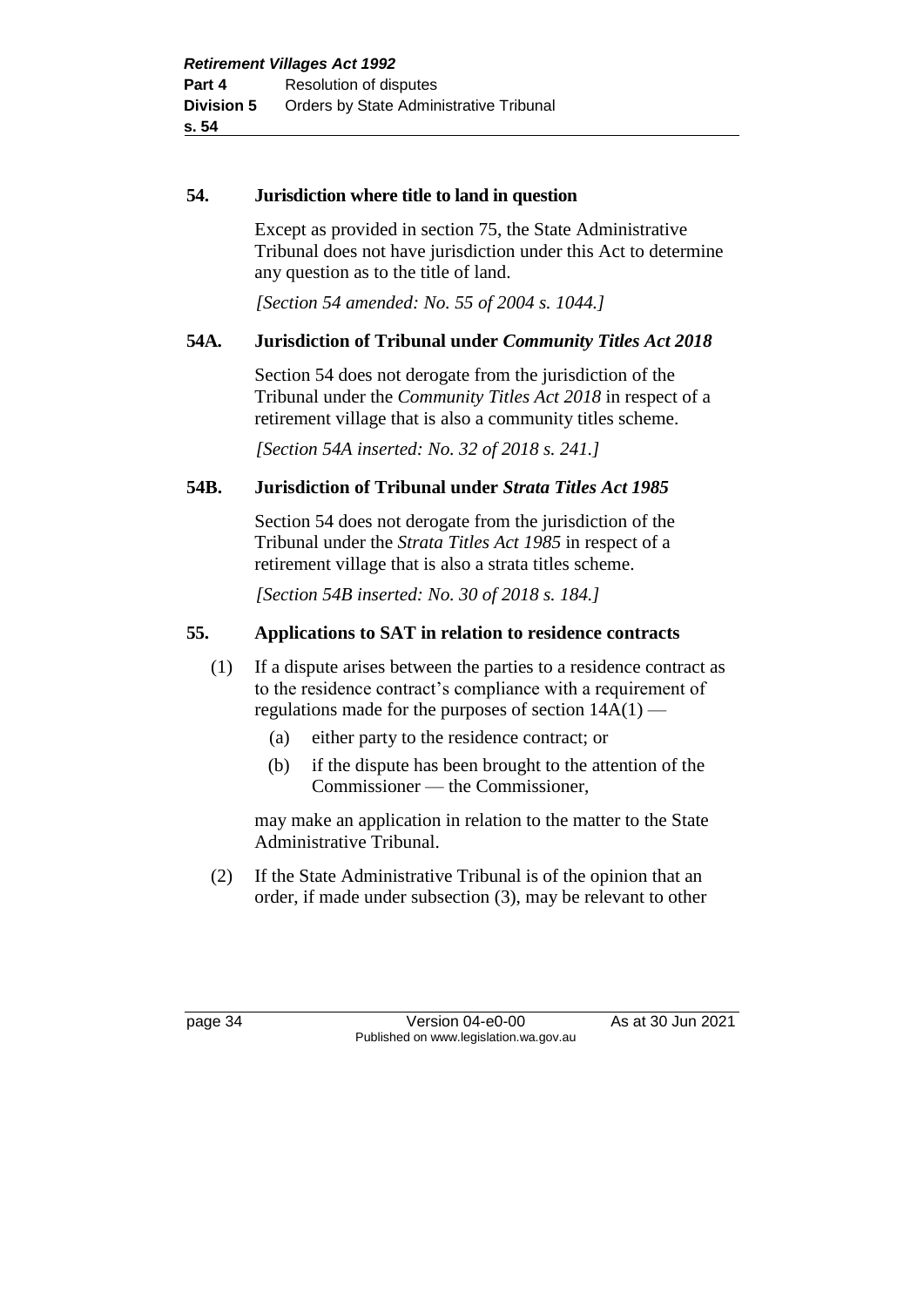### 54. Jurisdiction where title to land in question

Except as provided in section 75, the State Administrative Tribunal does not have jurisdiction under this Act to determine any question as to the title of land.

*[Section 54 amended: No. 55 of 2004 s. 1044.]*

### 54A. Jurisdiction of Tribunal under *Community Titles Act 2018*

Section 54 does not derogate from the jurisdiction of the Tribunal under the *Community Titles Act 2018* in respect of a retirement village that is also a community titles scheme.

*[Section 54A inserted: No. 32 of 2018 s. 241.]*

### 54B. Jurisdiction of Tribunal under *Strata Titles Act 1985*

Section 54 does not derogate from the jurisdiction of the Tribunal under the *Strata Titles Act 1985* in respect of a retirement village that is also a strata titles scheme.

*[Section 54B inserted: No. 30 of 2018 s. 184.]*

### 55. Applications to SAT in relation to residence contracts

(1) If a dispute arises between the parties to a residence contract as to the residence contract's compliance with a requirement of regulations made for the purposes of section 14A(1) —

   (a) either party to the residence contract; or

   (b) if the dispute has been brought to the attention of the Commissioner — the Commissioner,

   may make an application in relation to the matter to the State Administrative Tribunal.

(2) If the State Administrative Tribunal is of the opinion that an order, if made under subsection (3), may be relevant to other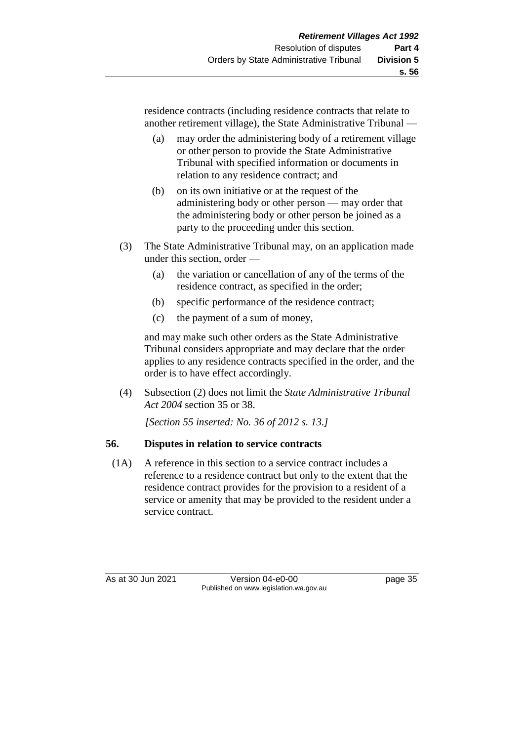residence contracts (including residence contracts that relate to another retirement village), the State Administrative Tribunal —

(a) may order the administering body of a retirement village or other person to provide the State Administrative Tribunal with specified information or documents in relation to any residence contract; and

(b) on its own initiative or at the request of the administering body or other person — may order that the administering body or other person be joined as a party to the proceeding under this section.

(3) The State Administrative Tribunal may, on an application made under this section, order —

(a) the variation or cancellation of any of the terms of the residence contract, as specified in the order;

(b) specific performance of the residence contract;

(c) the payment of a sum of money,

and may make such other orders as the State Administrative Tribunal considers appropriate and may declare that the order applies to any residence contracts specified in the order, and the order is to have effect accordingly.

(4) Subsection (2) does not limit the *State Administrative Tribunal Act 2004* section 35 or 38.

*[Section 55 inserted: No. 36 of 2012 s. 13.]*

### 56. Disputes in relation to service contracts

(1A) A reference in this section to a service contract includes a reference to a residence contract but only to the extent that the residence contract provides for the provision to a resident of a service or amenity that may be provided to the resident under a service contract.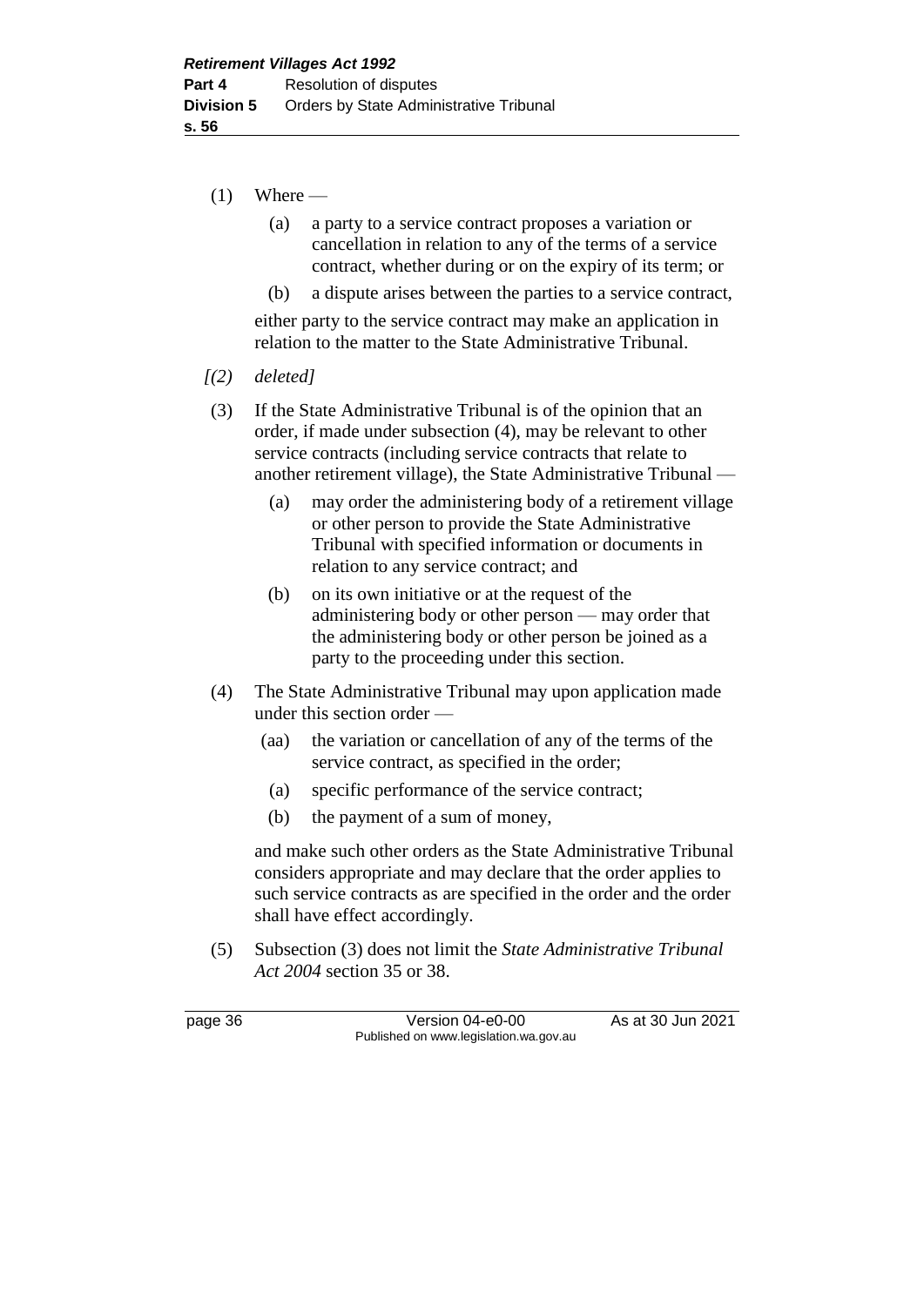(1) Where —

(a) a party to a service contract proposes a variation or cancellation in relation to any of the terms of a service contract, whether during or on the expiry of its term; or

(b) a dispute arises between the parties to a service contract,

either party to the service contract may make an application in relation to the matter to the State Administrative Tribunal.

*[(2) deleted]*

(3) If the State Administrative Tribunal is of the opinion that an order, if made under subsection (4), may be relevant to other service contracts (including service contracts that relate to another retirement village), the State Administrative Tribunal —

(a) may order the administering body of a retirement village or other person to provide the State Administrative Tribunal with specified information or documents in relation to any service contract; and

(b) on its own initiative or at the request of the administering body or other person — may order that the administering body or other person be joined as a party to the proceeding under this section.

(4) The State Administrative Tribunal may upon application made under this section order —

(aa) the variation or cancellation of any of the terms of the service contract, as specified in the order;

(a) specific performance of the service contract;

(b) the payment of a sum of money,

and make such other orders as the State Administrative Tribunal considers appropriate and may declare that the order applies to such service contracts as are specified in the order and the order shall have effect accordingly.

(5) Subsection (3) does not limit the *State Administrative Tribunal Act 2004* section 35 or 38.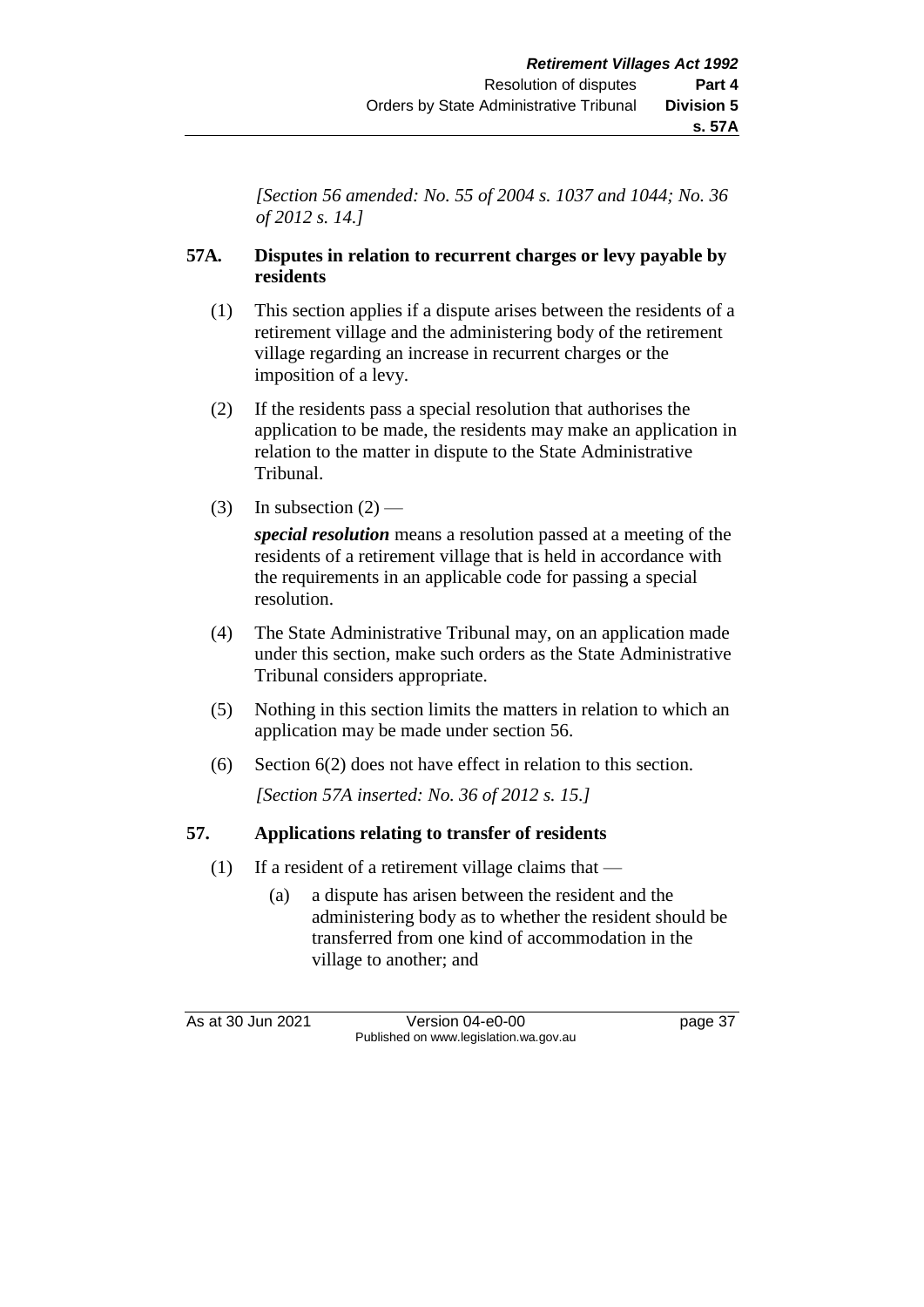*[Section 56 amended: No. 55 of 2004 s. 1037 and 1044; No. 36 of 2012 s. 14.]*

### 57A. Disputes in relation to recurrent charges or levy payable by residents

(1) This section applies if a dispute arises between the residents of a retirement village and the administering body of the retirement village regarding an increase in recurrent charges or the imposition of a levy.

(2) If the residents pass a special resolution that authorises the application to be made, the residents may make an application in relation to the matter in dispute to the State Administrative Tribunal.

(3) In subsection (2) —

***special resolution*** means a resolution passed at a meeting of the residents of a retirement village that is held in accordance with the requirements in an applicable code for passing a special resolution.

(4) The State Administrative Tribunal may, on an application made under this section, make such orders as the State Administrative Tribunal considers appropriate.

(5) Nothing in this section limits the matters in relation to which an application may be made under section 56.

(6) Section 6(2) does not have effect in relation to this section.

*[Section 57A inserted: No. 36 of 2012 s. 15.]*

### 57. Applications relating to transfer of residents

(1) If a resident of a retirement village claims that —

(a) a dispute has arisen between the resident and the administering body as to whether the resident should be transferred from one kind of accommodation in the village to another; and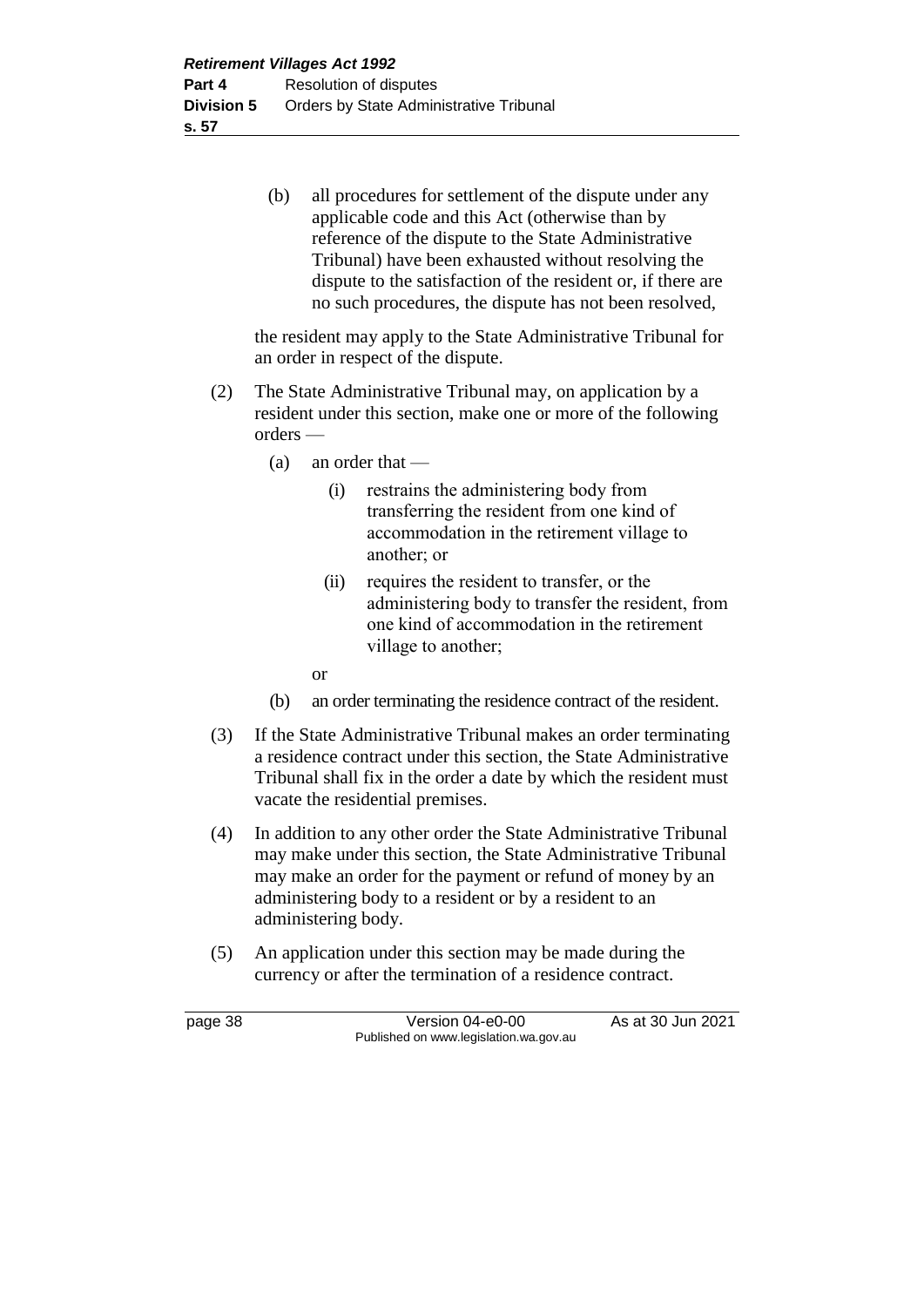(b) all procedures for settlement of the dispute under any applicable code and this Act (otherwise than by reference of the dispute to the State Administrative Tribunal) have been exhausted without resolving the dispute to the satisfaction of the resident or, if there are no such procedures, the dispute has not been resolved,

the resident may apply to the State Administrative Tribunal for an order in respect of the dispute.

(2) The State Administrative Tribunal may, on application by a resident under this section, make one or more of the following orders —

(a) an order that —

(i) restrains the administering body from transferring the resident from one kind of accommodation in the retirement village to another; or

(ii) requires the resident to transfer, or the administering body to transfer the resident, from one kind of accommodation in the retirement village to another;

or

(b) an order terminating the residence contract of the resident.

(3) If the State Administrative Tribunal makes an order terminating a residence contract under this section, the State Administrative Tribunal shall fix in the order a date by which the resident must vacate the residential premises.

(4) In addition to any other order the State Administrative Tribunal may make under this section, the State Administrative Tribunal may make an order for the payment or refund of money by an administering body to a resident or by a resident to an administering body.

(5) An application under this section may be made during the currency or after the termination of a residence contract.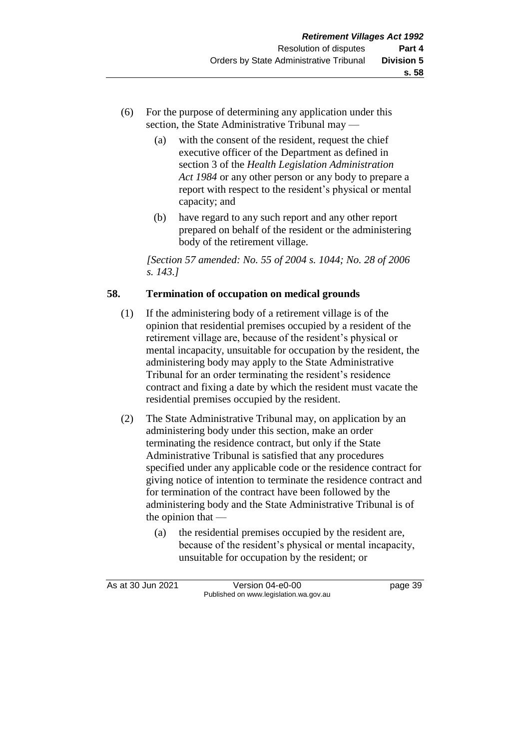(6) For the purpose of determining any application under this section, the State Administrative Tribunal may —

  (a) with the consent of the resident, request the chief executive officer of the Department as defined in section 3 of the *Health Legislation Administration Act 1984* or any other person or any body to prepare a report with respect to the resident's physical or mental capacity; and

  (b) have regard to any such report and any other report prepared on behalf of the resident or the administering body of the retirement village.

*[Section 57 amended: No. 55 of 2004 s. 1044; No. 28 of 2006 s. 143.]*

## 58. Termination of occupation on medical grounds

(1) If the administering body of a retirement village is of the opinion that residential premises occupied by a resident of the retirement village are, because of the resident's physical or mental incapacity, unsuitable for occupation by the resident, the administering body may apply to the State Administrative Tribunal for an order terminating the resident's residence contract and fixing a date by which the resident must vacate the residential premises occupied by the resident.

(2) The State Administrative Tribunal may, on application by an administering body under this section, make an order terminating the residence contract, but only if the State Administrative Tribunal is satisfied that any procedures specified under any applicable code or the residence contract for giving notice of intention to terminate the residence contract and for termination of the contract have been followed by the administering body and the State Administrative Tribunal is of the opinion that —

  (a) the residential premises occupied by the resident are, because of the resident's physical or mental incapacity, unsuitable for occupation by the resident; or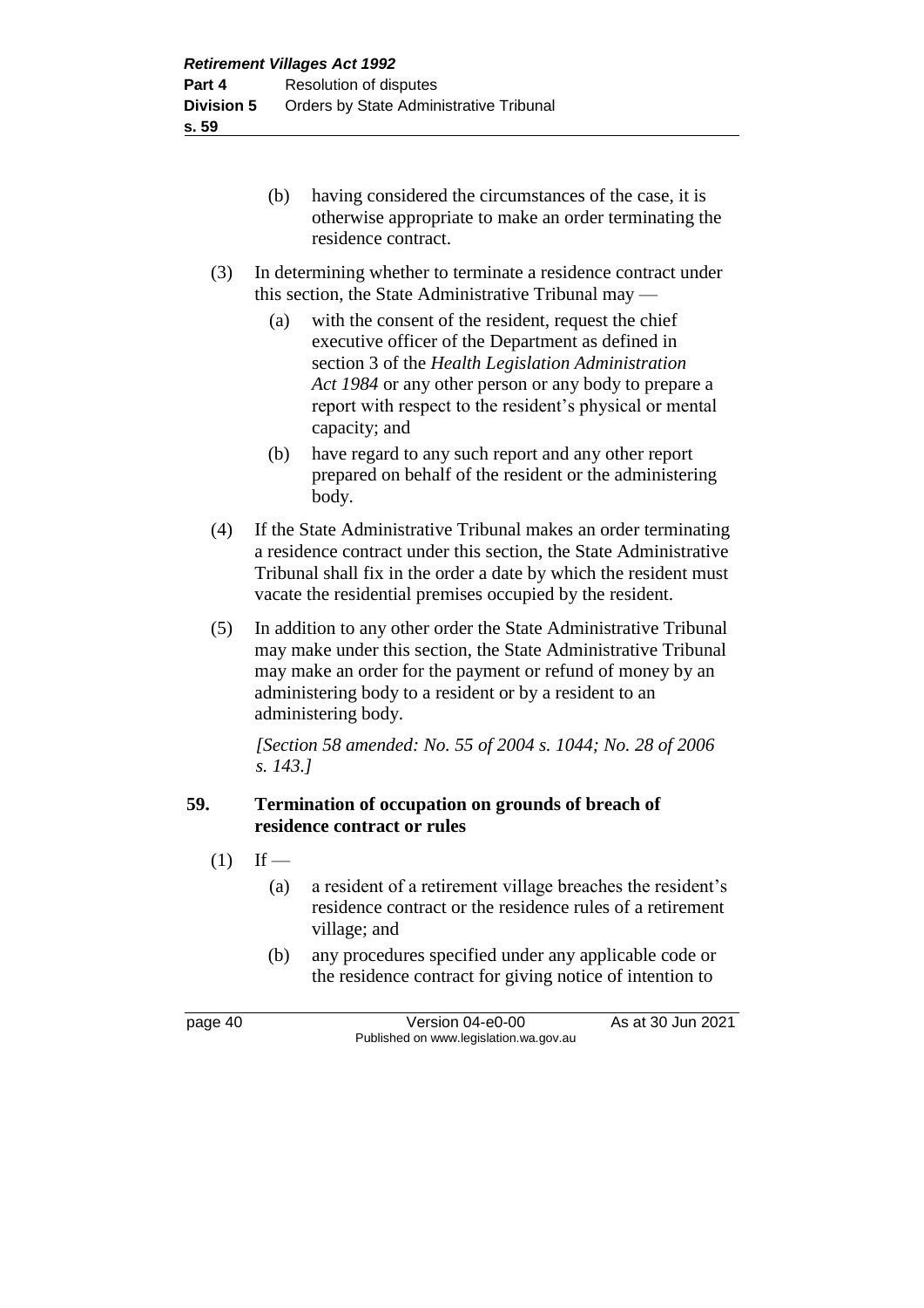(b) having considered the circumstances of the case, it is otherwise appropriate to make an order terminating the residence contract.

(3) In determining whether to terminate a residence contract under this section, the State Administrative Tribunal may —

(a) with the consent of the resident, request the chief executive officer of the Department as defined in section 3 of the *Health Legislation Administration Act 1984* or any other person or any body to prepare a report with respect to the resident's physical or mental capacity; and

(b) have regard to any such report and any other report prepared on behalf of the resident or the administering body.

(4) If the State Administrative Tribunal makes an order terminating a residence contract under this section, the State Administrative Tribunal shall fix in the order a date by which the resident must vacate the residential premises occupied by the resident.

(5) In addition to any other order the State Administrative Tribunal may make under this section, the State Administrative Tribunal may make an order for the payment or refund of money by an administering body to a resident or by a resident to an administering body.

*[Section 58 amended: No. 55 of 2004 s. 1044; No. 28 of 2006 s. 143.]*

**59. Termination of occupation on grounds of breach of residence contract or rules**

(1) If —

(a) a resident of a retirement village breaches the resident's residence contract or the residence rules of a retirement village; and

(b) any procedures specified under any applicable code or the residence contract for giving notice of intention to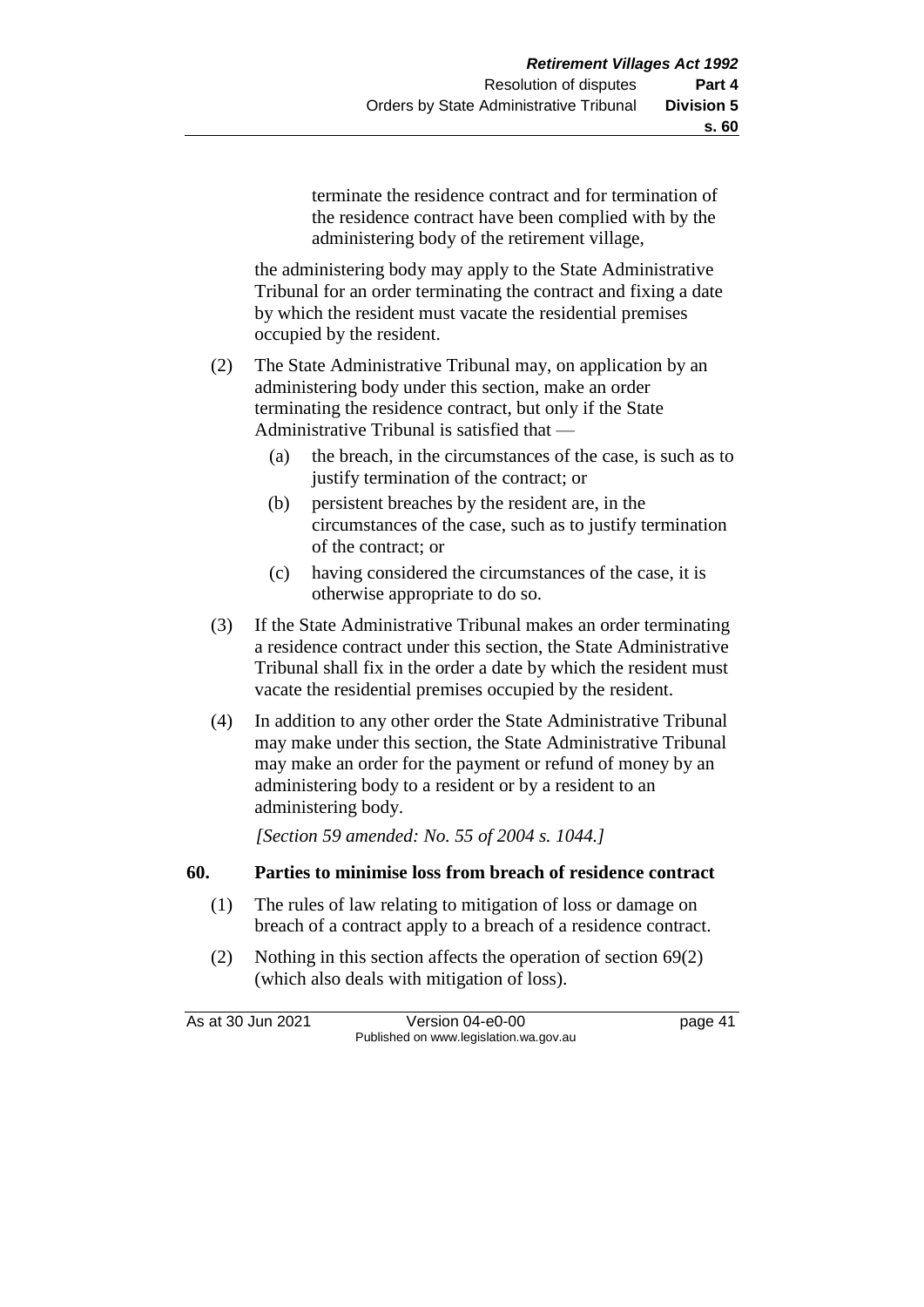terminate the residence contract and for termination of the residence contract have been complied with by the administering body of the retirement village,

the administering body may apply to the State Administrative Tribunal for an order terminating the contract and fixing a date by which the resident must vacate the residential premises occupied by the resident.

(2) The State Administrative Tribunal may, on application by an administering body under this section, make an order terminating the residence contract, but only if the State Administrative Tribunal is satisfied that —

- (a) the breach, in the circumstances of the case, is such as to justify termination of the contract; or
- (b) persistent breaches by the resident are, in the circumstances of the case, such as to justify termination of the contract; or
- (c) having considered the circumstances of the case, it is otherwise appropriate to do so.

(3) If the State Administrative Tribunal makes an order terminating a residence contract under this section, the State Administrative Tribunal shall fix in the order a date by which the resident must vacate the residential premises occupied by the resident.

(4) In addition to any other order the State Administrative Tribunal may make under this section, the State Administrative Tribunal may make an order for the payment or refund of money by an administering body to a resident or by a resident to an administering body.

*[Section 59 amended: No. 55 of 2004 s. 1044.]*

## 60. Parties to minimise loss from breach of residence contract

(1) The rules of law relating to mitigation of loss or damage on breach of a contract apply to a breach of a residence contract.

(2) Nothing in this section affects the operation of section 69(2) (which also deals with mitigation of loss).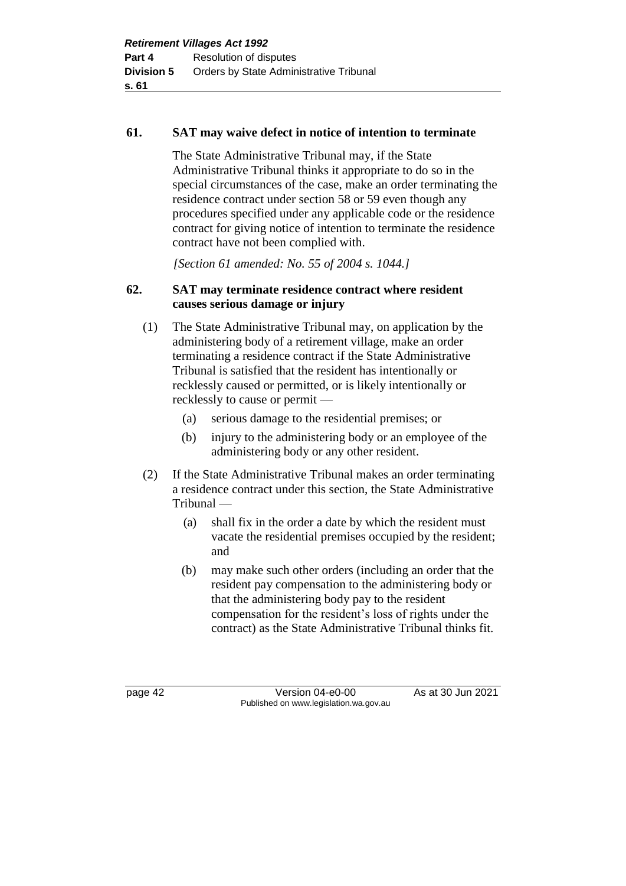## 61. SAT may waive defect in notice of intention to terminate

The State Administrative Tribunal may, if the State Administrative Tribunal thinks it appropriate to do so in the special circumstances of the case, make an order terminating the residence contract under section 58 or 59 even though any procedures specified under any applicable code or the residence contract for giving notice of intention to terminate the residence contract have not been complied with.

*[Section 61 amended: No. 55 of 2004 s. 1044.]*

## 62. SAT may terminate residence contract where resident causes serious damage or injury

(1) The State Administrative Tribunal may, on application by the administering body of a retirement village, make an order terminating a residence contract if the State Administrative Tribunal is satisfied that the resident has intentionally or recklessly caused or permitted, or is likely intentionally or recklessly to cause or permit —

  (a) serious damage to the residential premises; or

  (b) injury to the administering body or an employee of the administering body or any other resident.

(2) If the State Administrative Tribunal makes an order terminating a residence contract under this section, the State Administrative Tribunal —

  (a) shall fix in the order a date by which the resident must vacate the residential premises occupied by the resident; and

  (b) may make such other orders (including an order that the resident pay compensation to the administering body or that the administering body pay to the resident compensation for the resident's loss of rights under the contract) as the State Administrative Tribunal thinks fit.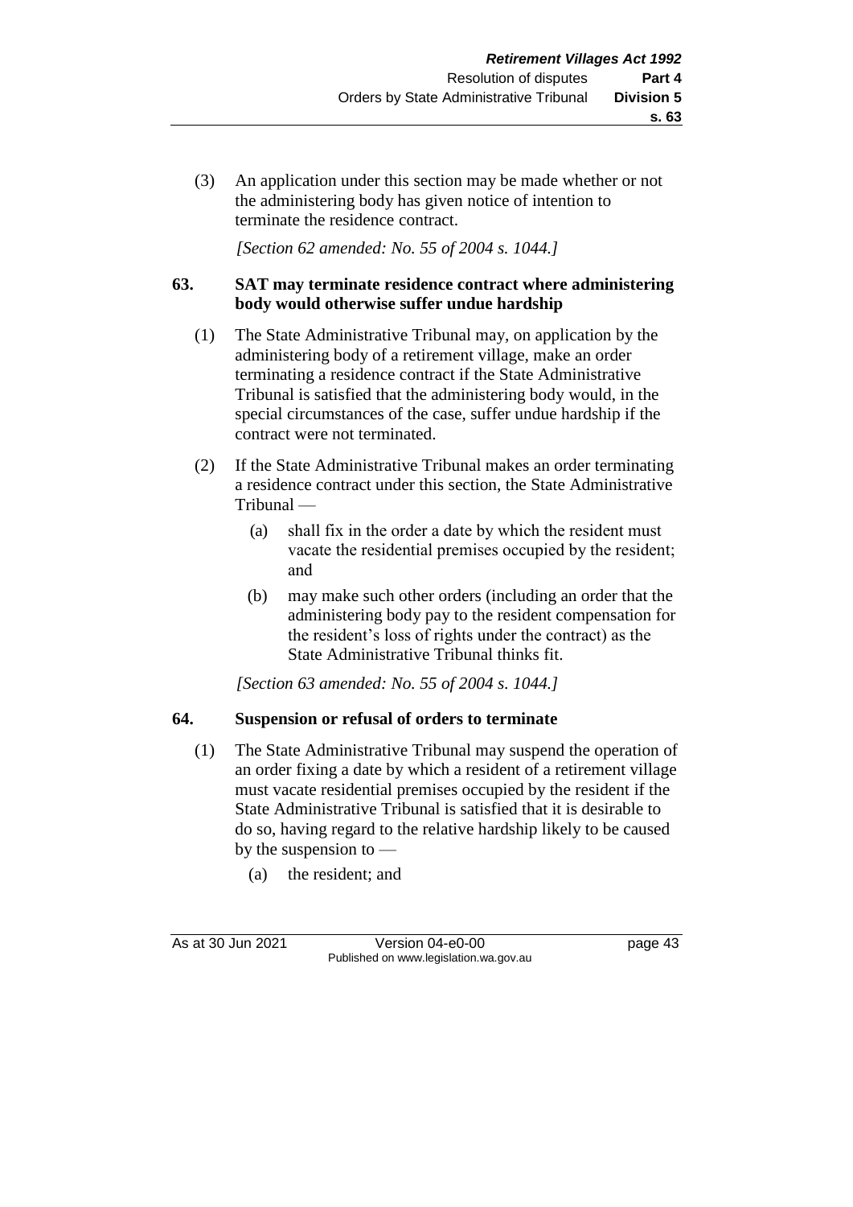(3) An application under this section may be made whether or not the administering body has given notice of intention to terminate the residence contract.

*[Section 62 amended: No. 55 of 2004 s. 1044.]*

**63. SAT may terminate residence contract where administering body would otherwise suffer undue hardship**

(1) The State Administrative Tribunal may, on application by the administering body of a retirement village, make an order terminating a residence contract if the State Administrative Tribunal is satisfied that the administering body would, in the special circumstances of the case, suffer undue hardship if the contract were not terminated.

(2) If the State Administrative Tribunal makes an order terminating a residence contract under this section, the State Administrative Tribunal —

(a) shall fix in the order a date by which the resident must vacate the residential premises occupied by the resident; and

(b) may make such other orders (including an order that the administering body pay to the resident compensation for the resident's loss of rights under the contract) as the State Administrative Tribunal thinks fit.

*[Section 63 amended: No. 55 of 2004 s. 1044.]*

**64. Suspension or refusal of orders to terminate**

(1) The State Administrative Tribunal may suspend the operation of an order fixing a date by which a resident of a retirement village must vacate residential premises occupied by the resident if the State Administrative Tribunal is satisfied that it is desirable to do so, having regard to the relative hardship likely to be caused by the suspension to —

(a) the resident; and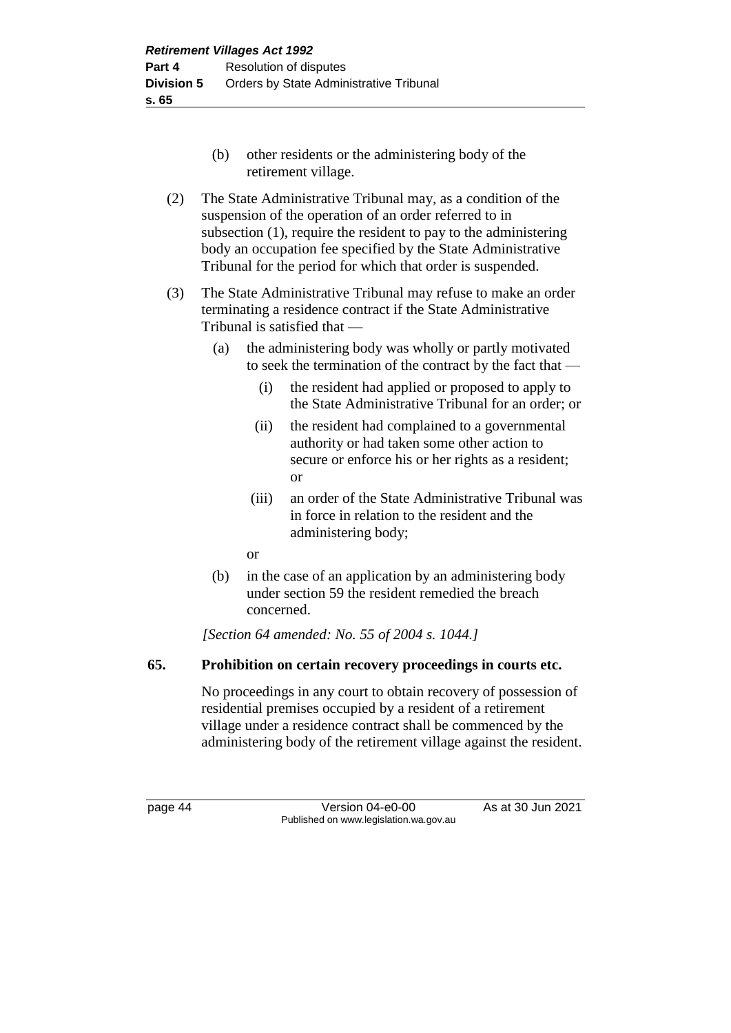(b) other residents or the administering body of the retirement village.

(2) The State Administrative Tribunal may, as a condition of the suspension of the operation of an order referred to in subsection (1), require the resident to pay to the administering body an occupation fee specified by the State Administrative Tribunal for the period for which that order is suspended.

(3) The State Administrative Tribunal may refuse to make an order terminating a residence contract if the State Administrative Tribunal is satisfied that —

(a) the administering body was wholly or partly motivated to seek the termination of the contract by the fact that —

(i) the resident had applied or proposed to apply to the State Administrative Tribunal for an order; or

(ii) the resident had complained to a governmental authority or had taken some other action to secure or enforce his or her rights as a resident; or

(iii) an order of the State Administrative Tribunal was in force in relation to the resident and the administering body;

or

(b) in the case of an application by an administering body under section 59 the resident remedied the breach concerned.

*[Section 64 amended: No. 55 of 2004 s. 1044.]*

## 65. Prohibition on certain recovery proceedings in courts etc.

No proceedings in any court to obtain recovery of possession of residential premises occupied by a resident of a retirement village under a residence contract shall be commenced by the administering body of the retirement village against the resident.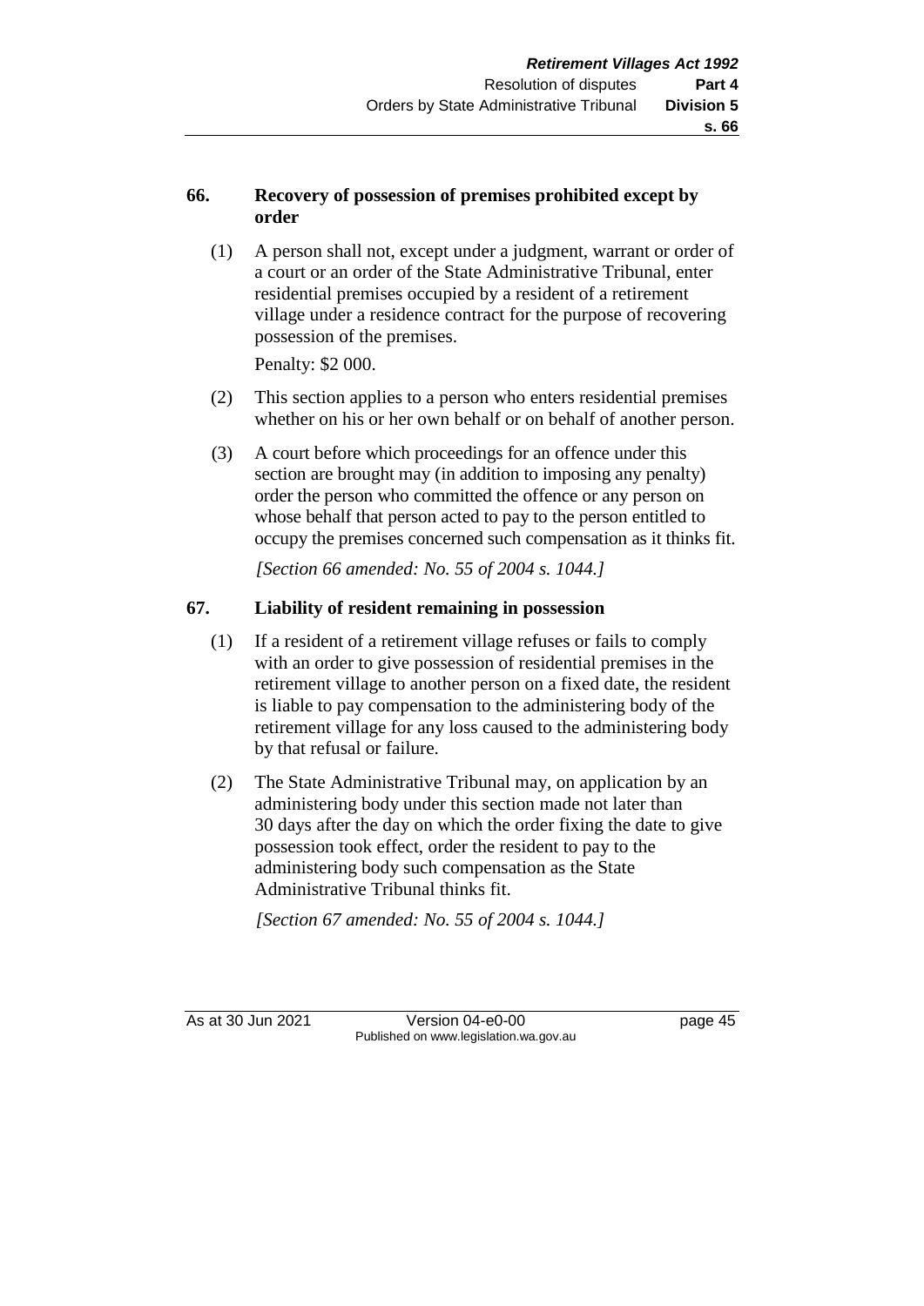## 66. Recovery of possession of premises prohibited except by order

(1) A person shall not, except under a judgment, warrant or order of a court or an order of the State Administrative Tribunal, enter residential premises occupied by a resident of a retirement village under a residence contract for the purpose of recovering possession of the premises.

Penalty: $2 000.

(2) This section applies to a person who enters residential premises whether on his or her own behalf or on behalf of another person.

(3) A court before which proceedings for an offence under this section are brought may (in addition to imposing any penalty) order the person who committed the offence or any person on whose behalf that person acted to pay to the person entitled to occupy the premises concerned such compensation as it thinks fit.

*[Section 66 amended: No. 55 of 2004 s. 1044.]*

## 67. Liability of resident remaining in possession

(1) If a resident of a retirement village refuses or fails to comply with an order to give possession of residential premises in the retirement village to another person on a fixed date, the resident is liable to pay compensation to the administering body of the retirement village for any loss caused to the administering body by that refusal or failure.

(2) The State Administrative Tribunal may, on application by an administering body under this section made not later than 30 days after the day on which the order fixing the date to give possession took effect, order the resident to pay to the administering body such compensation as the State Administrative Tribunal thinks fit.

*[Section 67 amended: No. 55 of 2004 s. 1044.]*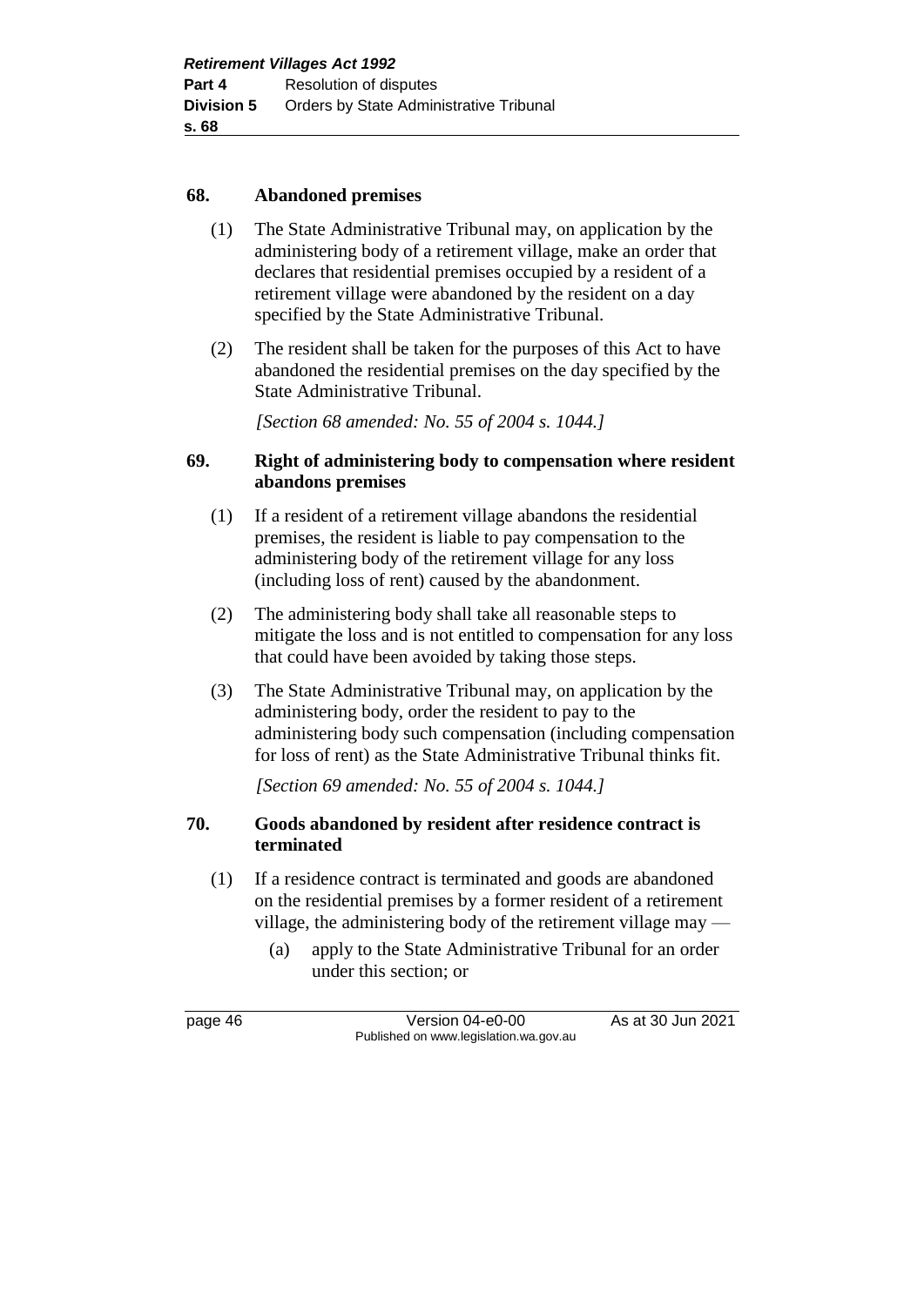## 68. Abandoned premises

(1) The State Administrative Tribunal may, on application by the administering body of a retirement village, make an order that declares that residential premises occupied by a resident of a retirement village were abandoned by the resident on a day specified by the State Administrative Tribunal.

(2) The resident shall be taken for the purposes of this Act to have abandoned the residential premises on the day specified by the State Administrative Tribunal.

*[Section 68 amended: No. 55 of 2004 s. 1044.]*

## 69. Right of administering body to compensation where resident abandons premises

(1) If a resident of a retirement village abandons the residential premises, the resident is liable to pay compensation to the administering body of the retirement village for any loss (including loss of rent) caused by the abandonment.

(2) The administering body shall take all reasonable steps to mitigate the loss and is not entitled to compensation for any loss that could have been avoided by taking those steps.

(3) The State Administrative Tribunal may, on application by the administering body, order the resident to pay to the administering body such compensation (including compensation for loss of rent) as the State Administrative Tribunal thinks fit.

*[Section 69 amended: No. 55 of 2004 s. 1044.]*

## 70. Goods abandoned by resident after residence contract is terminated

(1) If a residence contract is terminated and goods are abandoned on the residential premises by a former resident of a retirement village, the administering body of the retirement village may —

  (a) apply to the State Administrative Tribunal for an order under this section; or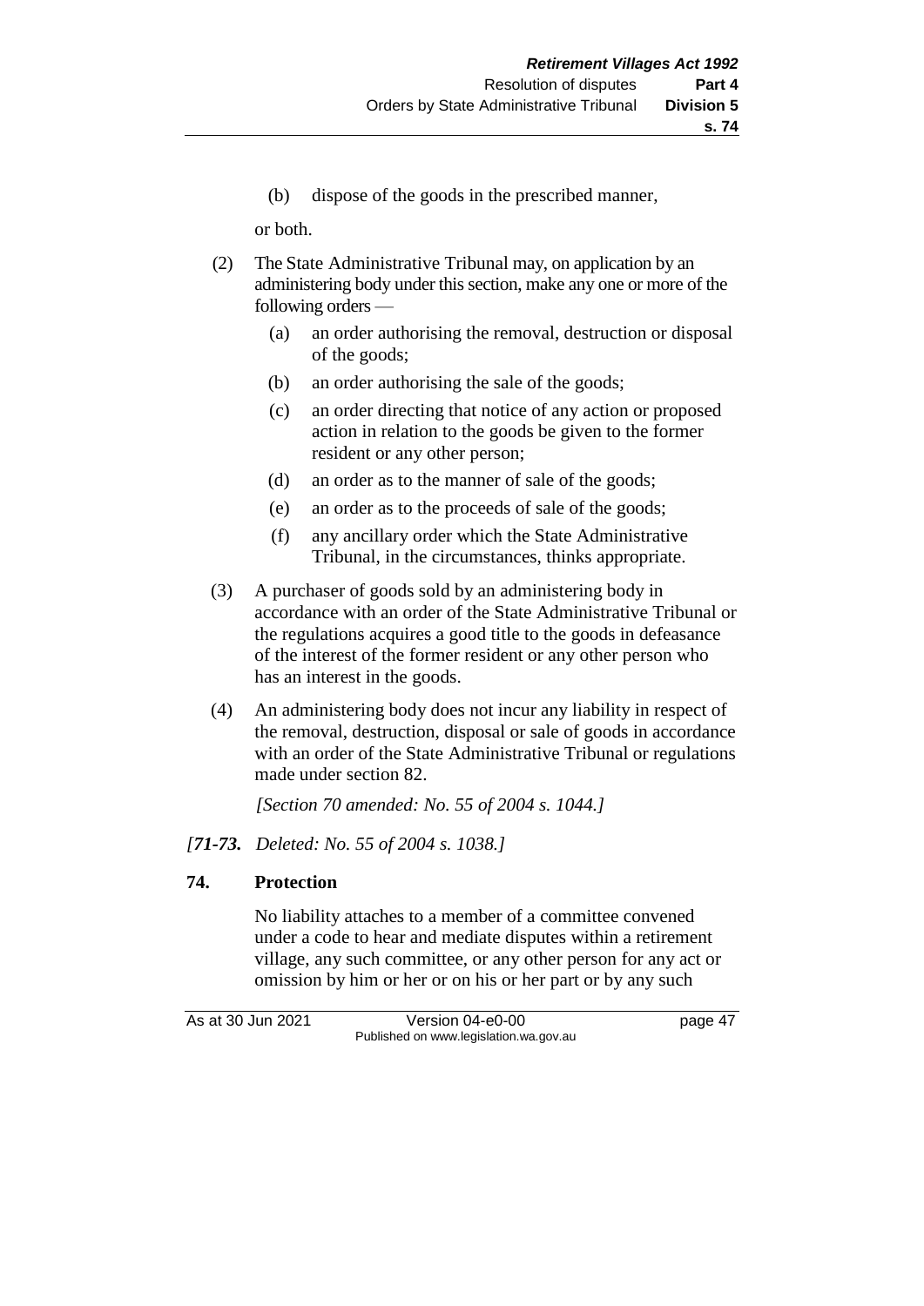(b) dispose of the goods in the prescribed manner,

or both.

(2) The State Administrative Tribunal may, on application by an administering body under this section, make any one or more of the following orders —

(a) an order authorising the removal, destruction or disposal of the goods;

(b) an order authorising the sale of the goods;

(c) an order directing that notice of any action or proposed action in relation to the goods be given to the former resident or any other person;

(d) an order as to the manner of sale of the goods;

(e) an order as to the proceeds of sale of the goods;

(f) any ancillary order which the State Administrative Tribunal, in the circumstances, thinks appropriate.

(3) A purchaser of goods sold by an administering body in accordance with an order of the State Administrative Tribunal or the regulations acquires a good title to the goods in defeasance of the interest of the former resident or any other person who has an interest in the goods.

(4) An administering body does not incur any liability in respect of the removal, destruction, disposal or sale of goods in accordance with an order of the State Administrative Tribunal or regulations made under section 82.

*[Section 70 amended: No. 55 of 2004 s. 1044.]*

*[**71-73.** Deleted: No. 55 of 2004 s. 1038.]*

## 74. Protection

No liability attaches to a member of a committee convened under a code to hear and mediate disputes within a retirement village, any such committee, or any other person for any act or omission by him or her or on his or her part or by any such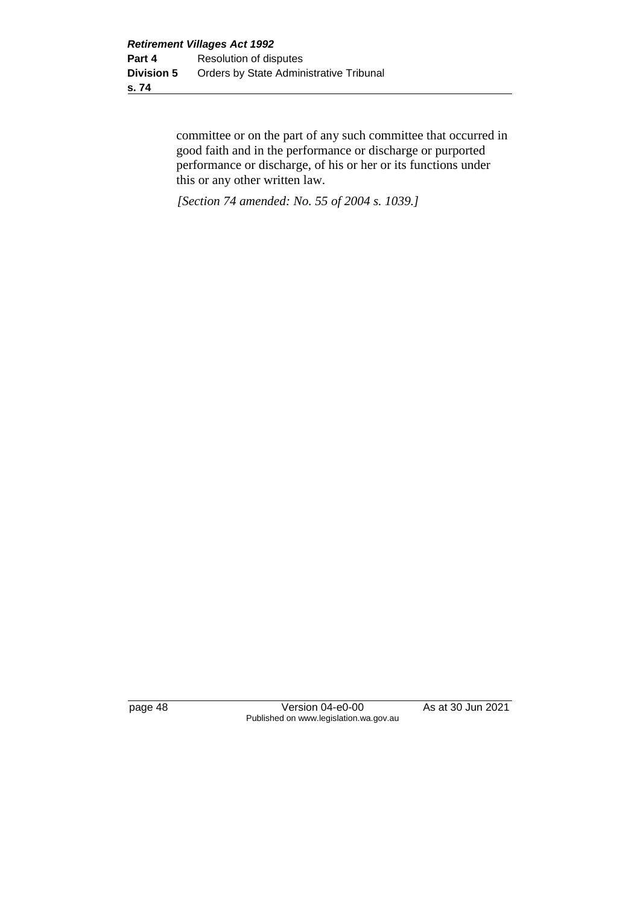committee or on the part of any such committee that occurred in good faith and in the performance or discharge or purported performance or discharge, of his or her or its functions under this or any other written law.

*[Section 74 amended: No. 55 of 2004 s. 1039.]*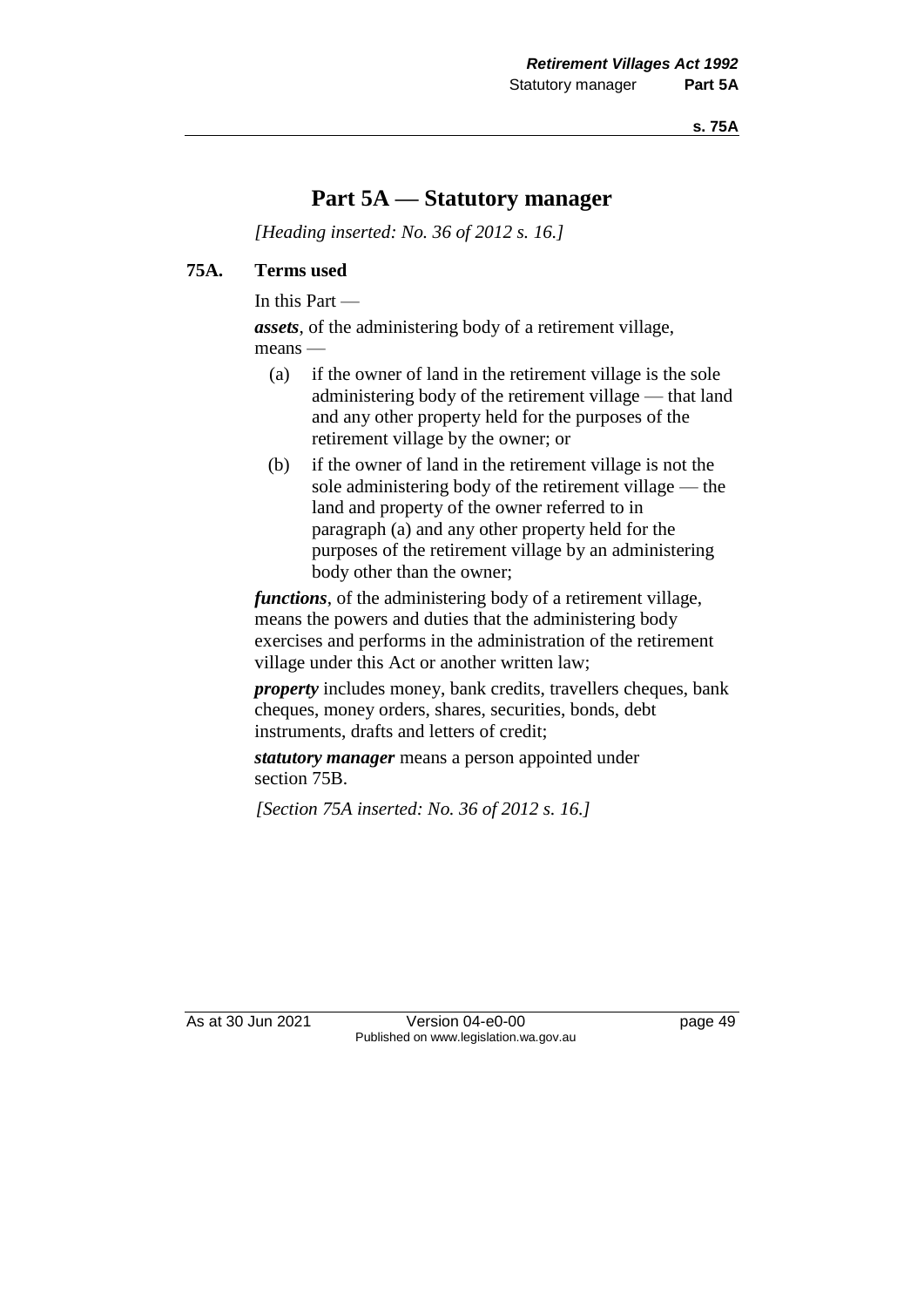# Part 5A — Statutory manager

*[Heading inserted: No. 36 of 2012 s. 16.]*

## 75A. Terms used

In this Part —

***assets***, of the administering body of a retirement village, means —

- (a) if the owner of land in the retirement village is the sole administering body of the retirement village — that land and any other property held for the purposes of the retirement village by the owner; or
- (b) if the owner of land in the retirement village is not the sole administering body of the retirement village — the land and property of the owner referred to in paragraph (a) and any other property held for the purposes of the retirement village by an administering body other than the owner;

***functions***, of the administering body of a retirement village, means the powers and duties that the administering body exercises and performs in the administration of the retirement village under this Act or another written law;

***property*** includes money, bank credits, travellers cheques, bank cheques, money orders, shares, securities, bonds, debt instruments, drafts and letters of credit;

***statutory manager*** means a person appointed under section 75B.

*[Section 75A inserted: No. 36 of 2012 s. 16.]*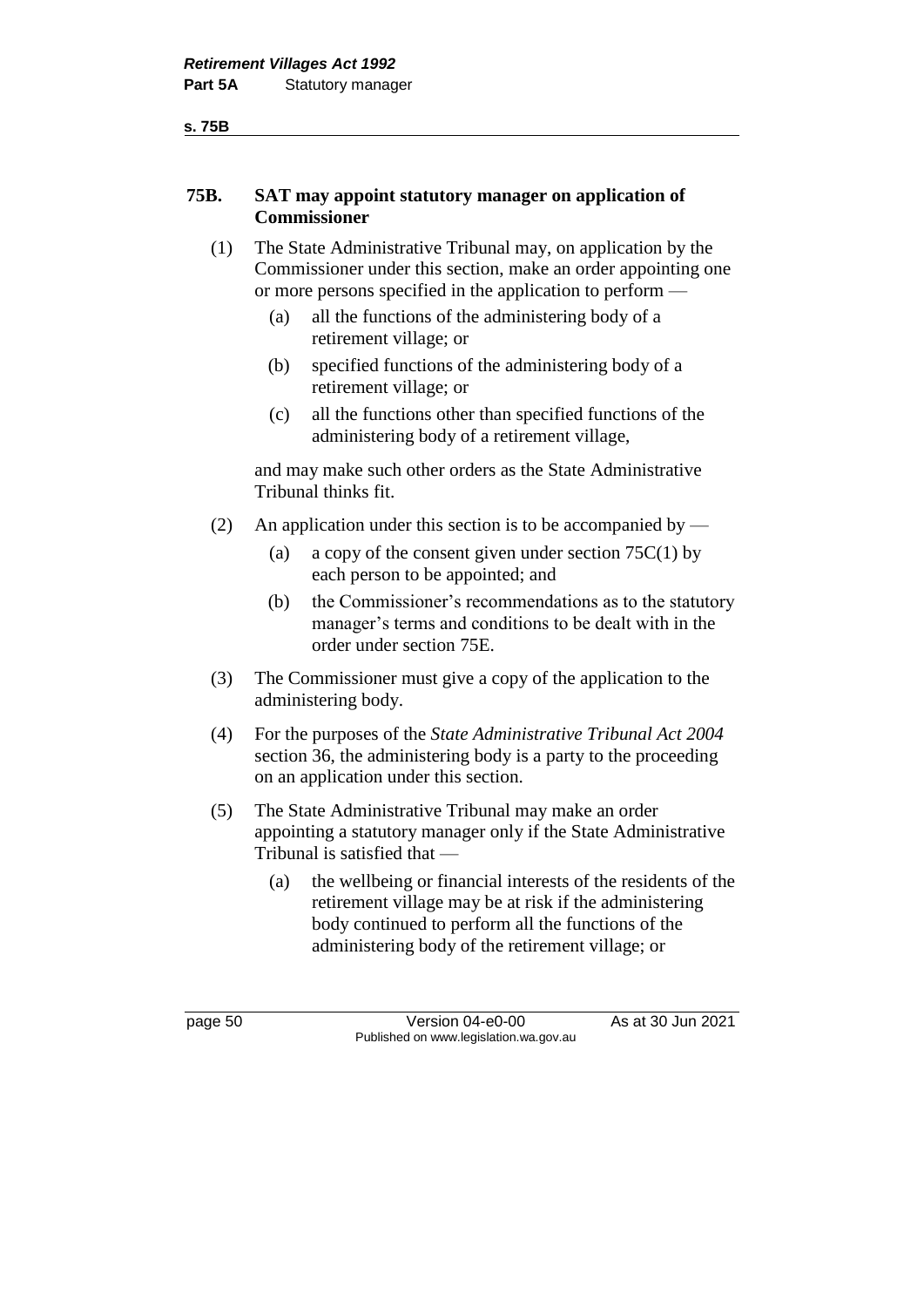### 75B. SAT may appoint statutory manager on application of Commissioner

(1) The State Administrative Tribunal may, on application by the Commissioner under this section, make an order appointing one or more persons specified in the application to perform —

(a) all the functions of the administering body of a retirement village; or

(b) specified functions of the administering body of a retirement village; or

(c) all the functions other than specified functions of the administering body of a retirement village,

and may make such other orders as the State Administrative Tribunal thinks fit.

(2) An application under this section is to be accompanied by —

(a) a copy of the consent given under section 75C(1) by each person to be appointed; and

(b) the Commissioner's recommendations as to the statutory manager's terms and conditions to be dealt with in the order under section 75E.

(3) The Commissioner must give a copy of the application to the administering body.

(4) For the purposes of the *State Administrative Tribunal Act 2004* section 36, the administering body is a party to the proceeding on an application under this section.

(5) The State Administrative Tribunal may make an order appointing a statutory manager only if the State Administrative Tribunal is satisfied that —

(a) the wellbeing or financial interests of the residents of the retirement village may be at risk if the administering body continued to perform all the functions of the administering body of the retirement village; or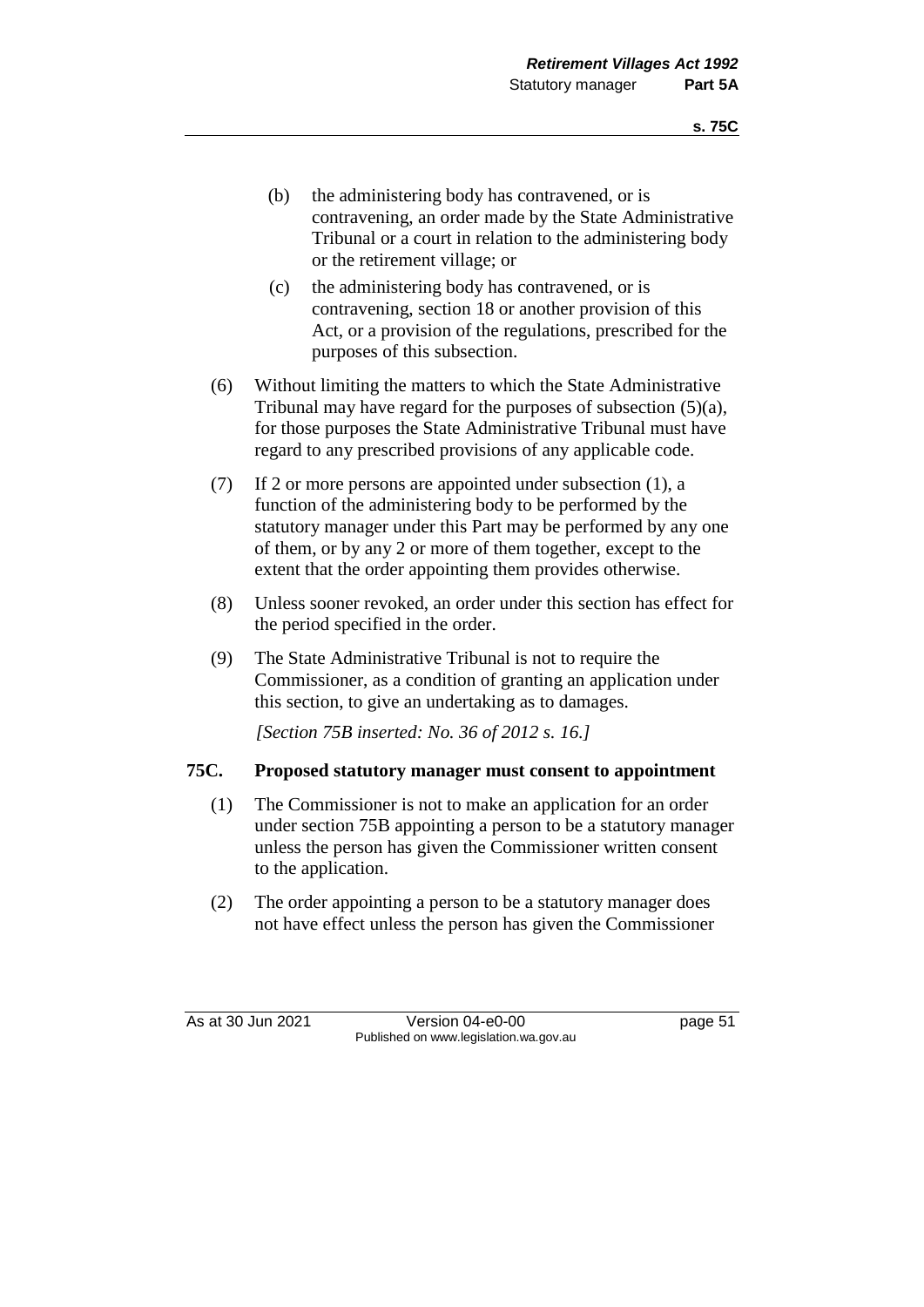(b) the administering body has contravened, or is contravening, an order made by the State Administrative Tribunal or a court in relation to the administering body or the retirement village; or

(c) the administering body has contravened, or is contravening, section 18 or another provision of this Act, or a provision of the regulations, prescribed for the purposes of this subsection.

(6) Without limiting the matters to which the State Administrative Tribunal may have regard for the purposes of subsection (5)(a), for those purposes the State Administrative Tribunal must have regard to any prescribed provisions of any applicable code.

(7) If 2 or more persons are appointed under subsection (1), a function of the administering body to be performed by the statutory manager under this Part may be performed by any one of them, or by any 2 or more of them together, except to the extent that the order appointing them provides otherwise.

(8) Unless sooner revoked, an order under this section has effect for the period specified in the order.

(9) The State Administrative Tribunal is not to require the Commissioner, as a condition of granting an application under this section, to give an undertaking as to damages.

*[Section 75B inserted: No. 36 of 2012 s. 16.]*

### 75C. Proposed statutory manager must consent to appointment

(1) The Commissioner is not to make an application for an order under section 75B appointing a person to be a statutory manager unless the person has given the Commissioner written consent to the application.

(2) The order appointing a person to be a statutory manager does not have effect unless the person has given the Commissioner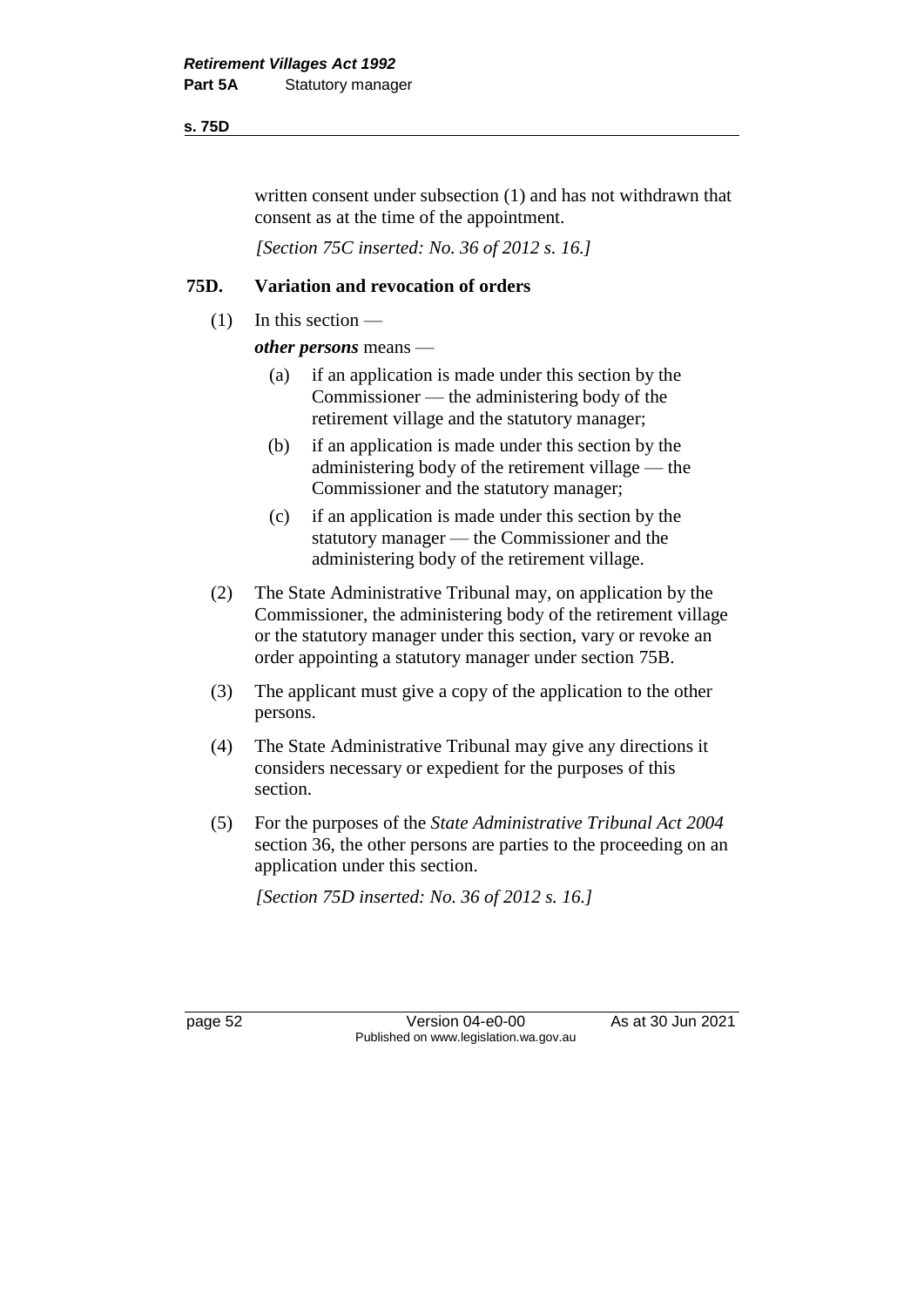written consent under subsection (1) and has not withdrawn that consent as at the time of the appointment.

*[Section 75C inserted: No. 36 of 2012 s. 16.]*

## 75D. Variation and revocation of orders

(1) In this section —

***other persons*** means —

- (a) if an application is made under this section by the Commissioner — the administering body of the retirement village and the statutory manager;
- (b) if an application is made under this section by the administering body of the retirement village — the Commissioner and the statutory manager;
- (c) if an application is made under this section by the statutory manager — the Commissioner and the administering body of the retirement village.

(2) The State Administrative Tribunal may, on application by the Commissioner, the administering body of the retirement village or the statutory manager under this section, vary or revoke an order appointing a statutory manager under section 75B.

(3) The applicant must give a copy of the application to the other persons.

(4) The State Administrative Tribunal may give any directions it considers necessary or expedient for the purposes of this section.

(5) For the purposes of the *State Administrative Tribunal Act 2004* section 36, the other persons are parties to the proceeding on an application under this section.

*[Section 75D inserted: No. 36 of 2012 s. 16.]*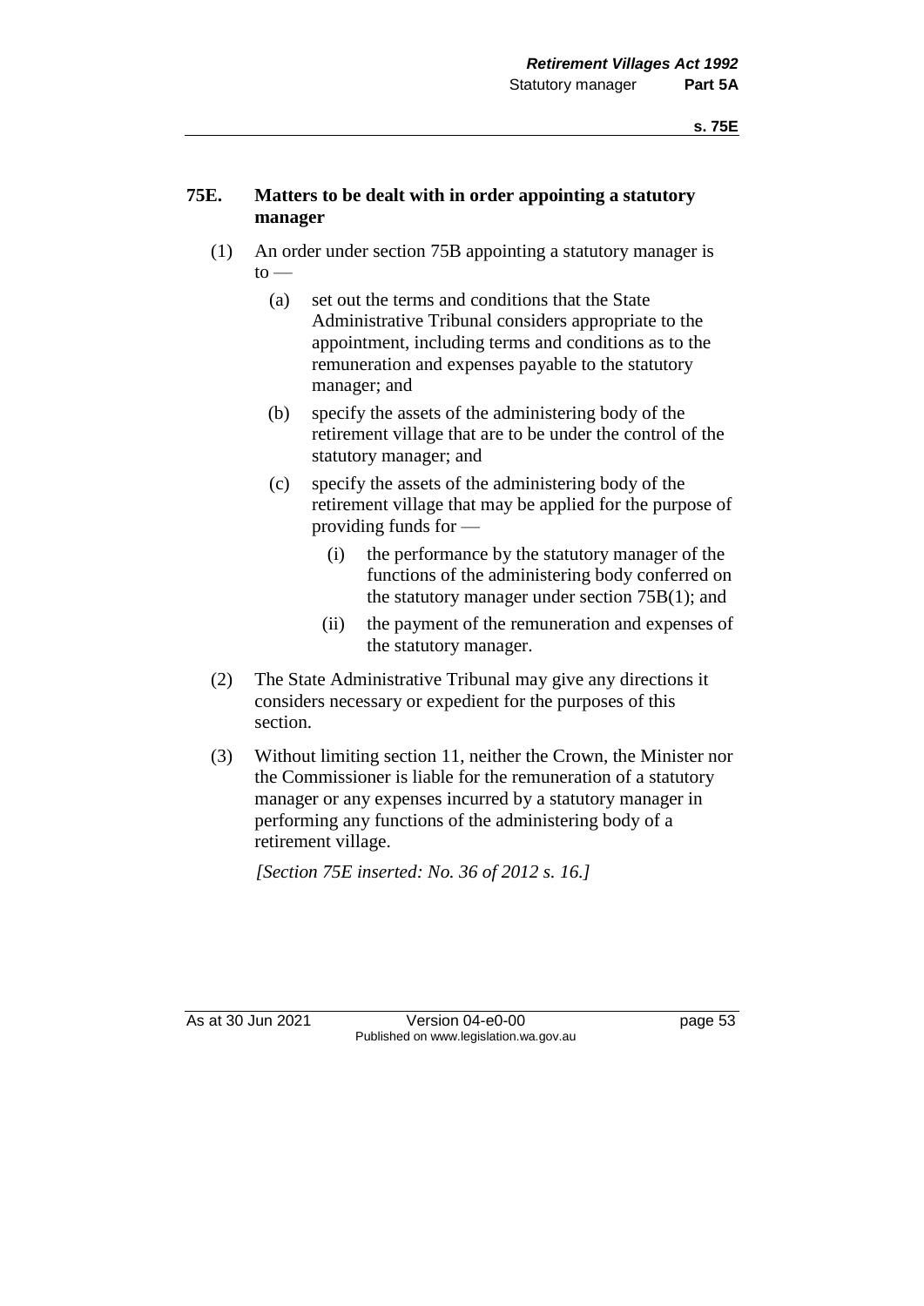## 75E. Matters to be dealt with in order appointing a statutory manager

(1) An order under section 75B appointing a statutory manager is to —

  (a) set out the terms and conditions that the State Administrative Tribunal considers appropriate to the appointment, including terms and conditions as to the remuneration and expenses payable to the statutory manager; and

  (b) specify the assets of the administering body of the retirement village that are to be under the control of the statutory manager; and

  (c) specify the assets of the administering body of the retirement village that may be applied for the purpose of providing funds for —

    (i) the performance by the statutory manager of the functions of the administering body conferred on the statutory manager under section 75B(1); and

    (ii) the payment of the remuneration and expenses of the statutory manager.

(2) The State Administrative Tribunal may give any directions it considers necessary or expedient for the purposes of this section.

(3) Without limiting section 11, neither the Crown, the Minister nor the Commissioner is liable for the remuneration of a statutory manager or any expenses incurred by a statutory manager in performing any functions of the administering body of a retirement village.

*[Section 75E inserted: No. 36 of 2012 s. 16.]*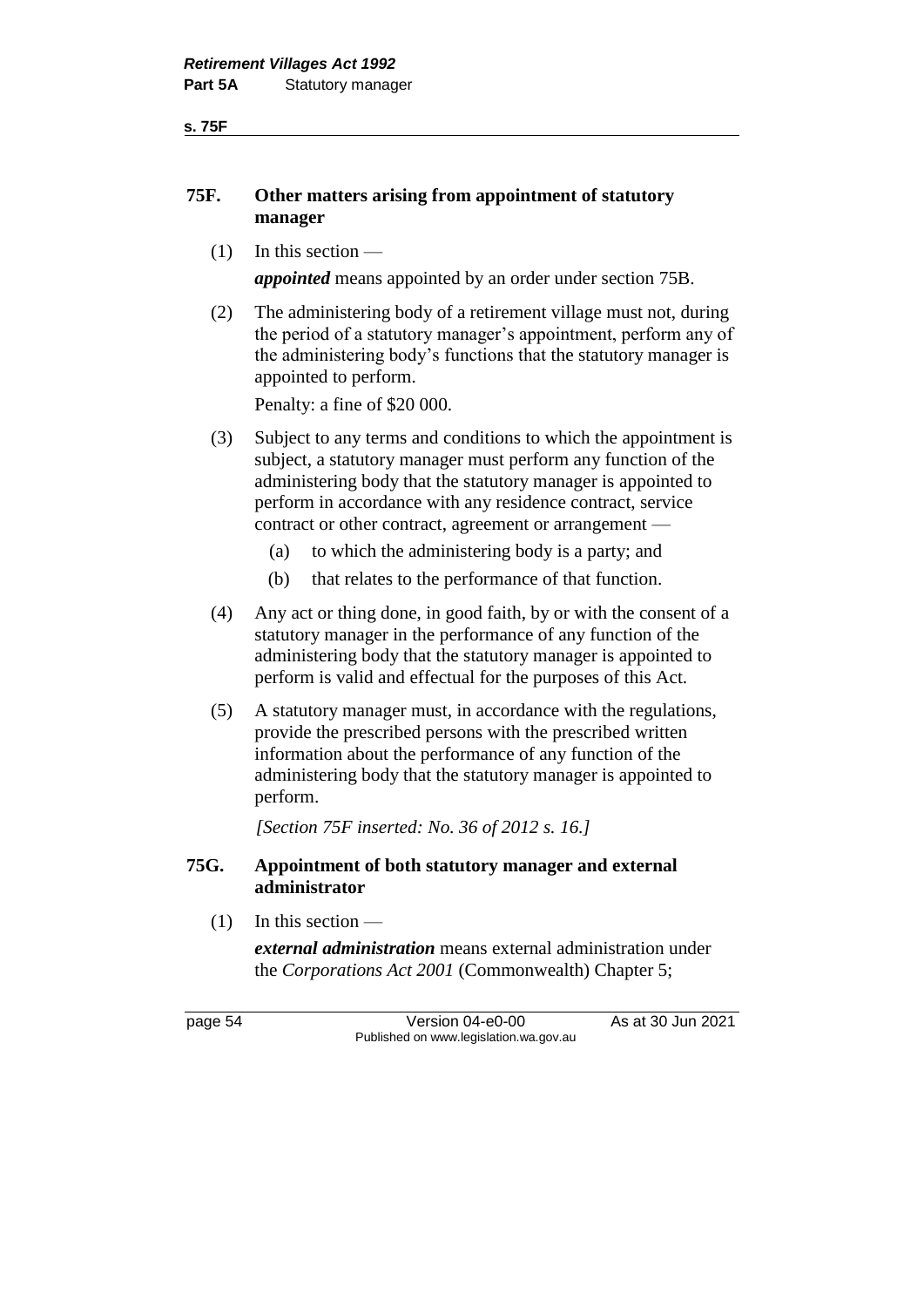## 75F. Other matters arising from appointment of statutory manager

(1) In this section —

***appointed*** means appointed by an order under section 75B.

(2) The administering body of a retirement village must not, during the period of a statutory manager's appointment, perform any of the administering body's functions that the statutory manager is appointed to perform.

Penalty: a fine of $20 000.

(3) Subject to any terms and conditions to which the appointment is subject, a statutory manager must perform any function of the administering body that the statutory manager is appointed to perform in accordance with any residence contract, service contract or other contract, agreement or arrangement —

- (a) to which the administering body is a party; and
- (b) that relates to the performance of that function.

(4) Any act or thing done, in good faith, by or with the consent of a statutory manager in the performance of any function of the administering body that the statutory manager is appointed to perform is valid and effectual for the purposes of this Act.

(5) A statutory manager must, in accordance with the regulations, provide the prescribed persons with the prescribed written information about the performance of any function of the administering body that the statutory manager is appointed to perform.

*[Section 75F inserted: No. 36 of 2012 s. 16.]*

## 75G. Appointment of both statutory manager and external administrator

(1) In this section —

***external administration*** means external administration under the *Corporations Act 2001* (Commonwealth) Chapter 5;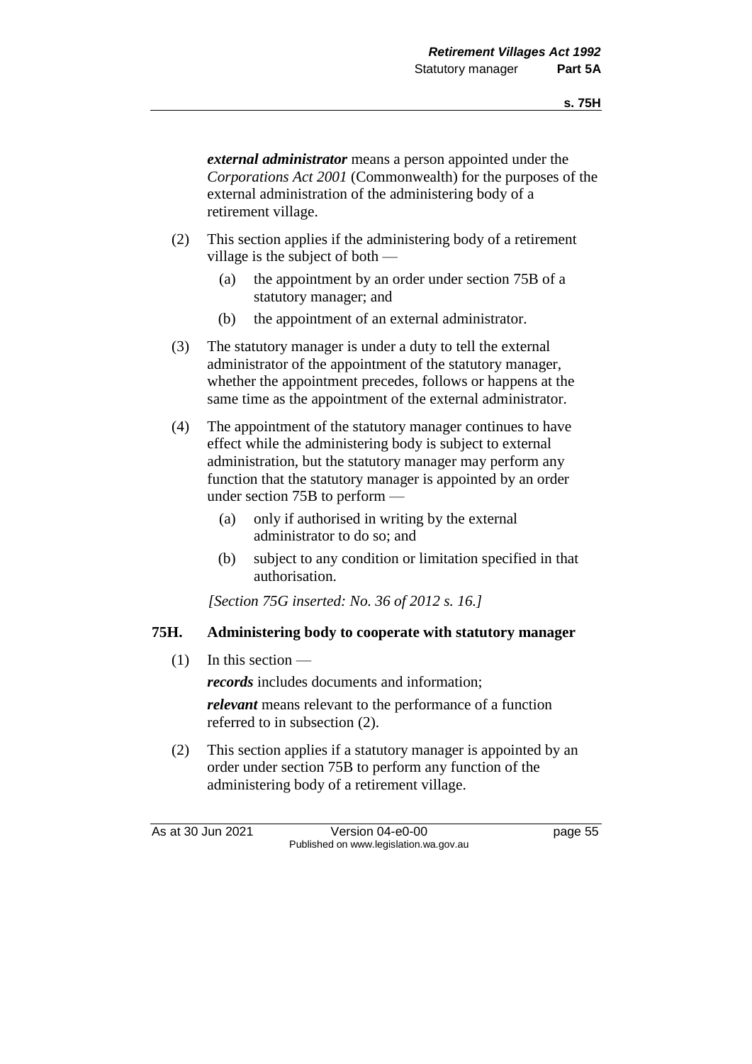***external administrator*** means a person appointed under the *Corporations Act 2001* (Commonwealth) for the purposes of the external administration of the administering body of a retirement village.

(2) This section applies if the administering body of a retirement village is the subject of both —

(a) the appointment by an order under section 75B of a statutory manager; and

(b) the appointment of an external administrator.

(3) The statutory manager is under a duty to tell the external administrator of the appointment of the statutory manager, whether the appointment precedes, follows or happens at the same time as the appointment of the external administrator.

(4) The appointment of the statutory manager continues to have effect while the administering body is subject to external administration, but the statutory manager may perform any function that the statutory manager is appointed by an order under section 75B to perform —

(a) only if authorised in writing by the external administrator to do so; and

(b) subject to any condition or limitation specified in that authorisation.

*[Section 75G inserted: No. 36 of 2012 s. 16.]*

### 75H. Administering body to cooperate with statutory manager

(1) In this section —

***records*** includes documents and information;

***relevant*** means relevant to the performance of a function referred to in subsection (2).

(2) This section applies if a statutory manager is appointed by an order under section 75B to perform any function of the administering body of a retirement village.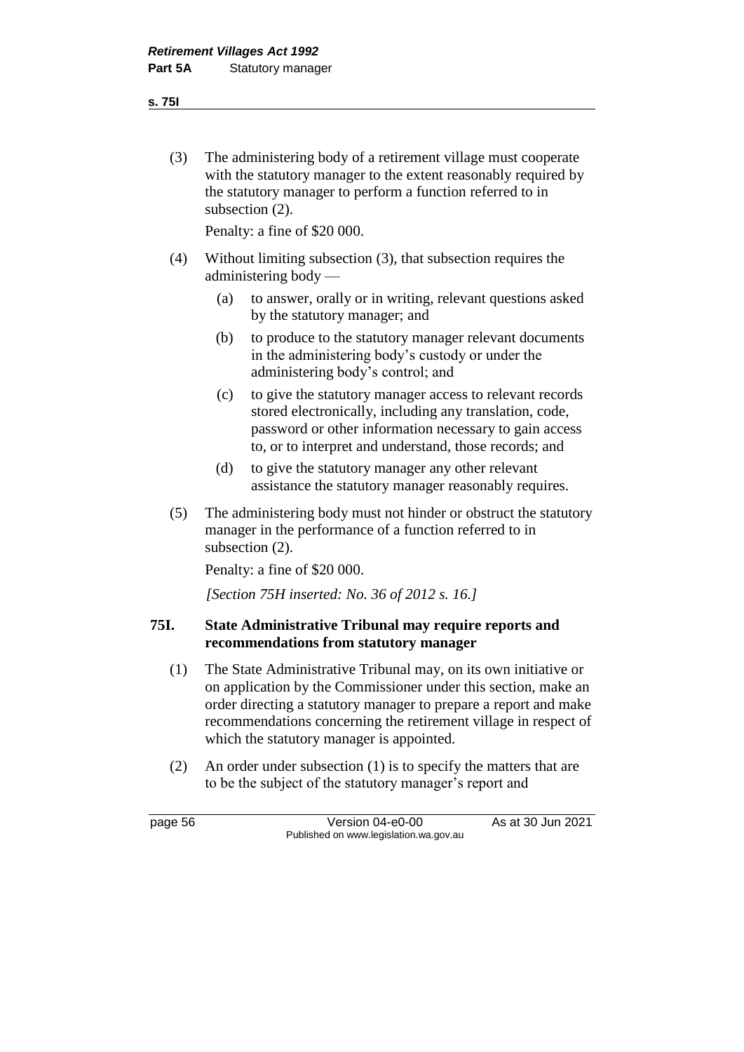(3) The administering body of a retirement village must cooperate with the statutory manager to the extent reasonably required by the statutory manager to perform a function referred to in subsection (2).

Penalty: a fine of $20 000.

(4) Without limiting subsection (3), that subsection requires the administering body —

(a) to answer, orally or in writing, relevant questions asked by the statutory manager; and

(b) to produce to the statutory manager relevant documents in the administering body's custody or under the administering body's control; and

(c) to give the statutory manager access to relevant records stored electronically, including any translation, code, password or other information necessary to gain access to, or to interpret and understand, those records; and

(d) to give the statutory manager any other relevant assistance the statutory manager reasonably requires.

(5) The administering body must not hinder or obstruct the statutory manager in the performance of a function referred to in subsection (2).

Penalty: a fine of $20 000.

*[Section 75H inserted: No. 36 of 2012 s. 16.]*

### 75I. State Administrative Tribunal may require reports and recommendations from statutory manager

(1) The State Administrative Tribunal may, on its own initiative or on application by the Commissioner under this section, make an order directing a statutory manager to prepare a report and make recommendations concerning the retirement village in respect of which the statutory manager is appointed.

(2) An order under subsection (1) is to specify the matters that are to be the subject of the statutory manager's report and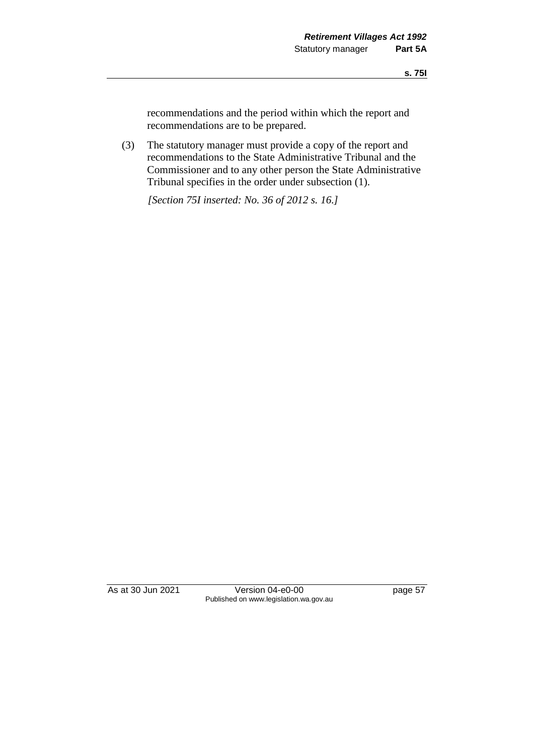recommendations and the period within which the report and recommendations are to be prepared.

(3) The statutory manager must provide a copy of the report and recommendations to the State Administrative Tribunal and the Commissioner and to any other person the State Administrative Tribunal specifies in the order under subsection (1).

*[Section 75I inserted: No. 36 of 2012 s. 16.]*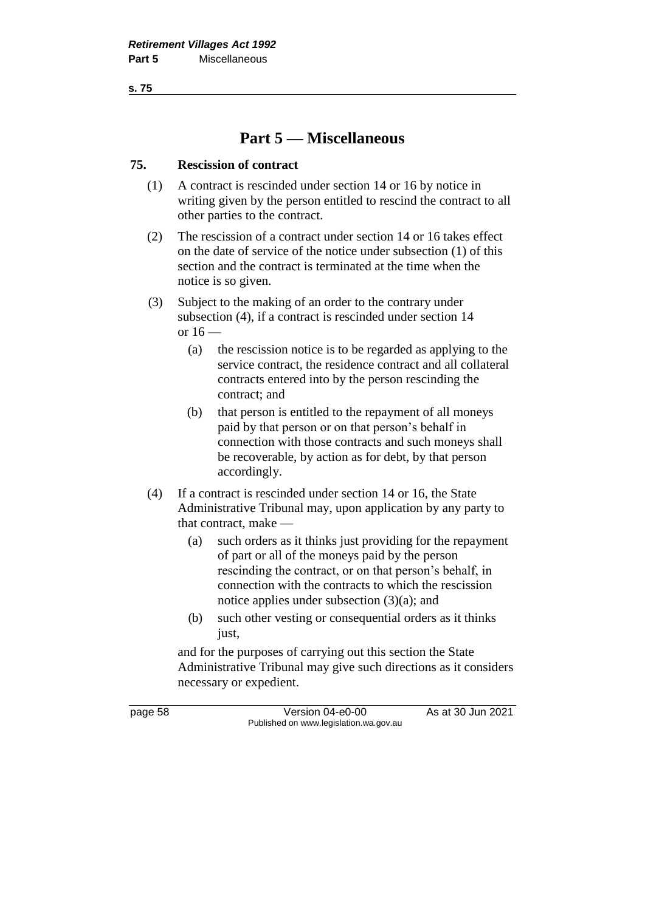# Part 5 — Miscellaneous

## 75. Rescission of contract

(1) A contract is rescinded under section 14 or 16 by notice in writing given by the person entitled to rescind the contract to all other parties to the contract.

(2) The rescission of a contract under section 14 or 16 takes effect on the date of service of the notice under subsection (1) of this section and the contract is terminated at the time when the notice is so given.

(3) Subject to the making of an order to the contrary under subsection (4), if a contract is rescinded under section 14 or 16 —

- (a) the rescission notice is to be regarded as applying to the service contract, the residence contract and all collateral contracts entered into by the person rescinding the contract; and
- (b) that person is entitled to the repayment of all moneys paid by that person or on that person's behalf in connection with those contracts and such moneys shall be recoverable, by action as for debt, by that person accordingly.

(4) If a contract is rescinded under section 14 or 16, the State Administrative Tribunal may, upon application by any party to that contract, make —

- (a) such orders as it thinks just providing for the repayment of part or all of the moneys paid by the person rescinding the contract, or on that person's behalf, in connection with the contracts to which the rescission notice applies under subsection (3)(a); and
- (b) such other vesting or consequential orders as it thinks just,

and for the purposes of carrying out this section the State Administrative Tribunal may give such directions as it considers necessary or expedient.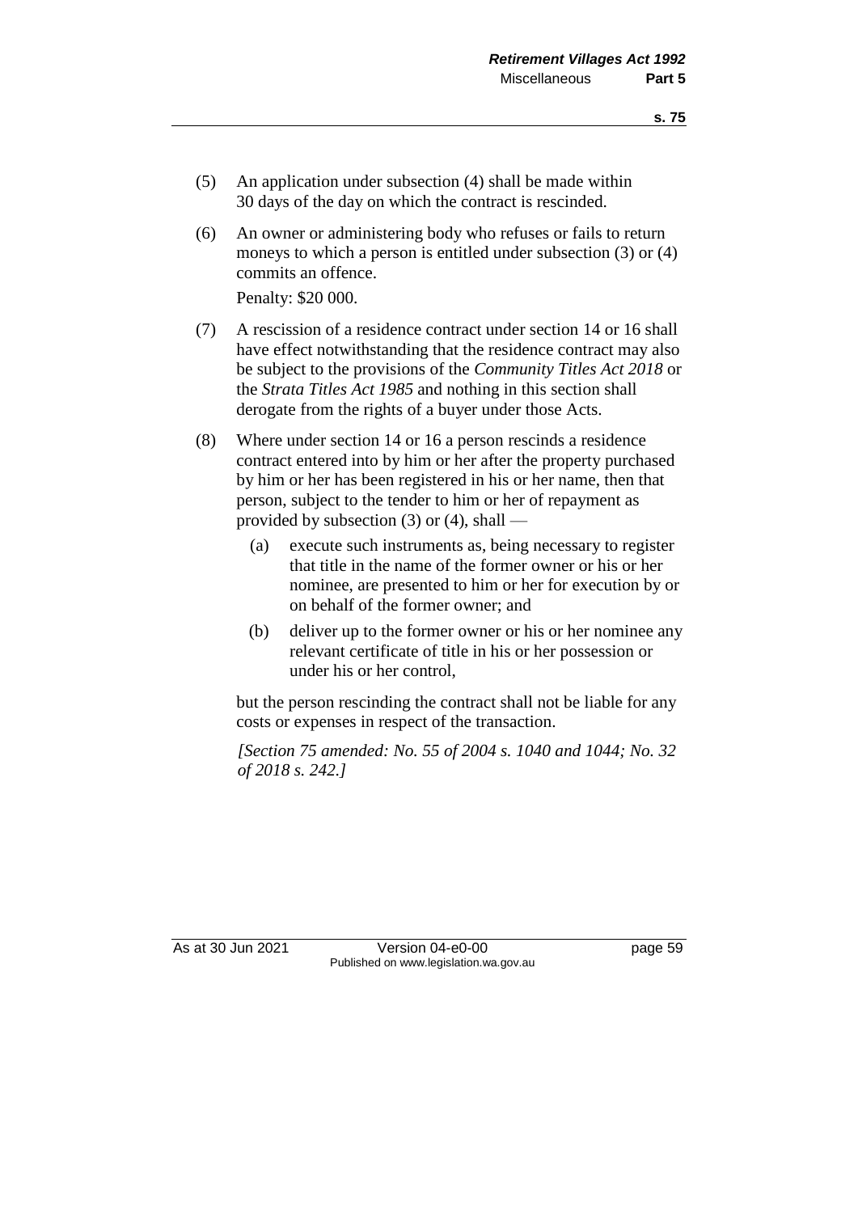(5) An application under subsection (4) shall be made within 30 days of the day on which the contract is rescinded.

(6) An owner or administering body who refuses or fails to return moneys to which a person is entitled under subsection (3) or (4) commits an offence.

Penalty: $20 000.

(7) A rescission of a residence contract under section 14 or 16 shall have effect notwithstanding that the residence contract may also be subject to the provisions of the *Community Titles Act 2018* or the *Strata Titles Act 1985* and nothing in this section shall derogate from the rights of a buyer under those Acts.

(8) Where under section 14 or 16 a person rescinds a residence contract entered into by him or her after the property purchased by him or her has been registered in his or her name, then that person, subject to the tender to him or her of repayment as provided by subsection (3) or (4), shall —

   (a) execute such instruments as, being necessary to register that title in the name of the former owner or his or her nominee, are presented to him or her for execution by or on behalf of the former owner; and

   (b) deliver up to the former owner or his or her nominee any relevant certificate of title in his or her possession or under his or her control,

but the person rescinding the contract shall not be liable for any costs or expenses in respect of the transaction.

*[Section 75 amended: No. 55 of 2004 s. 1040 and 1044; No. 32 of 2018 s. 242.]*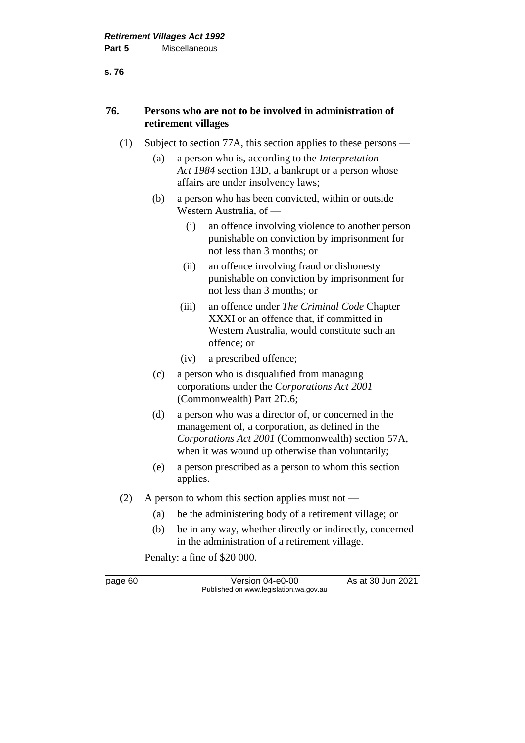## 76. Persons who are not to be involved in administration of retirement villages

(1) Subject to section 77A, this section applies to these persons —

(a) a person who is, according to the *Interpretation Act 1984* section 13D, a bankrupt or a person whose affairs are under insolvency laws;

(b) a person who has been convicted, within or outside Western Australia, of —

(i) an offence involving violence to another person punishable on conviction by imprisonment for not less than 3 months; or

(ii) an offence involving fraud or dishonesty punishable on conviction by imprisonment for not less than 3 months; or

(iii) an offence under *The Criminal Code* Chapter XXXI or an offence that, if committed in Western Australia, would constitute such an offence; or

(iv) a prescribed offence;

(c) a person who is disqualified from managing corporations under the *Corporations Act 2001* (Commonwealth) Part 2D.6;

(d) a person who was a director of, or concerned in the management of, a corporation, as defined in the *Corporations Act 2001* (Commonwealth) section 57A, when it was wound up otherwise than voluntarily;

(e) a person prescribed as a person to whom this section applies.

(2) A person to whom this section applies must not —

(a) be the administering body of a retirement village; or

(b) be in any way, whether directly or indirectly, concerned in the administration of a retirement village.

Penalty: a fine of $20 000.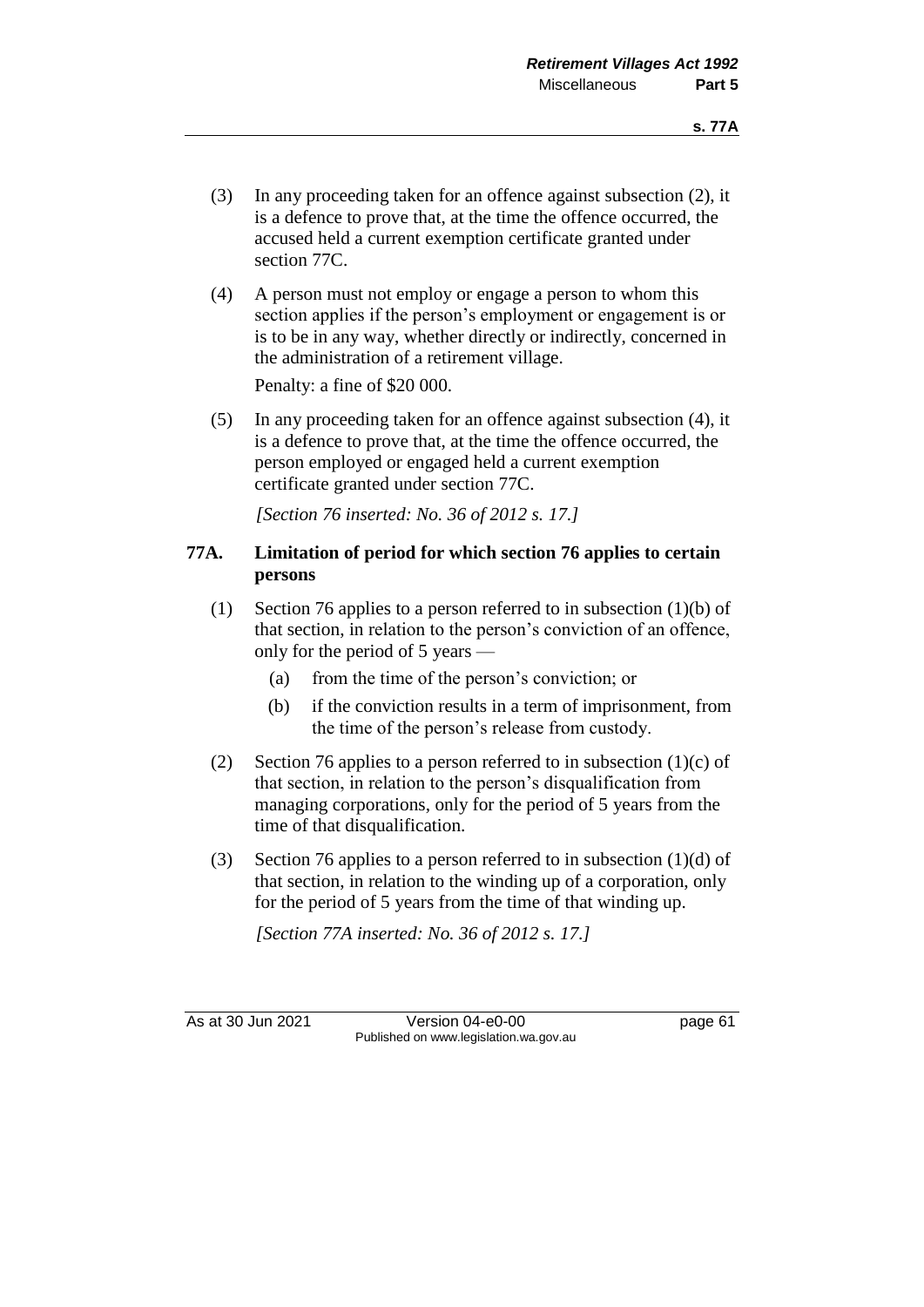(3) In any proceeding taken for an offence against subsection (2), it is a defence to prove that, at the time the offence occurred, the accused held a current exemption certificate granted under section 77C.

(4) A person must not employ or engage a person to whom this section applies if the person's employment or engagement is or is to be in any way, whether directly or indirectly, concerned in the administration of a retirement village.

Penalty: a fine of $20 000.

(5) In any proceeding taken for an offence against subsection (4), it is a defence to prove that, at the time the offence occurred, the person employed or engaged held a current exemption certificate granted under section 77C.

*[Section 76 inserted: No. 36 of 2012 s. 17.]*

### 77A. Limitation of period for which section 76 applies to certain persons

(1) Section 76 applies to a person referred to in subsection (1)(b) of that section, in relation to the person's conviction of an offence, only for the period of 5 years —

- (a) from the time of the person's conviction; or
- (b) if the conviction results in a term of imprisonment, from the time of the person's release from custody.

(2) Section 76 applies to a person referred to in subsection (1)(c) of that section, in relation to the person's disqualification from managing corporations, only for the period of 5 years from the time of that disqualification.

(3) Section 76 applies to a person referred to in subsection (1)(d) of that section, in relation to the winding up of a corporation, only for the period of 5 years from the time of that winding up.

*[Section 77A inserted: No. 36 of 2012 s. 17.]*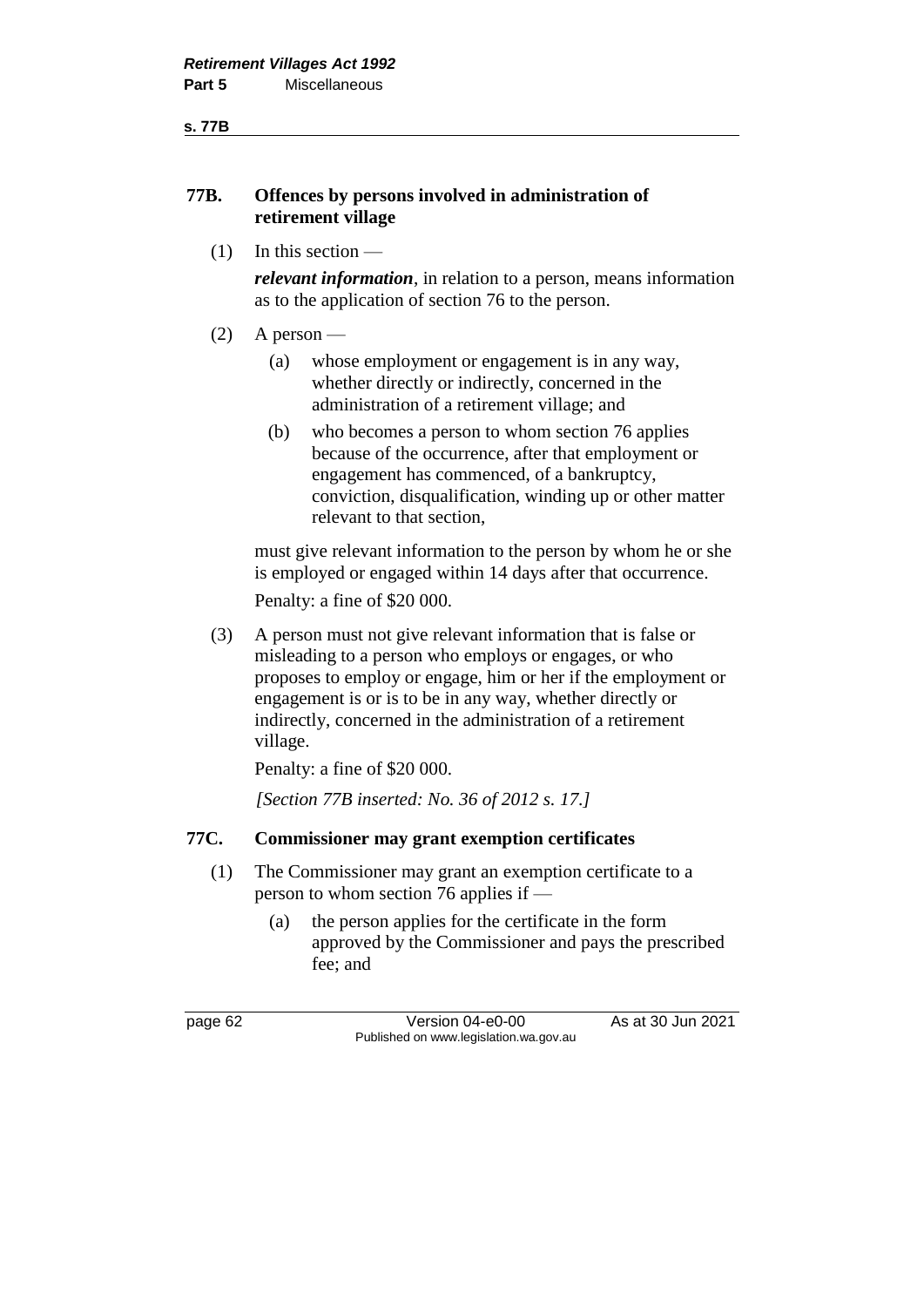## 77B. Offences by persons involved in administration of retirement village

(1) In this section —

***relevant information***, in relation to a person, means information as to the application of section 76 to the person.

(2) A person —

- (a) whose employment or engagement is in any way, whether directly or indirectly, concerned in the administration of a retirement village; and
- (b) who becomes a person to whom section 76 applies because of the occurrence, after that employment or engagement has commenced, of a bankruptcy, conviction, disqualification, winding up or other matter relevant to that section,

must give relevant information to the person by whom he or she is employed or engaged within 14 days after that occurrence.

Penalty: a fine of $20 000.

(3) A person must not give relevant information that is false or misleading to a person who employs or engages, or who proposes to employ or engage, him or her if the employment or engagement is or is to be in any way, whether directly or indirectly, concerned in the administration of a retirement village.

Penalty: a fine of $20 000.

*[Section 77B inserted: No. 36 of 2012 s. 17.]*

## 77C. Commissioner may grant exemption certificates

(1) The Commissioner may grant an exemption certificate to a person to whom section 76 applies if —

- (a) the person applies for the certificate in the form approved by the Commissioner and pays the prescribed fee; and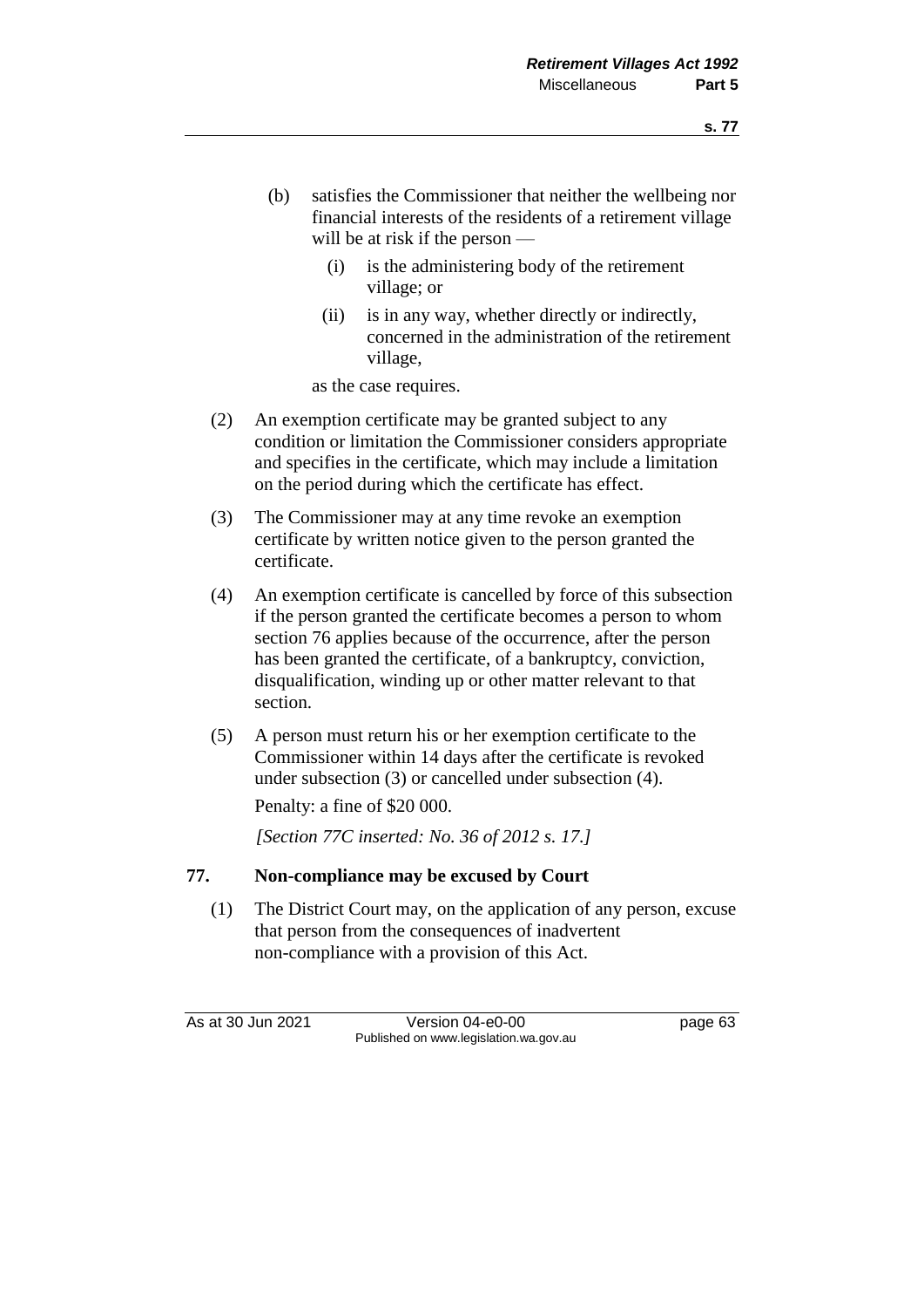(b) satisfies the Commissioner that neither the wellbeing nor financial interests of the residents of a retirement village will be at risk if the person —

  (i) is the administering body of the retirement village; or

  (ii) is in any way, whether directly or indirectly, concerned in the administration of the retirement village,

as the case requires.

(2) An exemption certificate may be granted subject to any condition or limitation the Commissioner considers appropriate and specifies in the certificate, which may include a limitation on the period during which the certificate has effect.

(3) The Commissioner may at any time revoke an exemption certificate by written notice given to the person granted the certificate.

(4) An exemption certificate is cancelled by force of this subsection if the person granted the certificate becomes a person to whom section 76 applies because of the occurrence, after the person has been granted the certificate, of a bankruptcy, conviction, disqualification, winding up or other matter relevant to that section.

(5) A person must return his or her exemption certificate to the Commissioner within 14 days after the certificate is revoked under subsection (3) or cancelled under subsection (4).

Penalty: a fine of $20 000.

*[Section 77C inserted: No. 36 of 2012 s. 17.]*

### 77. Non-compliance may be excused by Court

(1) The District Court may, on the application of any person, excuse that person from the consequences of inadvertent non-compliance with a provision of this Act.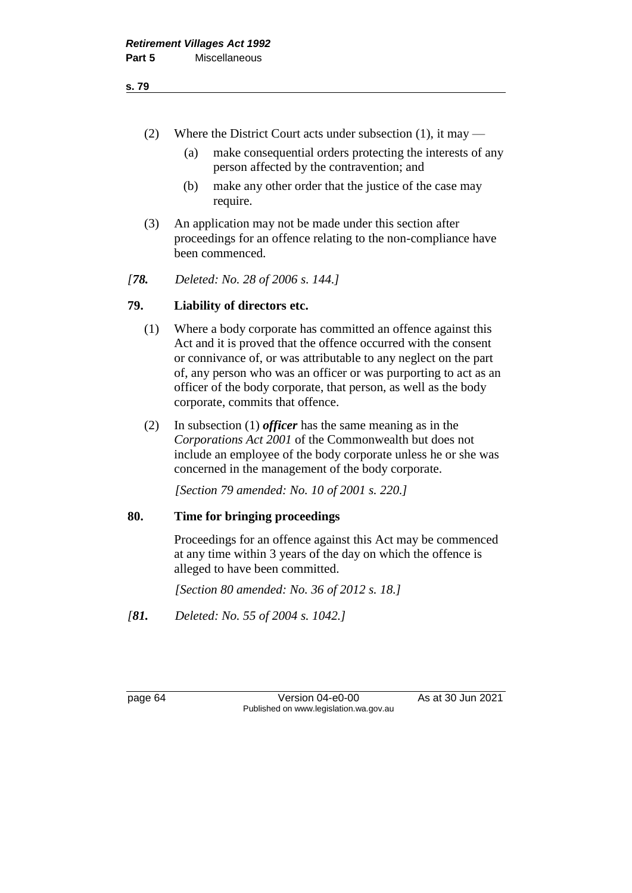(2) Where the District Court acts under subsection (1), it may —

(a) make consequential orders protecting the interests of any person affected by the contravention; and

(b) make any other order that the justice of the case may require.

(3) An application may not be made under this section after proceedings for an offence relating to the non-compliance have been commenced.

*[**78.** Deleted: No. 28 of 2006 s. 144.]*

## 79. Liability of directors etc.

(1) Where a body corporate has committed an offence against this Act and it is proved that the offence occurred with the consent or connivance of, or was attributable to any neglect on the part of, any person who was an officer or was purporting to act as an officer of the body corporate, that person, as well as the body corporate, commits that offence.

(2) In subsection (1) ***officer*** has the same meaning as in the *Corporations Act 2001* of the Commonwealth but does not include an employee of the body corporate unless he or she was concerned in the management of the body corporate.

*[Section 79 amended: No. 10 of 2001 s. 220.]*

## 80. Time for bringing proceedings

Proceedings for an offence against this Act may be commenced at any time within 3 years of the day on which the offence is alleged to have been committed.

*[Section 80 amended: No. 36 of 2012 s. 18.]*

*[**81.** Deleted: No. 55 of 2004 s. 1042.]*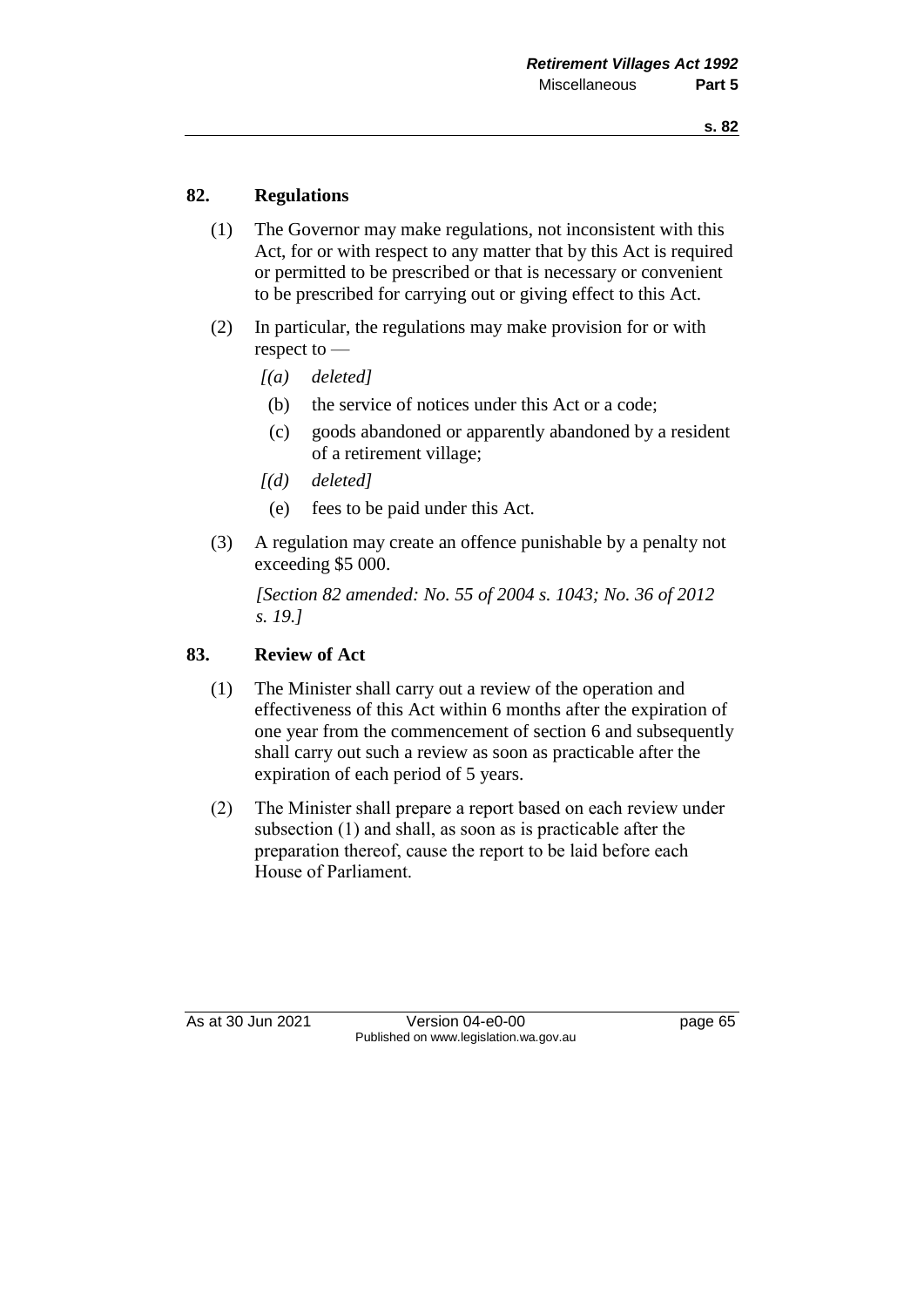## 82. Regulations

(1) The Governor may make regulations, not inconsistent with this Act, for or with respect to any matter that by this Act is required or permitted to be prescribed or that is necessary or convenient to be prescribed for carrying out or giving effect to this Act.

(2) In particular, the regulations may make provision for or with respect to —

*[(a) deleted]*

(b) the service of notices under this Act or a code;

(c) goods abandoned or apparently abandoned by a resident of a retirement village;

*[(d) deleted]*

(e) fees to be paid under this Act.

(3) A regulation may create an offence punishable by a penalty not exceeding $5 000.

*[Section 82 amended: No. 55 of 2004 s. 1043; No. 36 of 2012 s. 19.]*

## 83. Review of Act

(1) The Minister shall carry out a review of the operation and effectiveness of this Act within 6 months after the expiration of one year from the commencement of section 6 and subsequently shall carry out such a review as soon as practicable after the expiration of each period of 5 years.

(2) The Minister shall prepare a report based on each review under subsection (1) and shall, as soon as is practicable after the preparation thereof, cause the report to be laid before each House of Parliament.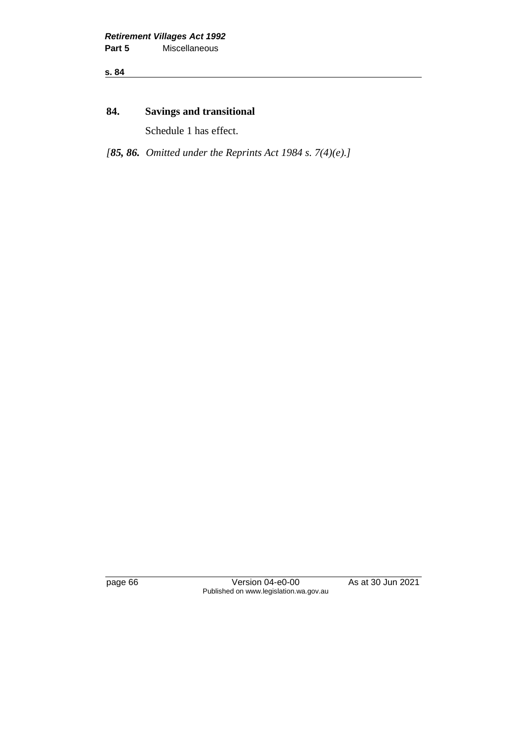## 84. Savings and transitional

Schedule 1 has effect.

*[**85, 86.** Omitted under the Reprints Act 1984 s. 7(4)(e).]*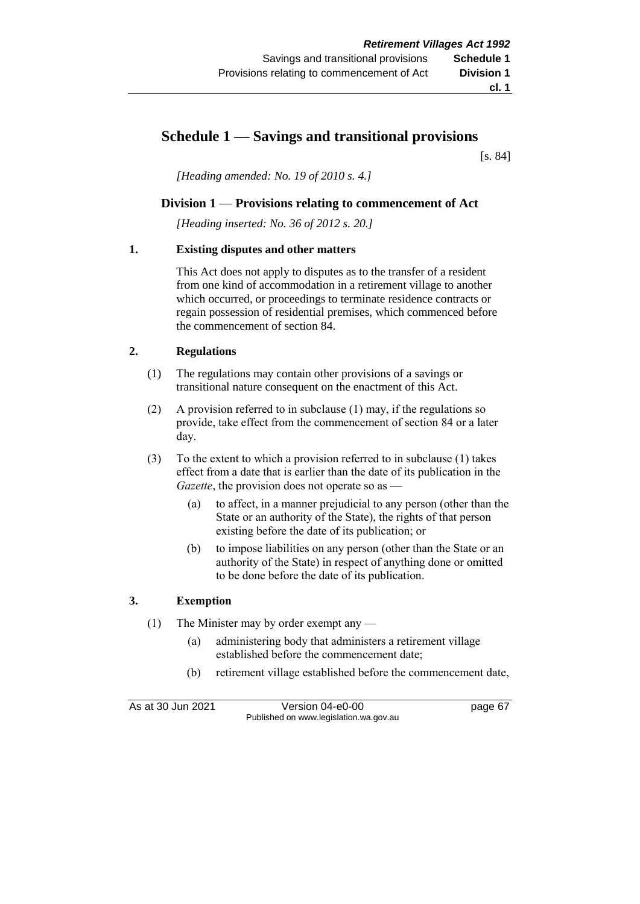# Schedule 1 — Savings and transitional provisions

[s. 84]

*[Heading amended: No. 19 of 2010 s. 4.]*

## Division 1 — Provisions relating to commencement of Act

*[Heading inserted: No. 36 of 2012 s. 20.]*

### 1. Existing disputes and other matters

This Act does not apply to disputes as to the transfer of a resident from one kind of accommodation in a retirement village to another which occurred, or proceedings to terminate residence contracts or regain possession of residential premises, which commenced before the commencement of section 84.

### 2. Regulations

(1) The regulations may contain other provisions of a savings or transitional nature consequent on the enactment of this Act.

(2) A provision referred to in subclause (1) may, if the regulations so provide, take effect from the commencement of section 84 or a later day.

(3) To the extent to which a provision referred to in subclause (1) takes effect from a date that is earlier than the date of its publication in the *Gazette*, the provision does not operate so as —

- (a) to affect, in a manner prejudicial to any person (other than the State or an authority of the State), the rights of that person existing before the date of its publication; or
- (b) to impose liabilities on any person (other than the State or an authority of the State) in respect of anything done or omitted to be done before the date of its publication.

### 3. Exemption

(1) The Minister may by order exempt any —

- (a) administering body that administers a retirement village established before the commencement date;
- (b) retirement village established before the commencement date,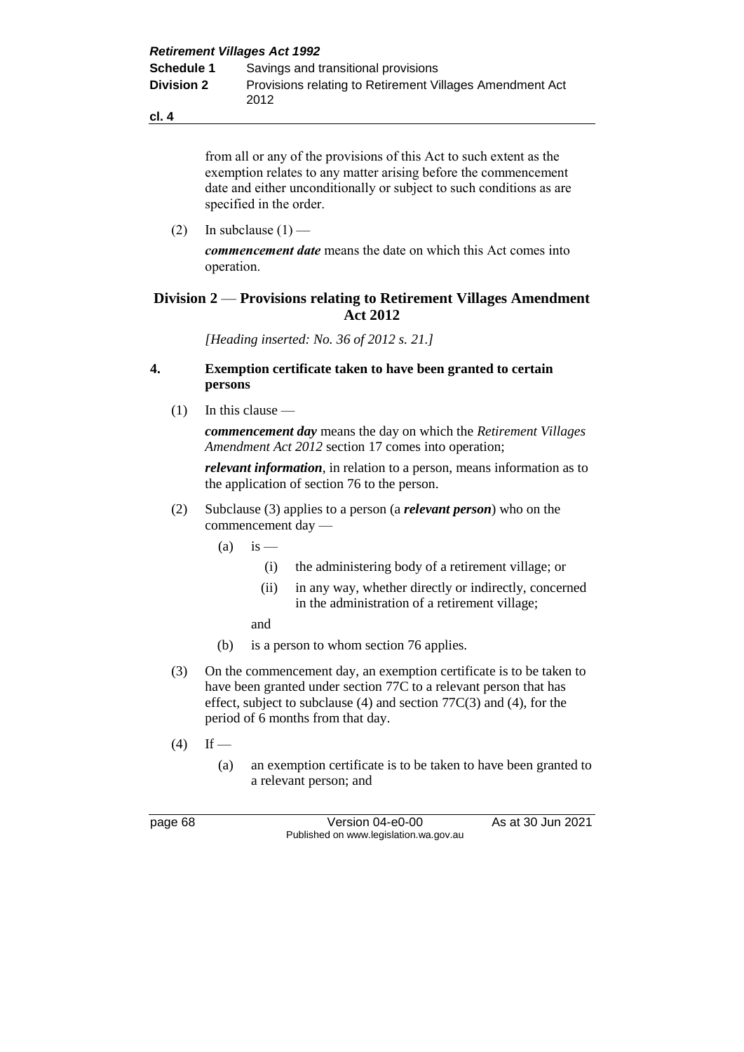from all or any of the provisions of this Act to such extent as the exemption relates to any matter arising before the commencement date and either unconditionally or subject to such conditions as are specified in the order.

(2) In subclause (1) —

***commencement date*** means the date on which this Act comes into operation.

## Division 2 — Provisions relating to Retirement Villages Amendment Act 2012

*[Heading inserted: No. 36 of 2012 s. 21.]*

### 4. Exemption certificate taken to have been granted to certain persons

(1) In this clause —

***commencement day*** means the day on which the *Retirement Villages Amendment Act 2012* section 17 comes into operation;

***relevant information***, in relation to a person, means information as to the application of section 76 to the person.

(2) Subclause (3) applies to a person (a ***relevant person***) who on the commencement day —

- (a) is —
  - (i) the administering body of a retirement village; or
  - (ii) in any way, whether directly or indirectly, concerned in the administration of a retirement village;

  and
- (b) is a person to whom section 76 applies.

(3) On the commencement day, an exemption certificate is to be taken to have been granted under section 77C to a relevant person that has effect, subject to subclause (4) and section 77C(3) and (4), for the period of 6 months from that day.

(4) If —

- (a) an exemption certificate is to be taken to have been granted to a relevant person; and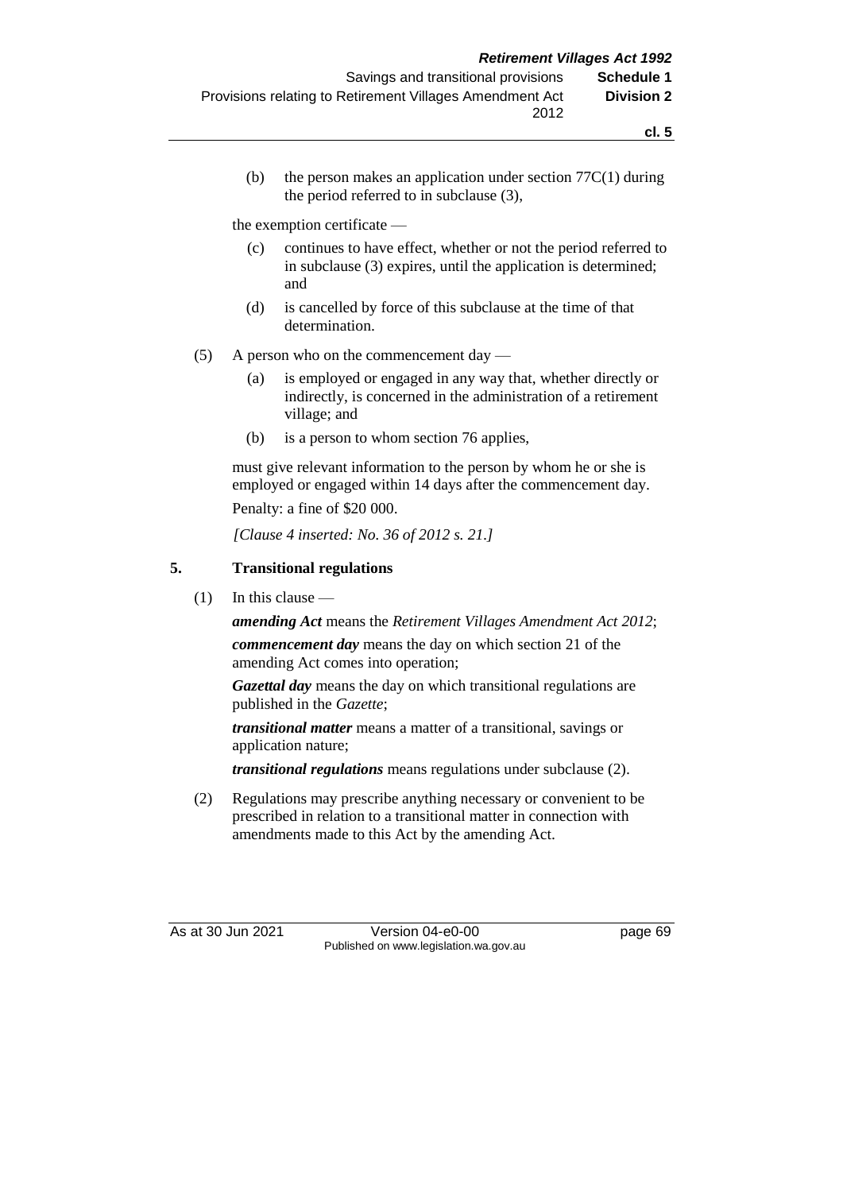(b) the person makes an application under section 77C(1) during the period referred to in subclause (3),

the exemption certificate —

(c) continues to have effect, whether or not the period referred to in subclause (3) expires, until the application is determined; and

(d) is cancelled by force of this subclause at the time of that determination.

(5) A person who on the commencement day —

(a) is employed or engaged in any way that, whether directly or indirectly, is concerned in the administration of a retirement village; and

(b) is a person to whom section 76 applies,

must give relevant information to the person by whom he or she is employed or engaged within 14 days after the commencement day.

Penalty: a fine of $20 000.

*[Clause 4 inserted: No. 36 of 2012 s. 21.]*

## 5. Transitional regulations

(1) In this clause —

***amending Act*** means the *Retirement Villages Amendment Act 2012*;

***commencement day*** means the day on which section 21 of the amending Act comes into operation;

***Gazettal day*** means the day on which transitional regulations are published in the *Gazette*;

***transitional matter*** means a matter of a transitional, savings or application nature;

***transitional regulations*** means regulations under subclause (2).

(2) Regulations may prescribe anything necessary or convenient to be prescribed in relation to a transitional matter in connection with amendments made to this Act by the amending Act.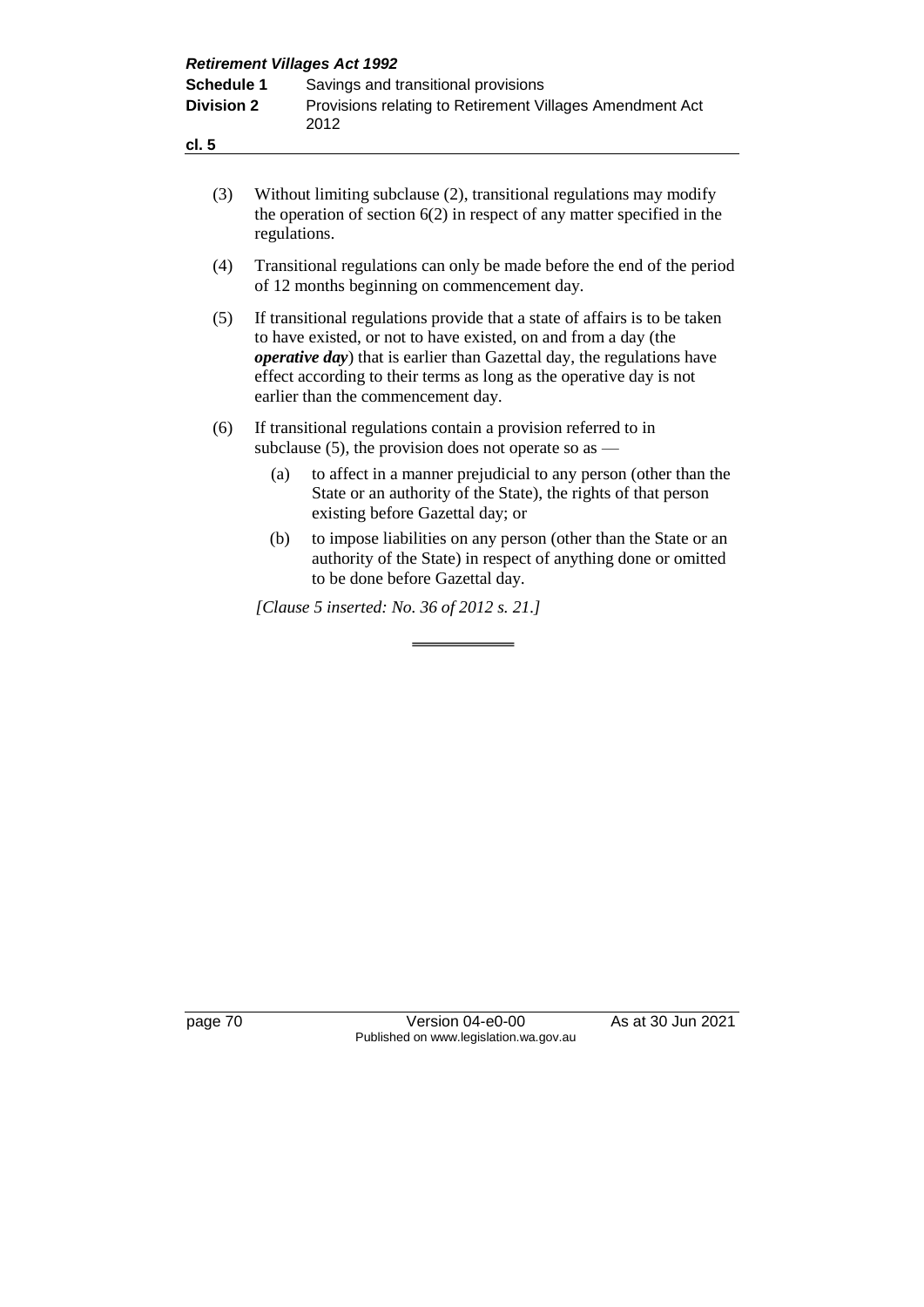(3) Without limiting subclause (2), transitional regulations may modify the operation of section 6(2) in respect of any matter specified in the regulations.

(4) Transitional regulations can only be made before the end of the period of 12 months beginning on commencement day.

(5) If transitional regulations provide that a state of affairs is to be taken to have existed, or not to have existed, on and from a day (the ***operative day***) that is earlier than Gazettal day, the regulations have effect according to their terms as long as the operative day is not earlier than the commencement day.

(6) If transitional regulations contain a provision referred to in subclause (5), the provision does not operate so as —

 (a) to affect in a manner prejudicial to any person (other than the State or an authority of the State), the rights of that person existing before Gazettal day; or

 (b) to impose liabilities on any person (other than the State or an authority of the State) in respect of anything done or omitted to be done before Gazettal day.

*[Clause 5 inserted: No. 36 of 2012 s. 21.]*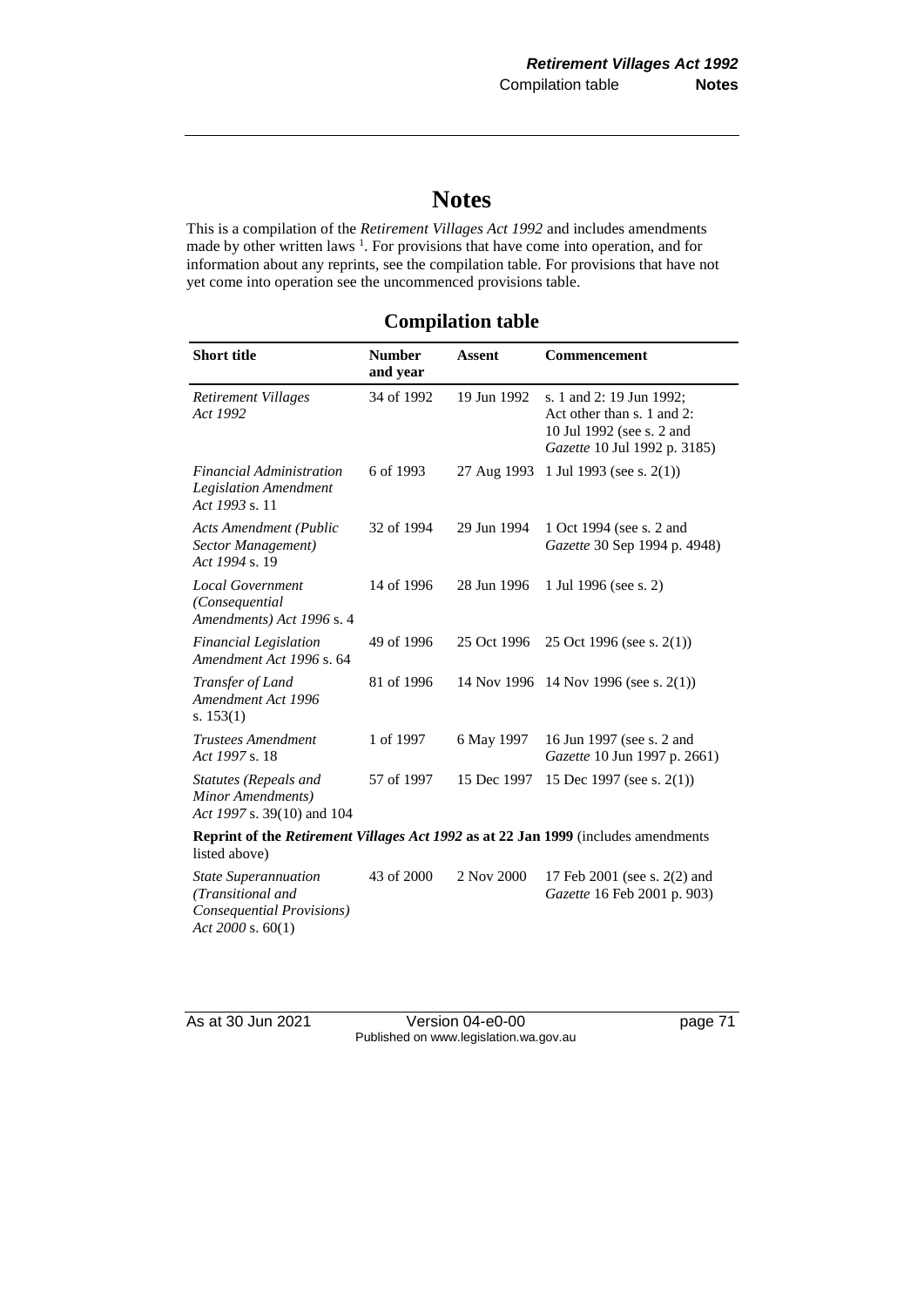# Notes

This is a compilation of the *Retirement Villages Act 1992* and includes amendments made by other written laws [1]. For provisions that have come into operation, and for information about any reprints, see the compilation table. For provisions that have not yet come into operation see the uncommenced provisions table.

## Compilation table

| Short title | Number and year | Assent | Commencement |
|---|---|---|---|
| *Retirement Villages Act 1992* | 34 of 1992 | 19 Jun 1992 | s. 1 and 2: 19 Jun 1992; Act other than s. 1 and 2: 10 Jul 1992 (see s. 2 and *Gazette* 10 Jul 1992 p. 3185) |
| *Financial Administration Legislation Amendment Act 1993* s. 11 | 6 of 1993 | 27 Aug 1993 | 1 Jul 1993 (see s. 2(1)) |
| *Acts Amendment (Public Sector Management) Act 1994* s. 19 | 32 of 1994 | 29 Jun 1994 | 1 Oct 1994 (see s. 2 and *Gazette* 30 Sep 1994 p. 4948) |
| *Local Government (Consequential Amendments) Act 1996* s. 4 | 14 of 1996 | 28 Jun 1996 | 1 Jul 1996 (see s. 2) |
| *Financial Legislation Amendment Act 1996* s. 64 | 49 of 1996 | 25 Oct 1996 | 25 Oct 1996 (see s. 2(1)) |
| *Transfer of Land Amendment Act 1996* s. 153(1) | 81 of 1996 | 14 Nov 1996 | 14 Nov 1996 (see s. 2(1)) |
| *Trustees Amendment Act 1997* s. 18 | 1 of 1997 | 6 May 1997 | 16 Jun 1997 (see s. 2 and *Gazette* 10 Jun 1997 p. 2661) |
| *Statutes (Repeals and Minor Amendments) Act 1997* s. 39(10) and 104 | 57 of 1997 | 15 Dec 1997 | 15 Dec 1997 (see s. 2(1)) |
| **Reprint of the *Retirement Villages Act 1992* as at 22 Jan 1999** (includes amendments listed above) | | | |
| *State Superannuation (Transitional and Consequential Provisions) Act 2000* s. 60(1) | 43 of 2000 | 2 Nov 2000 | 17 Feb 2001 (see s. 2(2) and *Gazette* 16 Feb 2001 p. 903) |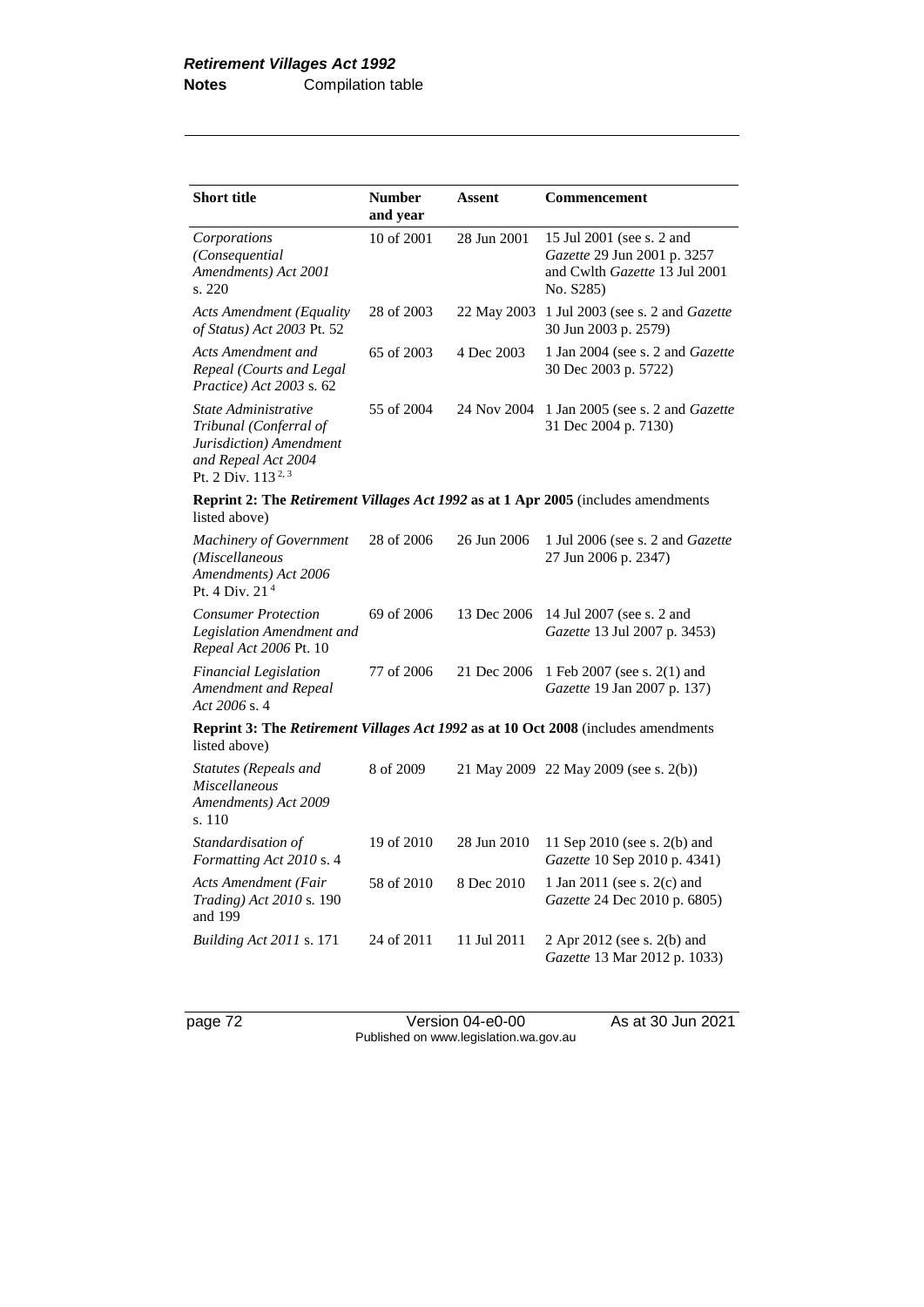| Short title | Number and year | Assent | Commencement |
|---|---|---|---|
| *Corporations (Consequential Amendments) Act 2001* s. 220 | 10 of 2001 | 28 Jun 2001 | 15 Jul 2001 (see s. 2 and *Gazette* 29 Jun 2001 p. 3257 and Cwlth *Gazette* 13 Jul 2001 No. S285) |
| *Acts Amendment (Equality of Status) Act 2003* Pt. 52 | 28 of 2003 | 22 May 2003 | 1 Jul 2003 (see s. 2 and *Gazette* 30 Jun 2003 p. 2579) |
| *Acts Amendment and Repeal (Courts and Legal Practice) Act 2003* s. 62 | 65 of 2003 | 4 Dec 2003 | 1 Jan 2004 (see s. 2 and *Gazette* 30 Dec 2003 p. 5722) |
| *State Administrative Tribunal (Conferral of Jurisdiction) Amendment and Repeal Act 2004* Pt. 2 Div. 113 [2, 3] | 55 of 2004 | 24 Nov 2004 | 1 Jan 2005 (see s. 2 and *Gazette* 31 Dec 2004 p. 7130) |
| **Reprint 2: The *Retirement Villages Act 1992* as at 1 Apr 2005** (includes amendments listed above) | | | |
| *Machinery of Government (Miscellaneous Amendments) Act 2006* Pt. 4 Div. 21 [4] | 28 of 2006 | 26 Jun 2006 | 1 Jul 2006 (see s. 2 and *Gazette* 27 Jun 2006 p. 2347) |
| *Consumer Protection Legislation Amendment and Repeal Act 2006* Pt. 10 | 69 of 2006 | 13 Dec 2006 | 14 Jul 2007 (see s. 2 and *Gazette* 13 Jul 2007 p. 3453) |
| *Financial Legislation Amendment and Repeal Act 2006* s. 4 | 77 of 2006 | 21 Dec 2006 | 1 Feb 2007 (see s. 2(1) and *Gazette* 19 Jan 2007 p. 137) |
| **Reprint 3: The *Retirement Villages Act 1992* as at 10 Oct 2008** (includes amendments listed above) | | | |
| *Statutes (Repeals and Miscellaneous Amendments) Act 2009* s. 110 | 8 of 2009 | 21 May 2009 | 22 May 2009 (see s. 2(b)) |
| *Standardisation of Formatting Act 2010* s. 4 | 19 of 2010 | 28 Jun 2010 | 11 Sep 2010 (see s. 2(b) and *Gazette* 10 Sep 2010 p. 4341) |
| *Acts Amendment (Fair Trading) Act 2010* s. 190 and 199 | 58 of 2010 | 8 Dec 2010 | 1 Jan 2011 (see s. 2(c) and *Gazette* 24 Dec 2010 p. 6805) |
| *Building Act 2011* s. 171 | 24 of 2011 | 11 Jul 2011 | 2 Apr 2012 (see s. 2(b) and *Gazette* 13 Mar 2012 p. 1033) |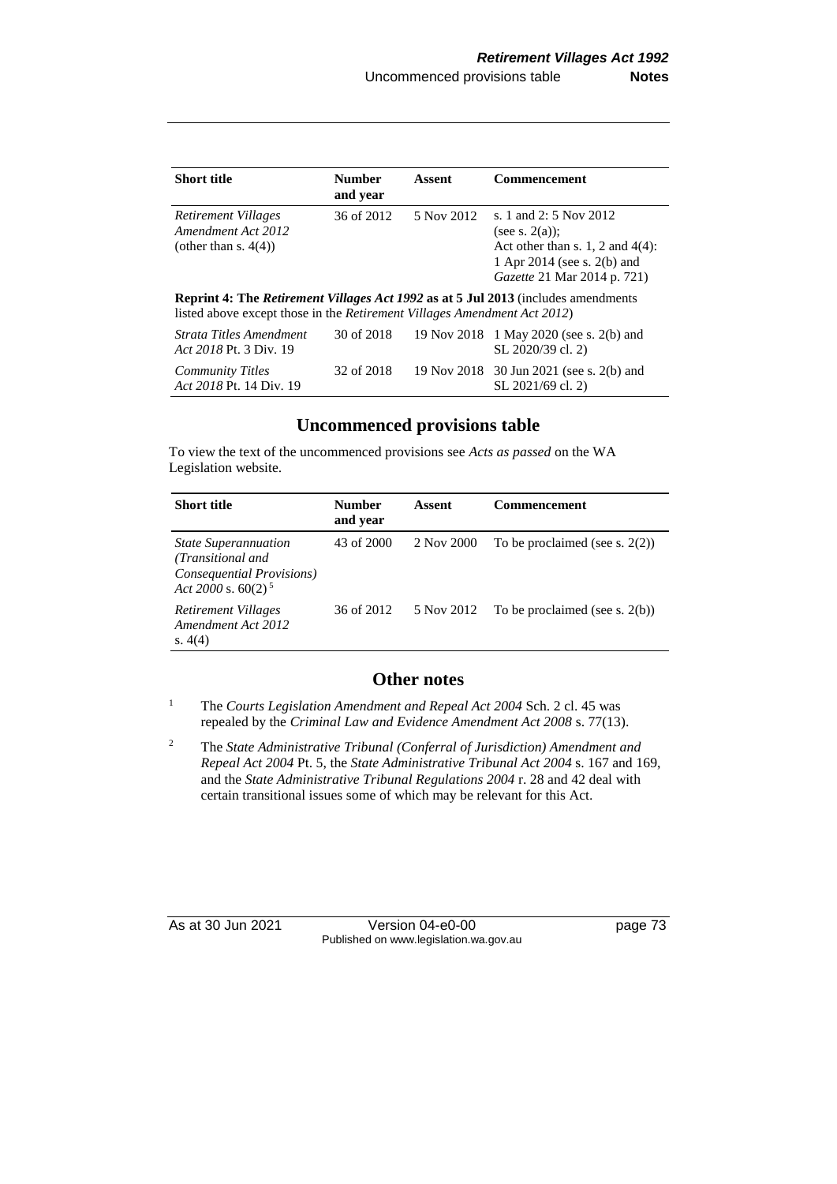| Short title | Number and year | Assent | Commencement |
|---|---|---|---|
| *Retirement Villages Amendment Act 2012* (other than s. 4(4)) | 36 of 2012 | 5 Nov 2012 | s. 1 and 2: 5 Nov 2012 (see s. 2(a)); Act other than s. 1, 2 and 4(4): 1 Apr 2014 (see s. 2(b) and *Gazette* 21 Mar 2014 p. 721) |
| **Reprint 4: The *Retirement Villages Act 1992* as at 5 Jul 2013** (includes amendments listed above except those in the *Retirement Villages Amendment Act 2012*) | | | |
| *Strata Titles Amendment Act 2018* Pt. 3 Div. 19 | 30 of 2018 | 19 Nov 2018 | 1 May 2020 (see s. 2(b) and SL 2020/39 cl. 2) |
| *Community Titles Act 2018* Pt. 14 Div. 19 | 32 of 2018 | 19 Nov 2018 | 30 Jun 2021 (see s. 2(b) and SL 2021/69 cl. 2) |

## Uncommenced provisions table

To view the text of the uncommenced provisions see *Acts as passed* on the WA Legislation website.

| Short title | Number and year | Assent | Commencement |
|---|---|---|---|
| *State Superannuation (Transitional and Consequential Provisions) Act 2000* s. 60(2) [5] | 43 of 2000 | 2 Nov 2000 | To be proclaimed (see s. 2(2)) |
| *Retirement Villages Amendment Act 2012* s. 4(4) | 36 of 2012 | 5 Nov 2012 | To be proclaimed (see s. 2(b)) |

## Other notes

[1] The *Courts Legislation Amendment and Repeal Act 2004* Sch. 2 cl. 45 was repealed by the *Criminal Law and Evidence Amendment Act 2008* s. 77(13).

[2] The *State Administrative Tribunal (Conferral of Jurisdiction) Amendment and Repeal Act 2004* Pt. 5, the *State Administrative Tribunal Act 2004* s. 167 and 169, and the *State Administrative Tribunal Regulations 2004* r. 28 and 42 deal with certain transitional issues some of which may be relevant for this Act.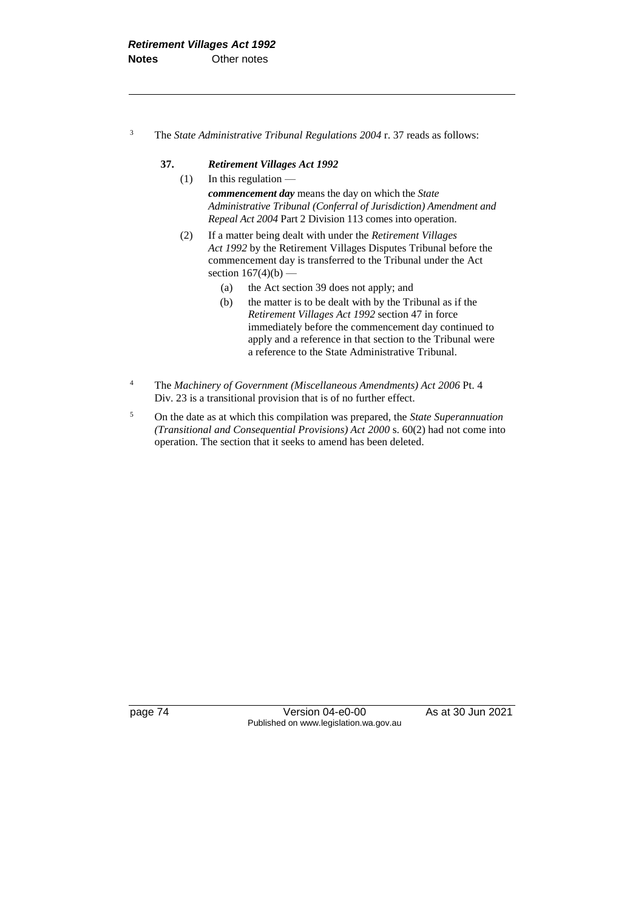[3] The *State Administrative Tribunal Regulations 2004* r. 37 reads as follows:

**37. *Retirement Villages Act 1992***

(1) In this regulation —

***commencement day*** means the day on which the *State Administrative Tribunal (Conferral of Jurisdiction) Amendment and Repeal Act 2004* Part 2 Division 113 comes into operation.

(2) If a matter being dealt with under the *Retirement Villages Act 1992* by the Retirement Villages Disputes Tribunal before the commencement day is transferred to the Tribunal under the Act section 167(4)(b) —

(a) the Act section 39 does not apply; and

(b) the matter is to be dealt with by the Tribunal as if the *Retirement Villages Act 1992* section 47 in force immediately before the commencement day continued to apply and a reference in that section to the Tribunal were a reference to the State Administrative Tribunal.

[4] The *Machinery of Government (Miscellaneous Amendments) Act 2006* Pt. 4 Div. 23 is a transitional provision that is of no further effect.

[5] On the date as at which this compilation was prepared, the *State Superannuation (Transitional and Consequential Provisions) Act 2000* s. 60(2) had not come into operation. The section that it seeks to amend has been deleted.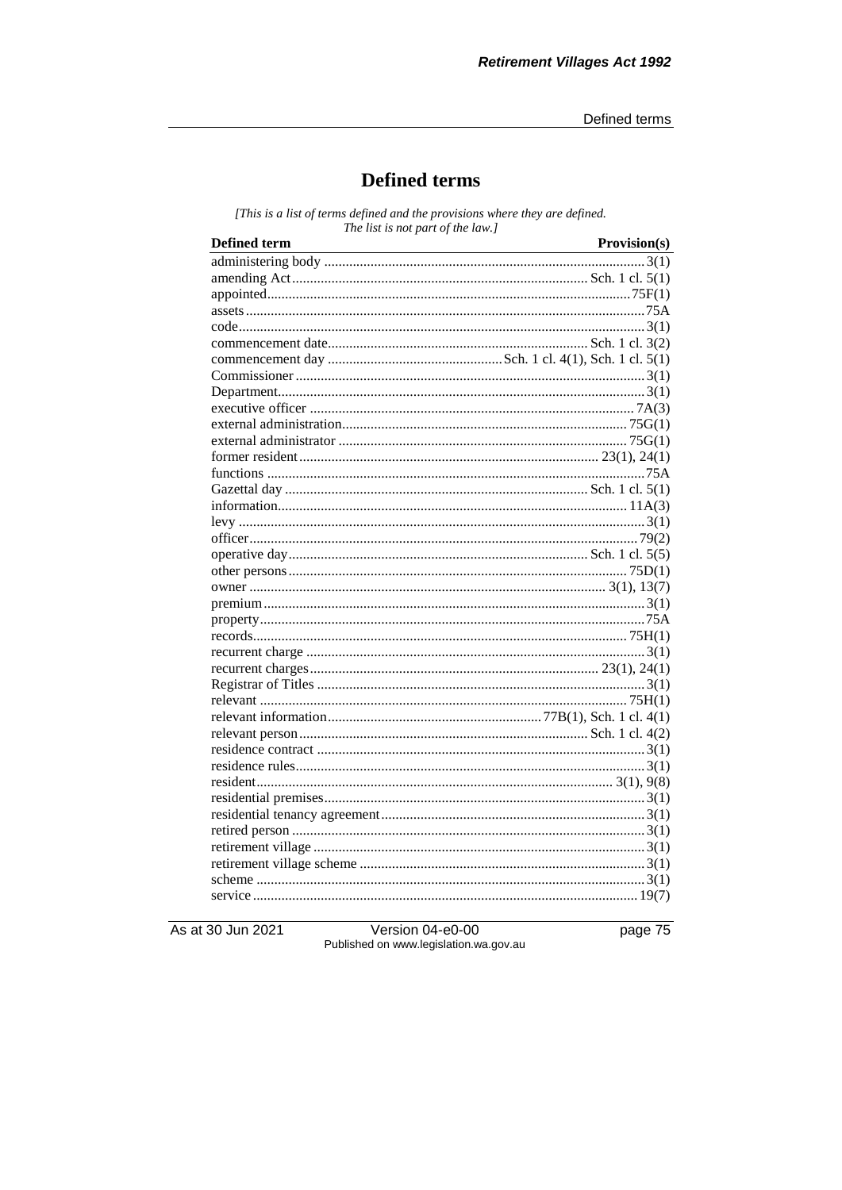# Defined terms

*[This is a list of terms defined and the provisions where they are defined. The list is not part of the law.]*

| Defined term | Provision(s) |
|---|---|
| administering body | 3(1) |
| amending Act | Sch. 1 cl. 5(1) |
| appointed | 75F(1) |
| assets | 75A |
| code | 3(1) |
| commencement date | Sch. 1 cl. 3(2) |
| commencement day | Sch. 1 cl. 4(1), Sch. 1 cl. 5(1) |
| Commissioner | 3(1) |
| Department | 3(1) |
| executive officer | 7A(3) |
| external administration | 75G(1) |
| external administrator | 75G(1) |
| former resident | 23(1), 24(1) |
| functions | 75A |
| Gazettal day | Sch. 1 cl. 5(1) |
| information | 11A(3) |
| levy | 3(1) |
| officer | 79(2) |
| operative day | Sch. 1 cl. 5(5) |
| other persons | 75D(1) |
| owner | 3(1), 13(7) |
| premium | 3(1) |
| property | 75A |
| records | 75H(1) |
| recurrent charge | 3(1) |
| recurrent charges | 23(1), 24(1) |
| Registrar of Titles | 3(1) |
| relevant | 75H(1) |
| relevant information | 77B(1), Sch. 1 cl. 4(1) |
| relevant person | Sch. 1 cl. 4(2) |
| residence contract | 3(1) |
| residence rules | 3(1) |
| resident | 3(1), 9(8) |
| residential premises | 3(1) |
| residential tenancy agreement | 3(1) |
| retired person | 3(1) |
| retirement village | 3(1) |
| retirement village scheme | 3(1) |
| scheme | 3(1) |
| service | 19(7) |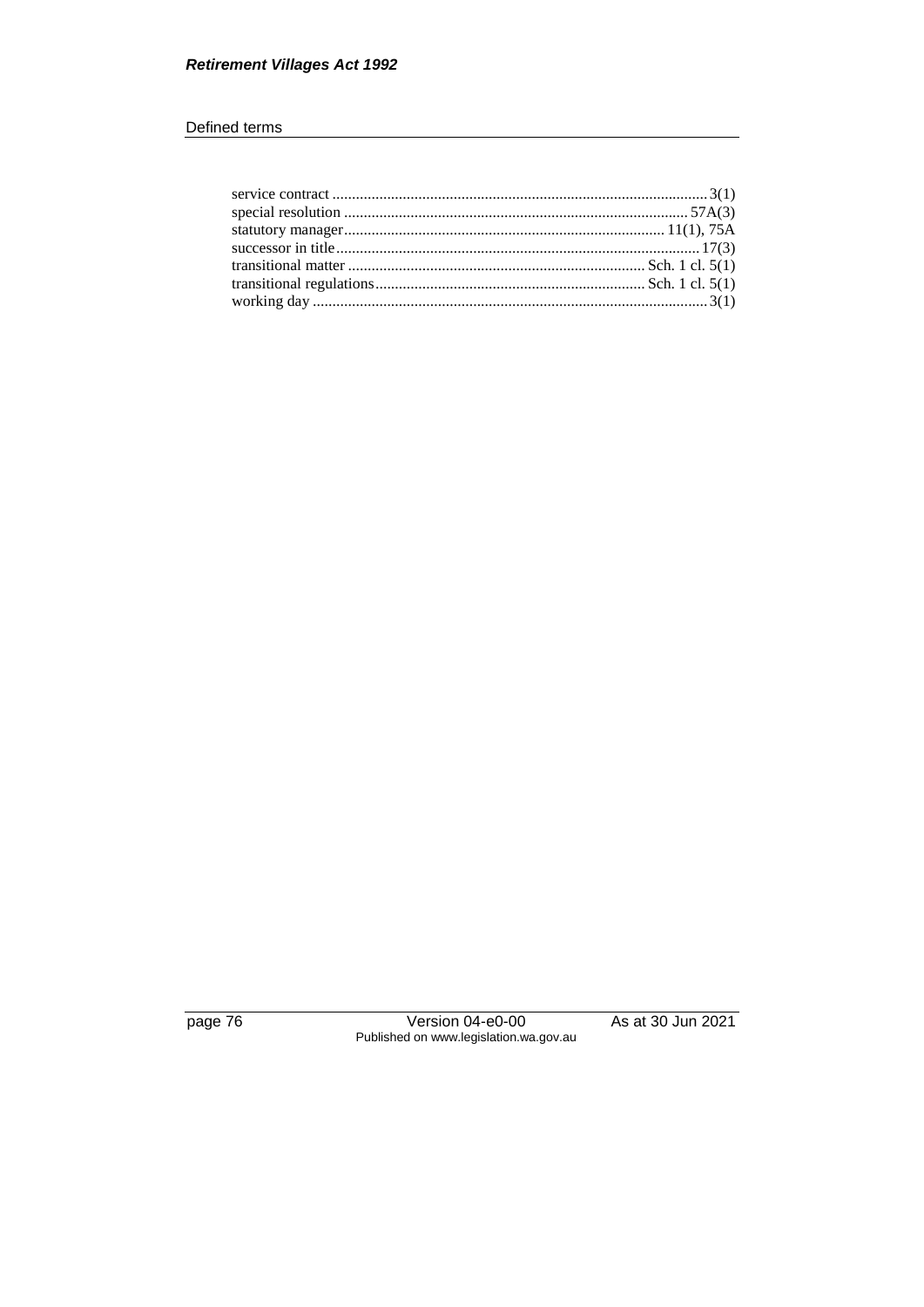service contract ........................................................................................... 3(1)
special resolution ....................................................................................... 57A(3)
statutory manager................................................................................ 11(1), 75A
successor in title............................................................................................ 17(3)
transitional matter .......................................................................... Sch. 1 cl. 5(1)
transitional regulations.................................................................... Sch. 1 cl. 5(1)
working day .................................................................................................... 3(1)